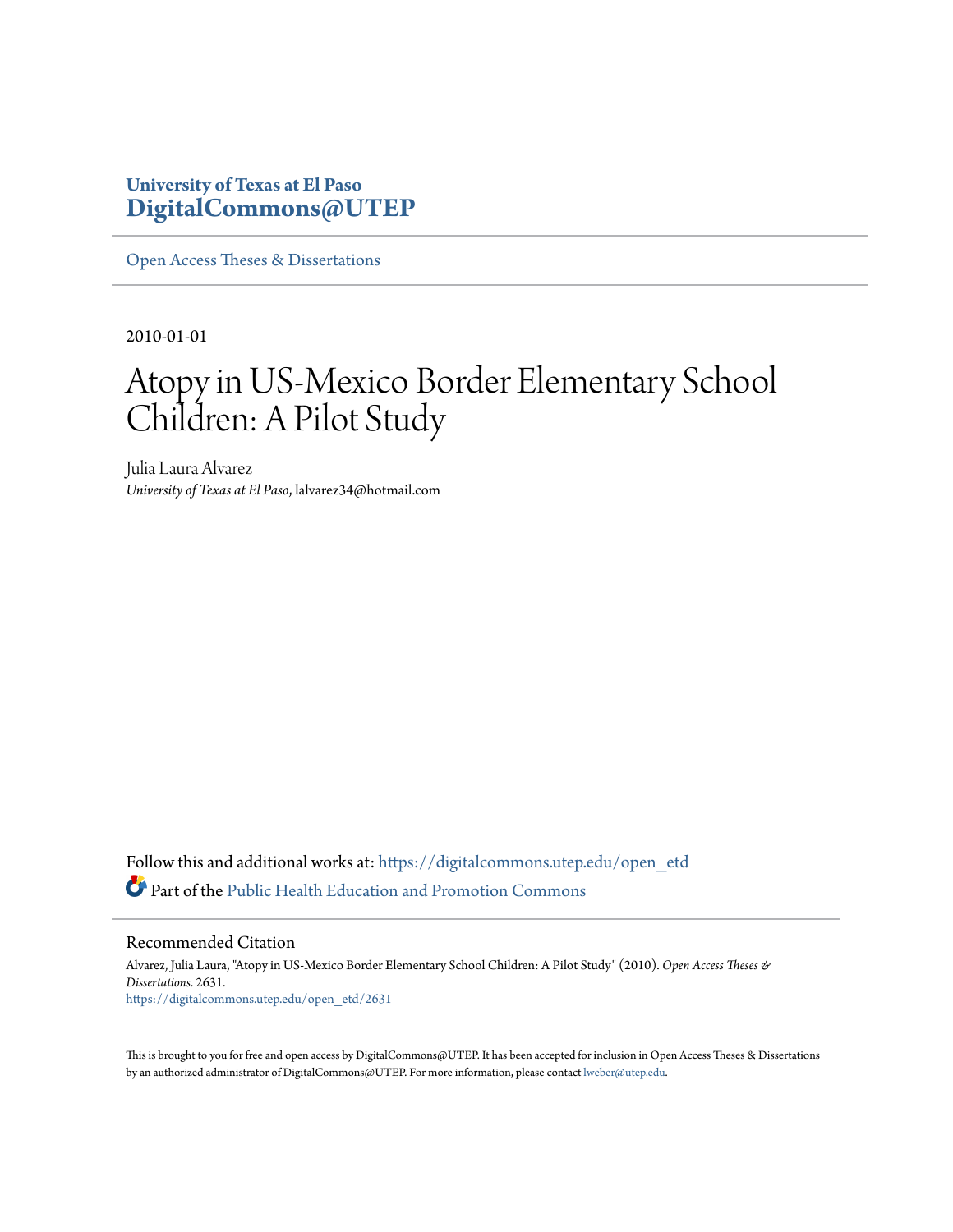**University of Texas at El Paso**
**DigitalCommons@UTEP**

Open Access Theses & Dissertations

2010-01-01

# Atopy in US-Mexico Border Elementary School Children: A Pilot Study

Julia Laura Alvarez
*University of Texas at El Paso*, lalvarez34@hotmail.com

Follow this and additional works at: https://digitalcommons.utep.edu/open_etd

Part of the Public Health Education and Promotion Commons

## Recommended Citation

Alvarez, Julia Laura, "Atopy in US-Mexico Border Elementary School Children: A Pilot Study" (2010). *Open Access Theses & Dissertations*. 2631.
https://digitalcommons.utep.edu/open_etd/2631

This is brought to you for free and open access by DigitalCommons@UTEP. It has been accepted for inclusion in Open Access Theses & Dissertations by an authorized administrator of DigitalCommons@UTEP. For more information, please contact lweber@utep.edu.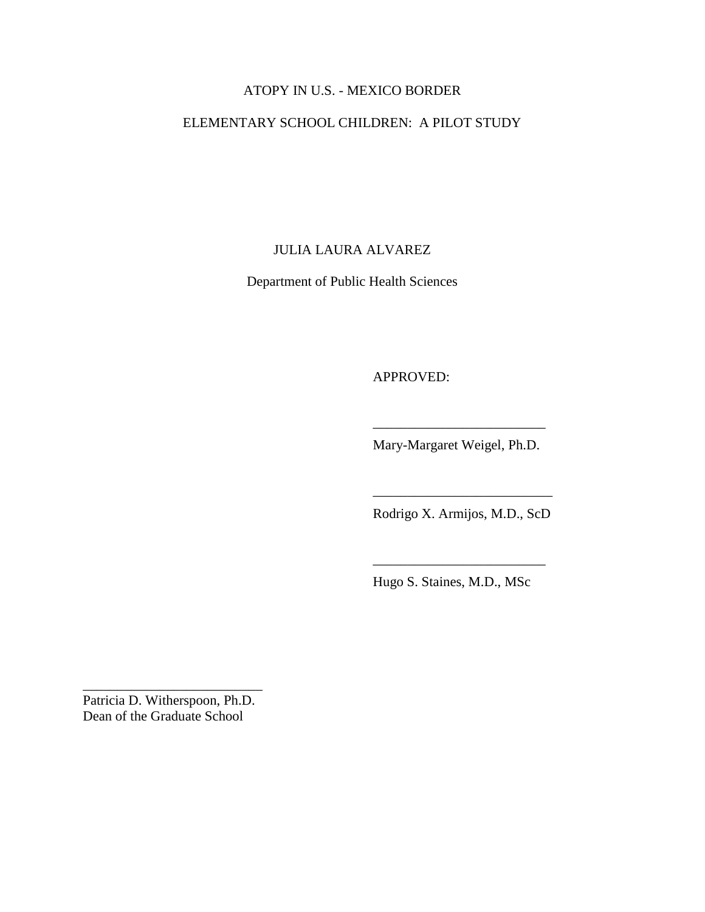ATOPY IN U.S. - MEXICO BORDER

ELEMENTARY SCHOOL CHILDREN: A PILOT STUDY

JULIA LAURA ALVAREZ

Department of Public Health Sciences

APPROVED:

_________________________
Mary-Margaret Weigel, Ph.D.

_________________________
Rodrigo X. Armijos, M.D., ScD

_________________________
Hugo S. Staines, M.D., MSc

_________________________
Patricia D. Witherspoon, Ph.D.
Dean of the Graduate School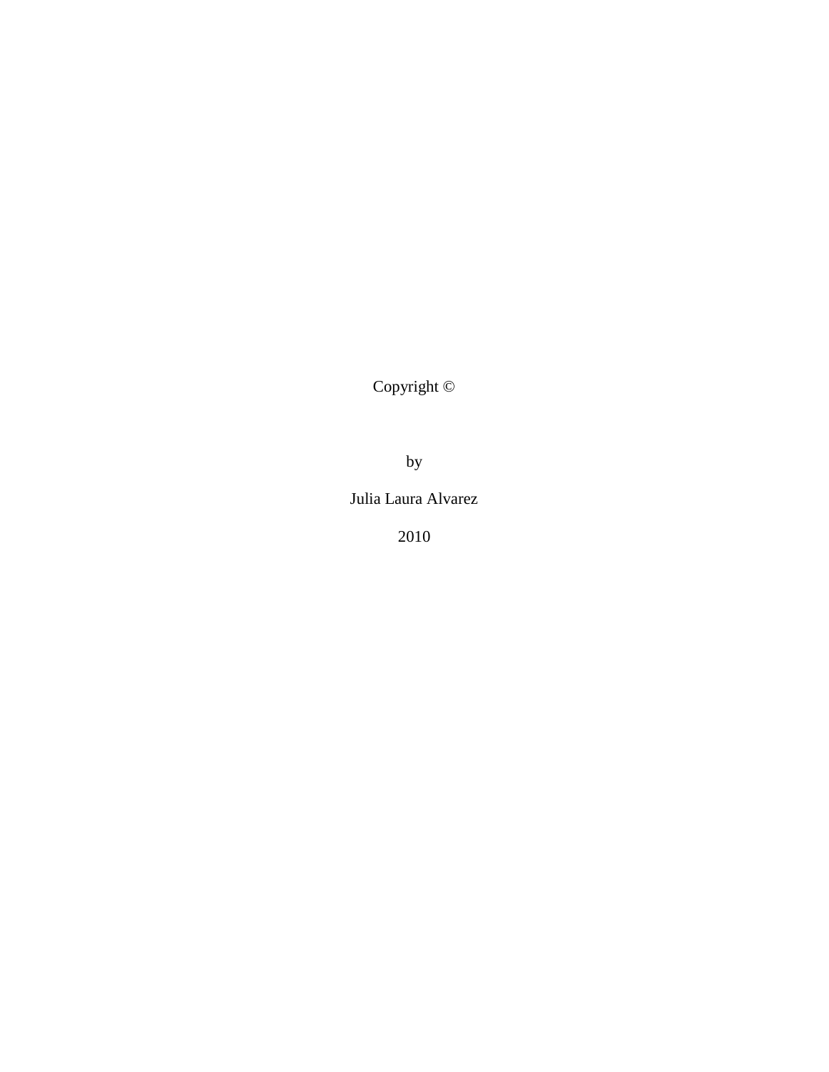Copyright ©

by

Julia Laura Alvarez

2010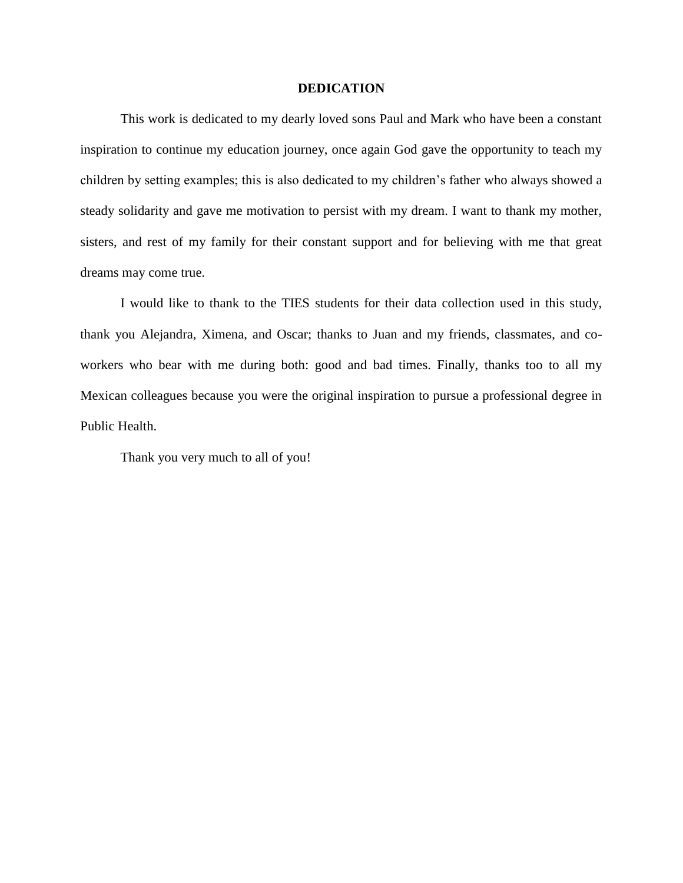# DEDICATION

This work is dedicated to my dearly loved sons Paul and Mark who have been a constant inspiration to continue my education journey, once again God gave the opportunity to teach my children by setting examples; this is also dedicated to my children's father who always showed a steady solidarity and gave me motivation to persist with my dream. I want to thank my mother, sisters, and rest of my family for their constant support and for believing with me that great dreams may come true.

I would like to thank to the TIES students for their data collection used in this study, thank you Alejandra, Ximena, and Oscar; thanks to Juan and my friends, classmates, and co-workers who bear with me during both: good and bad times. Finally, thanks too to all my Mexican colleagues because you were the original inspiration to pursue a professional degree in Public Health.

Thank you very much to all of you!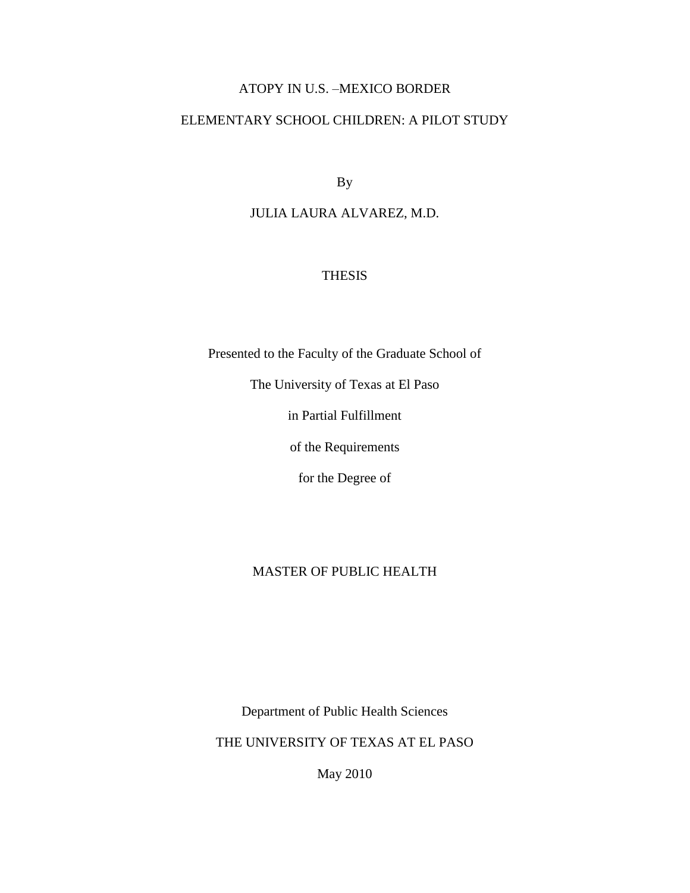# ATOPY IN U.S. –MEXICO BORDER

# ELEMENTARY SCHOOL CHILDREN: A PILOT STUDY

By

JULIA LAURA ALVAREZ, M.D.

THESIS

Presented to the Faculty of the Graduate School of

The University of Texas at El Paso

in Partial Fulfillment

of the Requirements

for the Degree of

MASTER OF PUBLIC HEALTH

Department of Public Health Sciences

THE UNIVERSITY OF TEXAS AT EL PASO

May 2010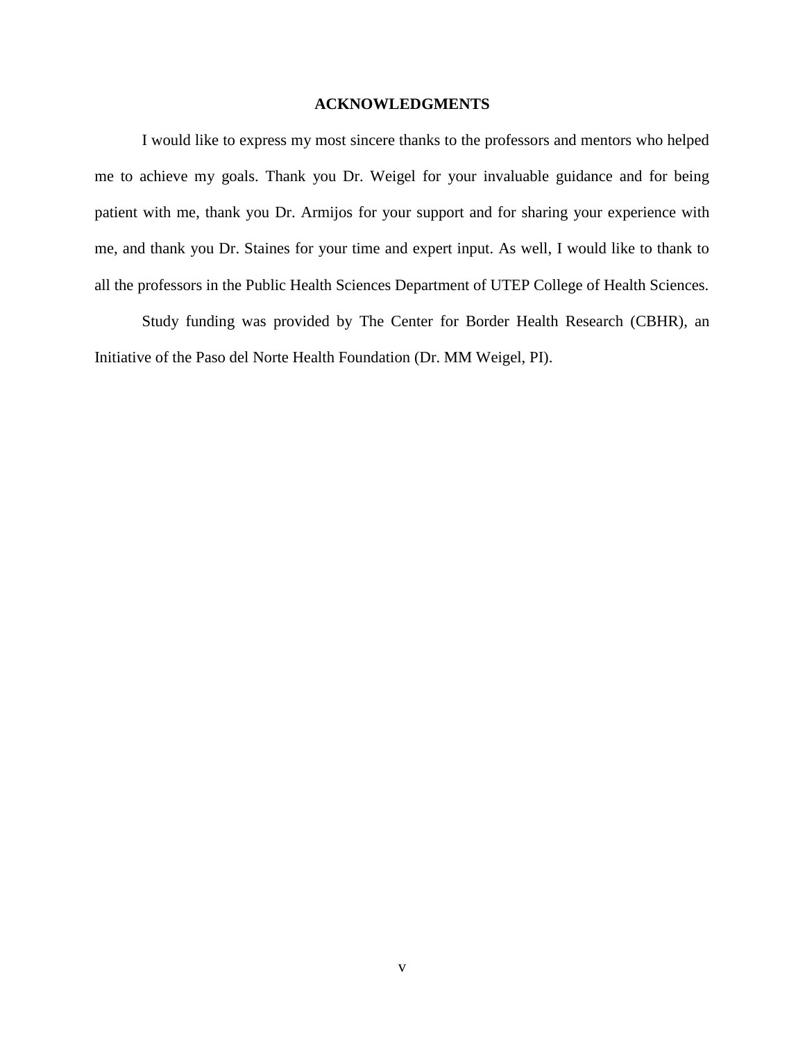# ACKNOWLEDGMENTS

I would like to express my most sincere thanks to the professors and mentors who helped me to achieve my goals. Thank you Dr. Weigel for your invaluable guidance and for being patient with me, thank you Dr. Armijos for your support and for sharing your experience with me, and thank you Dr. Staines for your time and expert input. As well, I would like to thank to all the professors in the Public Health Sciences Department of UTEP College of Health Sciences.

Study funding was provided by The Center for Border Health Research (CBHR), an Initiative of the Paso del Norte Health Foundation (Dr. MM Weigel, PI).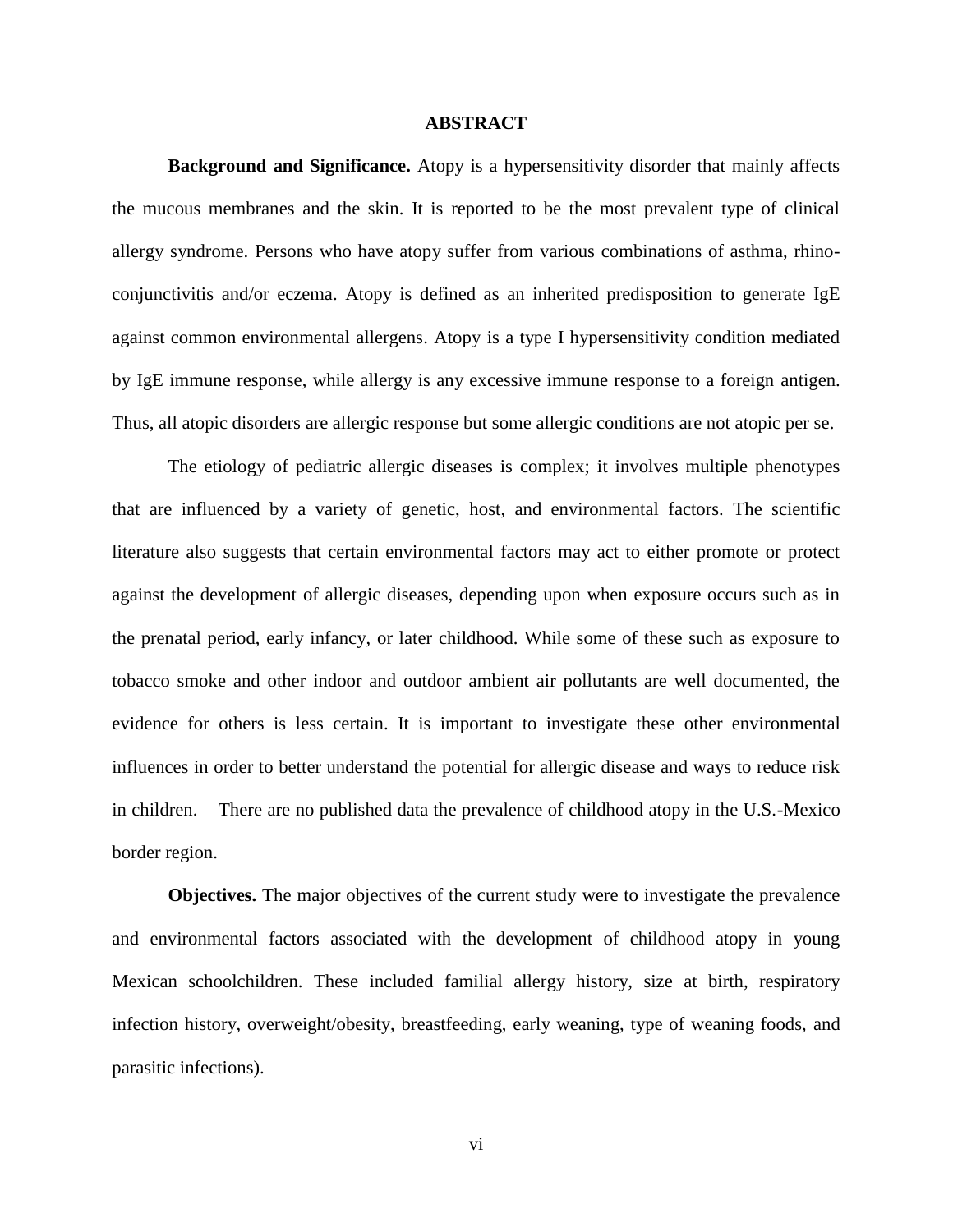## ABSTRACT

**Background and Significance.** Atopy is a hypersensitivity disorder that mainly affects the mucous membranes and the skin. It is reported to be the most prevalent type of clinical allergy syndrome. Persons who have atopy suffer from various combinations of asthma, rhino-conjunctivitis and/or eczema. Atopy is defined as an inherited predisposition to generate IgE against common environmental allergens. Atopy is a type I hypersensitivity condition mediated by IgE immune response, while allergy is any excessive immune response to a foreign antigen. Thus, all atopic disorders are allergic response but some allergic conditions are not atopic per se.

The etiology of pediatric allergic diseases is complex; it involves multiple phenotypes that are influenced by a variety of genetic, host, and environmental factors. The scientific literature also suggests that certain environmental factors may act to either promote or protect against the development of allergic diseases, depending upon when exposure occurs such as in the prenatal period, early infancy, or later childhood. While some of these such as exposure to tobacco smoke and other indoor and outdoor ambient air pollutants are well documented, the evidence for others is less certain. It is important to investigate these other environmental influences in order to better understand the potential for allergic disease and ways to reduce risk in children. There are no published data the prevalence of childhood atopy in the U.S.-Mexico border region.

**Objectives.** The major objectives of the current study were to investigate the prevalence and environmental factors associated with the development of childhood atopy in young Mexican schoolchildren. These included familial allergy history, size at birth, respiratory infection history, overweight/obesity, breastfeeding, early weaning, type of weaning foods, and parasitic infections).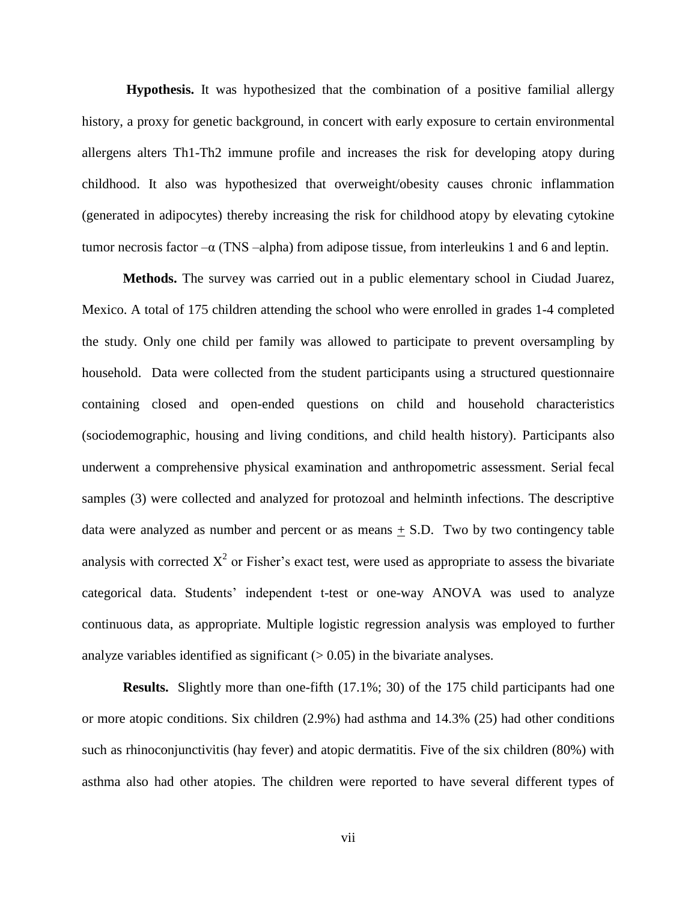**Hypothesis.** It was hypothesized that the combination of a positive familial allergy history, a proxy for genetic background, in concert with early exposure to certain environmental allergens alters Th1-Th2 immune profile and increases the risk for developing atopy during childhood. It also was hypothesized that overweight/obesity causes chronic inflammation (generated in adipocytes) thereby increasing the risk for childhood atopy by elevating cytokine tumor necrosis factor –α (TNS –alpha) from adipose tissue, from interleukins 1 and 6 and leptin.

**Methods.** The survey was carried out in a public elementary school in Ciudad Juarez, Mexico. A total of 175 children attending the school who were enrolled in grades 1-4 completed the study. Only one child per family was allowed to participate to prevent oversampling by household. Data were collected from the student participants using a structured questionnaire containing closed and open-ended questions on child and household characteristics (sociodemographic, housing and living conditions, and child health history). Participants also underwent a comprehensive physical examination and anthropometric assessment. Serial fecal samples (3) were collected and analyzed for protozoal and helminth infections. The descriptive data were analyzed as number and percent or as means $\pm$ S.D. Two by two contingency table analysis with corrected $X^2$ or Fisher's exact test, were used as appropriate to assess the bivariate categorical data. Students' independent t-test or one-way ANOVA was used to analyze continuous data, as appropriate. Multiple logistic regression analysis was employed to further analyze variables identified as significant ($> 0.05$) in the bivariate analyses.

**Results.** Slightly more than one-fifth (17.1%; 30) of the 175 child participants had one or more atopic conditions. Six children (2.9%) had asthma and 14.3% (25) had other conditions such as rhinoconjunctivitis (hay fever) and atopic dermatitis. Five of the six children (80%) with asthma also had other atopies. The children were reported to have several different types of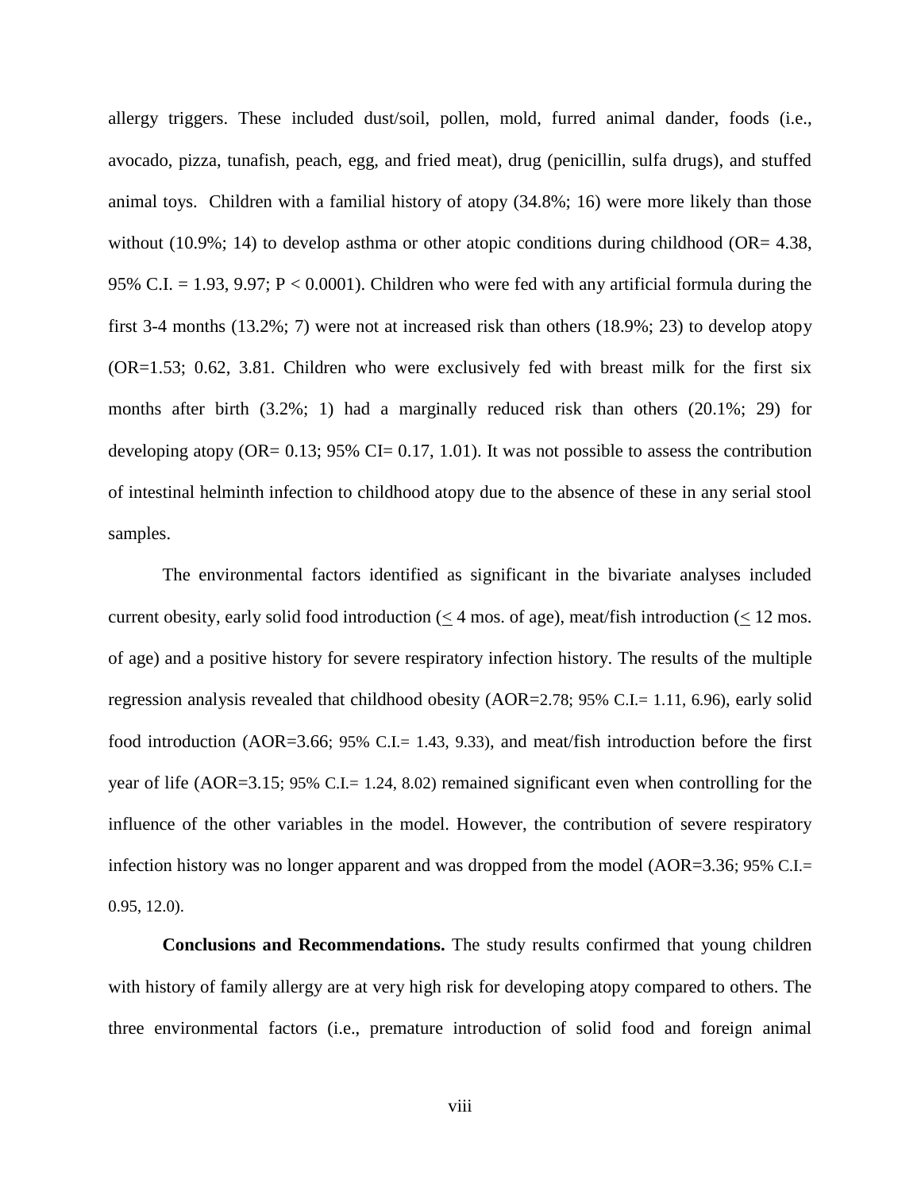allergy triggers. These included dust/soil, pollen, mold, furred animal dander, foods (i.e., avocado, pizza, tunafish, peach, egg, and fried meat), drug (penicillin, sulfa drugs), and stuffed animal toys. Children with a familial history of atopy (34.8%; 16) were more likely than those without (10.9%; 14) to develop asthma or other atopic conditions during childhood (OR= 4.38, 95% C.I. = 1.93, 9.97; P < 0.0001). Children who were fed with any artificial formula during the first 3-4 months (13.2%; 7) were not at increased risk than others (18.9%; 23) to develop atopy (OR=1.53; 0.62, 3.81. Children who were exclusively fed with breast milk for the first six months after birth (3.2%; 1) had a marginally reduced risk than others (20.1%; 29) for developing atopy (OR= 0.13; 95% CI= 0.17, 1.01). It was not possible to assess the contribution of intestinal helminth infection to childhood atopy due to the absence of these in any serial stool samples.

The environmental factors identified as significant in the bivariate analyses included current obesity, early solid food introduction (≤ 4 mos. of age), meat/fish introduction (≤ 12 mos. of age) and a positive history for severe respiratory infection history. The results of the multiple regression analysis revealed that childhood obesity (AOR=2.78; 95% C.I.= 1.11, 6.96), early solid food introduction (AOR=3.66; 95% C.I.= 1.43, 9.33), and meat/fish introduction before the first year of life (AOR=3.15; 95% C.I.= 1.24, 8.02) remained significant even when controlling for the influence of the other variables in the model. However, the contribution of severe respiratory infection history was no longer apparent and was dropped from the model (AOR=3.36; 95% C.I.= 0.95, 12.0).

**Conclusions and Recommendations.** The study results confirmed that young children with history of family allergy are at very high risk for developing atopy compared to others. The three environmental factors (i.e., premature introduction of solid food and foreign animal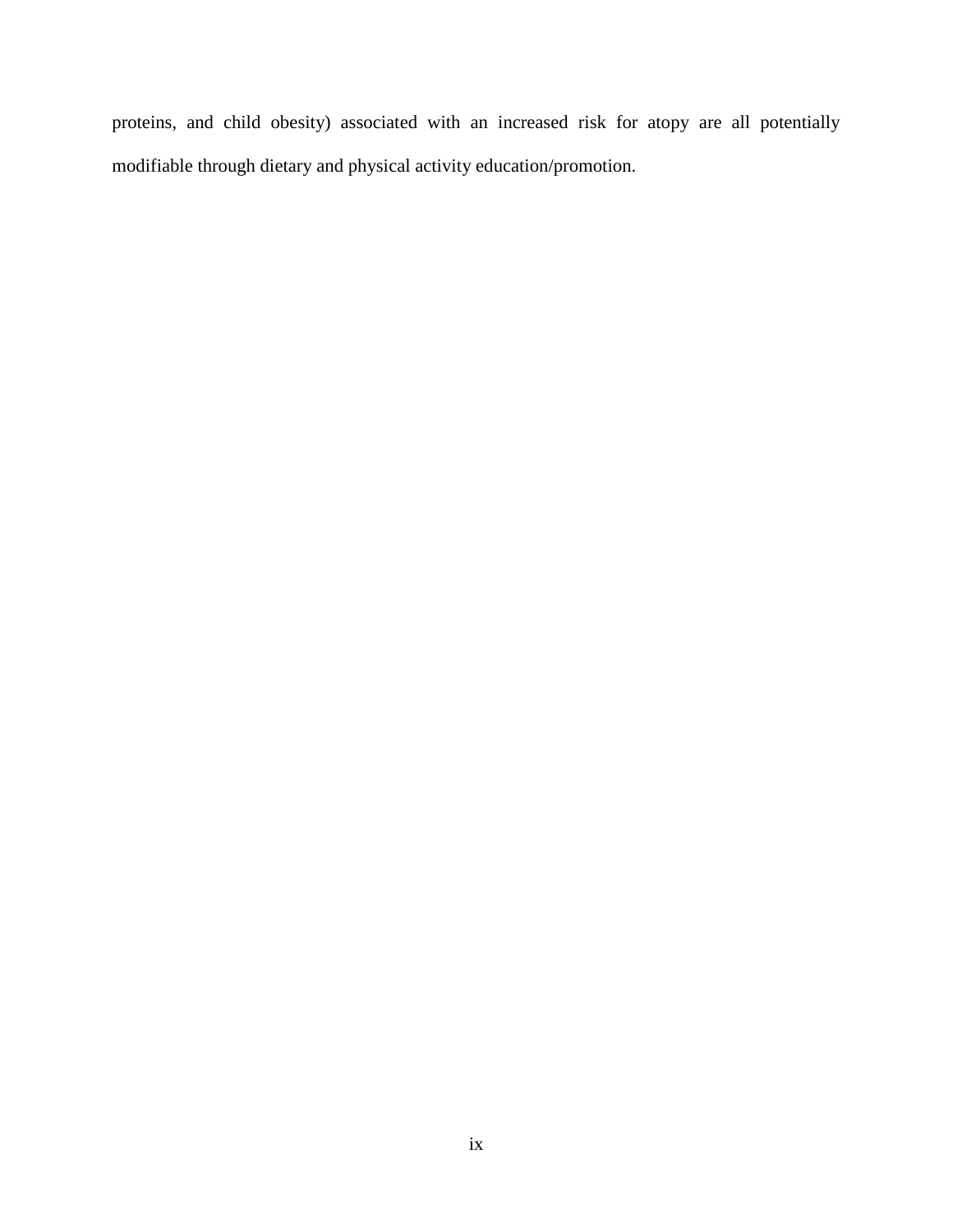proteins, and child obesity) associated with an increased risk for atopy are all potentially modifiable through dietary and physical activity education/promotion.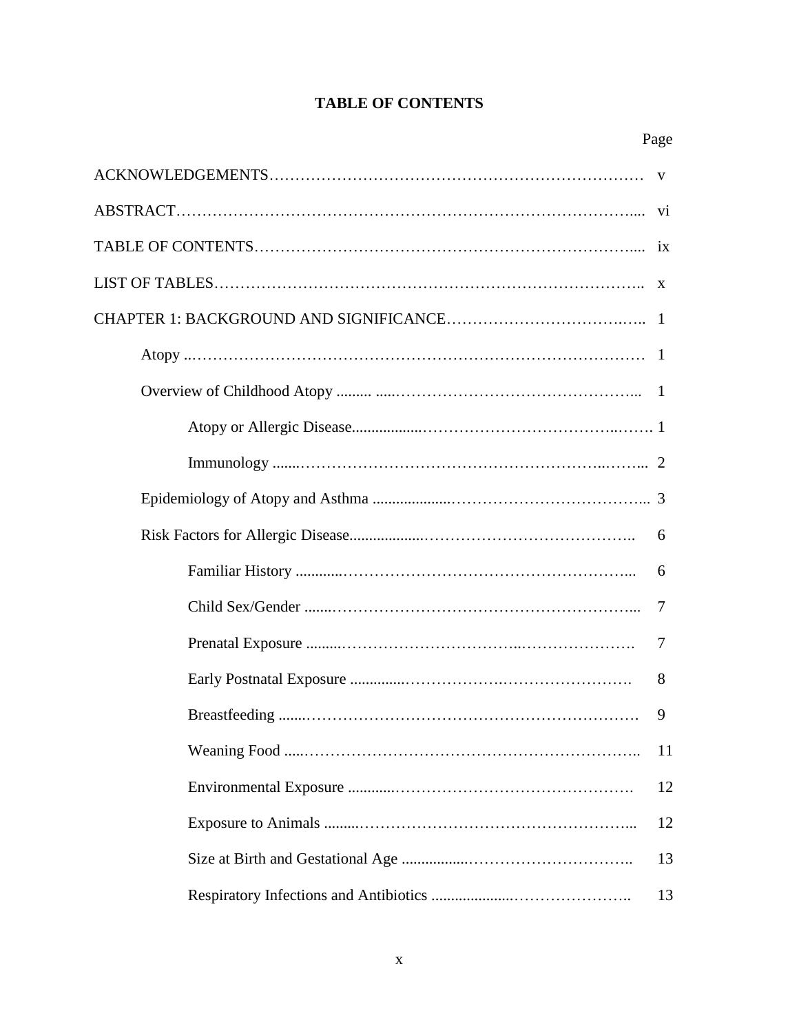# TABLE OF CONTENTS

| | Page |
|---|---|
| ACKNOWLEDGEMENTS | v |
| ABSTRACT | vi |
| TABLE OF CONTENTS | ix |
| LIST OF TABLES | x |
| CHAPTER 1: BACKGROUND AND SIGNIFICANCE | 1 |
| Atopy | 1 |
| Overview of Childhood Atopy | 1 |
| Atopy or Allergic Disease | 1 |
| Immunology | 2 |
| Epidemiology of Atopy and Asthma | 3 |
| Risk Factors for Allergic Disease | 6 |
| Familiar History | 6 |
| Child Sex/Gender | 7 |
| Prenatal Exposure | 7 |
| Early Postnatal Exposure | 8 |
| Breastfeeding | 9 |
| Weaning Food | 11 |
| Environmental Exposure | 12 |
| Exposure to Animals | 12 |
| Size at Birth and Gestational Age | 13 |
| Respiratory Infections and Antibiotics | 13 |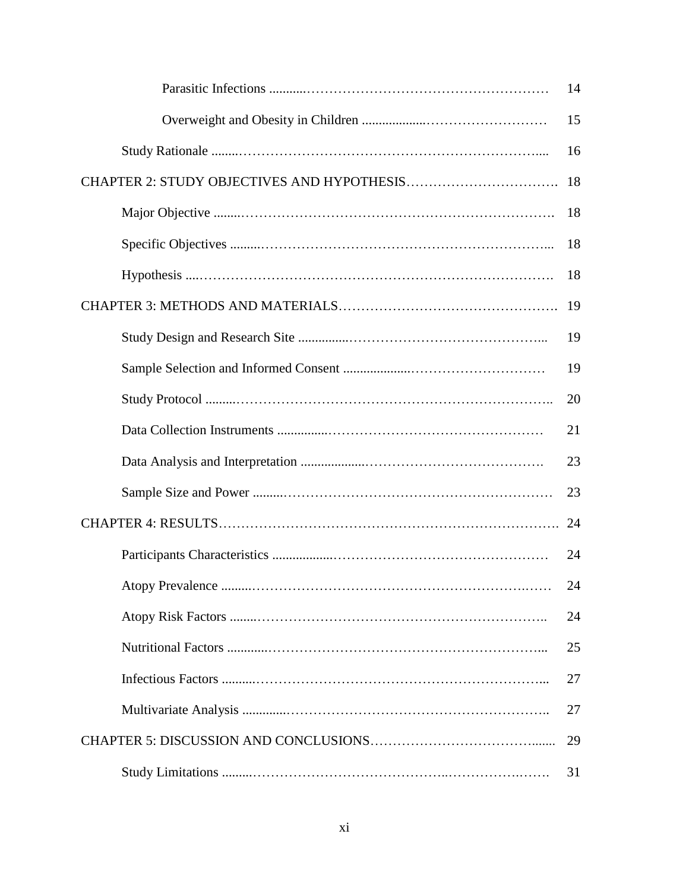Parasitic Infections ........................................................ 14

Overweight and Obesity in Children ........................................ 15

Study Rationale ........................................................................ 16

CHAPTER 2: STUDY OBJECTIVES AND HYPOTHESIS .................................. 18

Major Objective ........................................................................ 18

Specific Objectives .................................................................... 18

Hypothesis ............................................................................... 18

CHAPTER 3: METHODS AND MATERIALS ................................................ 19

Study Design and Research Site ................................................... 19

Sample Selection and Informed Consent ......................................... 19

Study Protocol ......................................................................... 20

Data Collection Instruments ......................................................... 21

Data Analysis and Interpretation ................................................... 23

Sample Size and Power ............................................................... 23

CHAPTER 4: RESULTS ................................................................... 24

Participants Characteristics ......................................................... 24

Atopy Prevalence ...................................................................... 24

Atopy Risk Factors .................................................................... 24

Nutritional Factors .................................................................... 25

Infectious Factors ..................................................................... 27

Multivariate Analysis ................................................................. 27

CHAPTER 5: DISCUSSION AND CONCLUSIONS ........................................ 29

Study Limitations ..................................................................... 31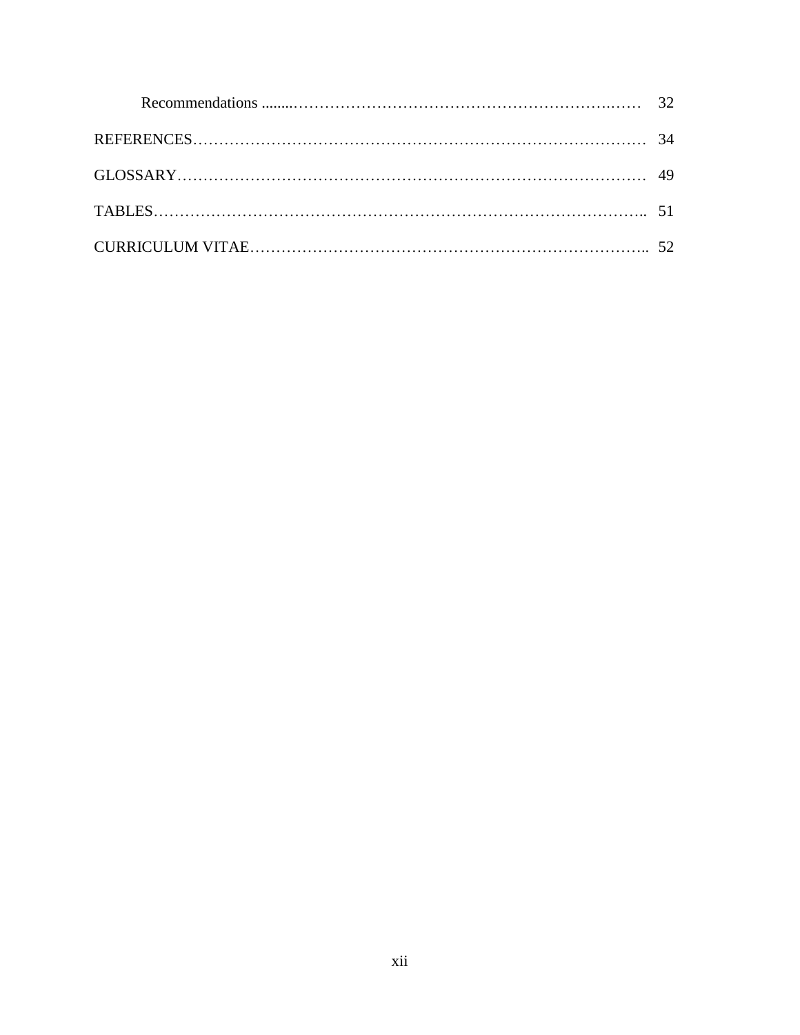Recommendations ........………………………………………………….…… 32

REFERENCES………………………………………………………………………… 34

GLOSSARY…………………………………………………………………………… 49

TABLES……………………………………………………………………………….. 51

CURRICULUM VITAE……………………………………………………………….. 52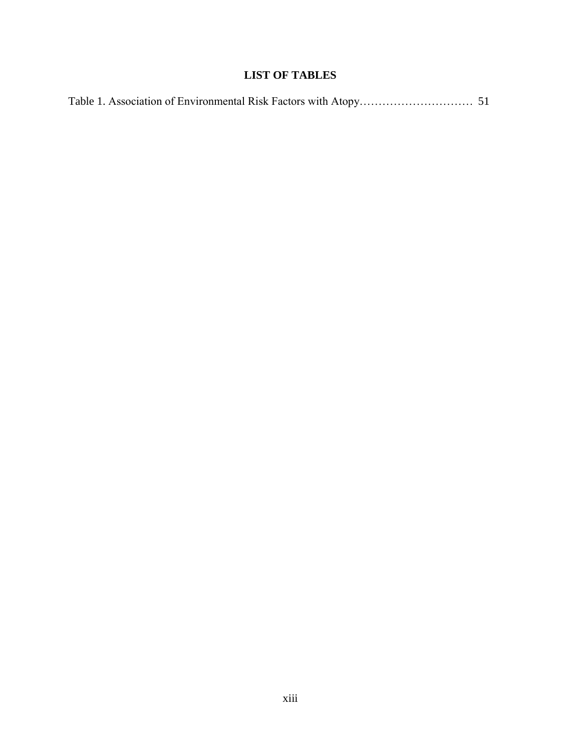# LIST OF TABLES

Table 1. Association of Environmental Risk Factors with Atopy………………………… 51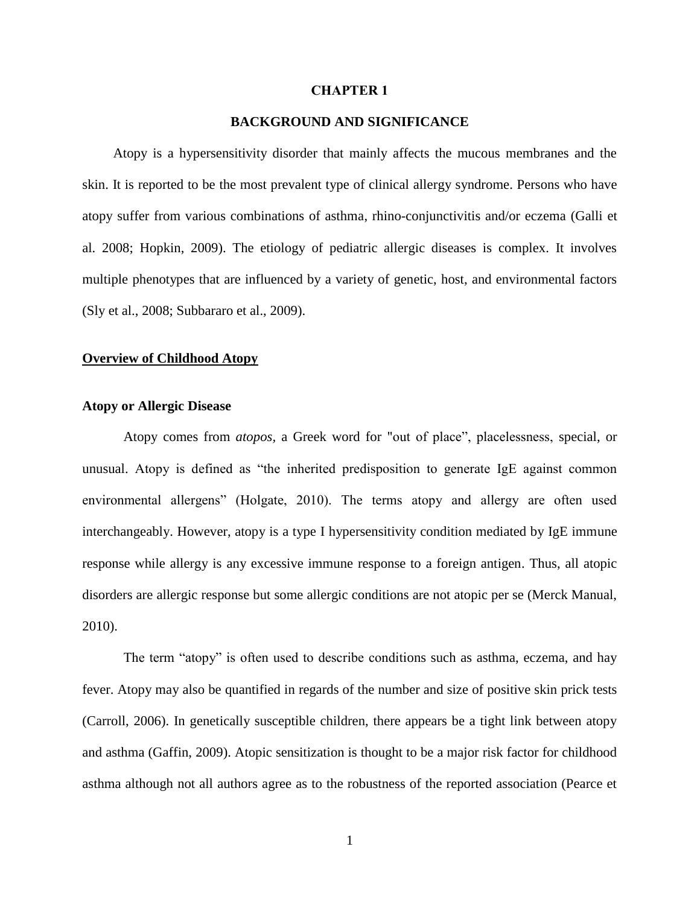# CHAPTER 1

# BACKGROUND AND SIGNIFICANCE

Atopy is a hypersensitivity disorder that mainly affects the mucous membranes and the skin. It is reported to be the most prevalent type of clinical allergy syndrome. Persons who have atopy suffer from various combinations of asthma, rhino-conjunctivitis and/or eczema (Galli et al. 2008; Hopkin, 2009). The etiology of pediatric allergic diseases is complex. It involves multiple phenotypes that are influenced by a variety of genetic, host, and environmental factors (Sly et al., 2008; Subbararo et al., 2009).

## Overview of Childhood Atopy

### Atopy or Allergic Disease

Atopy comes from *atopos,* a Greek word for "out of place", placelessness, special, or unusual. Atopy is defined as "the inherited predisposition to generate IgE against common environmental allergens" (Holgate, 2010). The terms atopy and allergy are often used interchangeably. However, atopy is a type I hypersensitivity condition mediated by IgE immune response while allergy is any excessive immune response to a foreign antigen. Thus, all atopic disorders are allergic response but some allergic conditions are not atopic per se (Merck Manual, 2010).

The term "atopy" is often used to describe conditions such as asthma, eczema, and hay fever. Atopy may also be quantified in regards of the number and size of positive skin prick tests (Carroll, 2006). In genetically susceptible children, there appears be a tight link between atopy and asthma (Gaffin, 2009). Atopic sensitization is thought to be a major risk factor for childhood asthma although not all authors agree as to the robustness of the reported association (Pearce et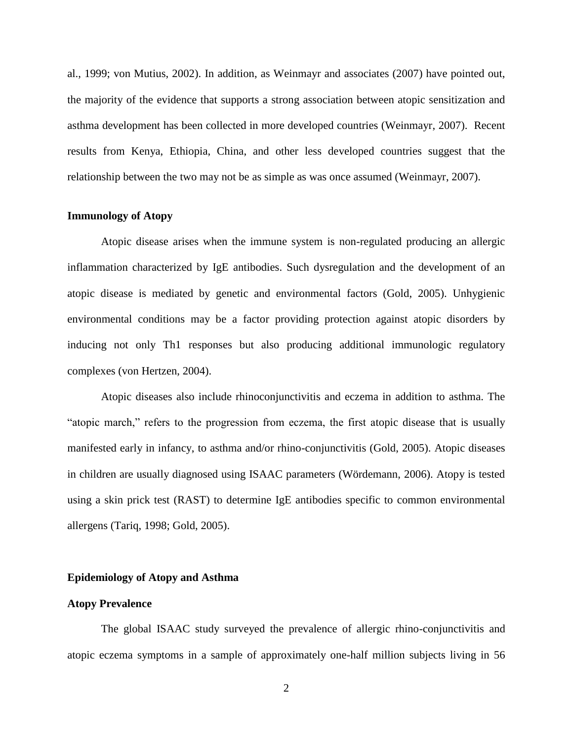al., 1999; von Mutius, 2002). In addition, as Weinmayr and associates (2007) have pointed out, the majority of the evidence that supports a strong association between atopic sensitization and asthma development has been collected in more developed countries (Weinmayr, 2007). Recent results from Kenya, Ethiopia, China, and other less developed countries suggest that the relationship between the two may not be as simple as was once assumed (Weinmayr, 2007).

## Immunology of Atopy

Atopic disease arises when the immune system is non-regulated producing an allergic inflammation characterized by IgE antibodies. Such dysregulation and the development of an atopic disease is mediated by genetic and environmental factors (Gold, 2005). Unhygienic environmental conditions may be a factor providing protection against atopic disorders by inducing not only Th1 responses but also producing additional immunologic regulatory complexes (von Hertzen, 2004).

Atopic diseases also include rhinoconjunctivitis and eczema in addition to asthma. The "atopic march," refers to the progression from eczema, the first atopic disease that is usually manifested early in infancy, to asthma and/or rhino-conjunctivitis (Gold, 2005). Atopic diseases in children are usually diagnosed using ISAAC parameters (Wördemann, 2006). Atopy is tested using a skin prick test (RAST) to determine IgE antibodies specific to common environmental allergens (Tariq, 1998; Gold, 2005).

## Epidemiology of Atopy and Asthma

### Atopy Prevalence

The global ISAAC study surveyed the prevalence of allergic rhino-conjunctivitis and atopic eczema symptoms in a sample of approximately one-half million subjects living in 56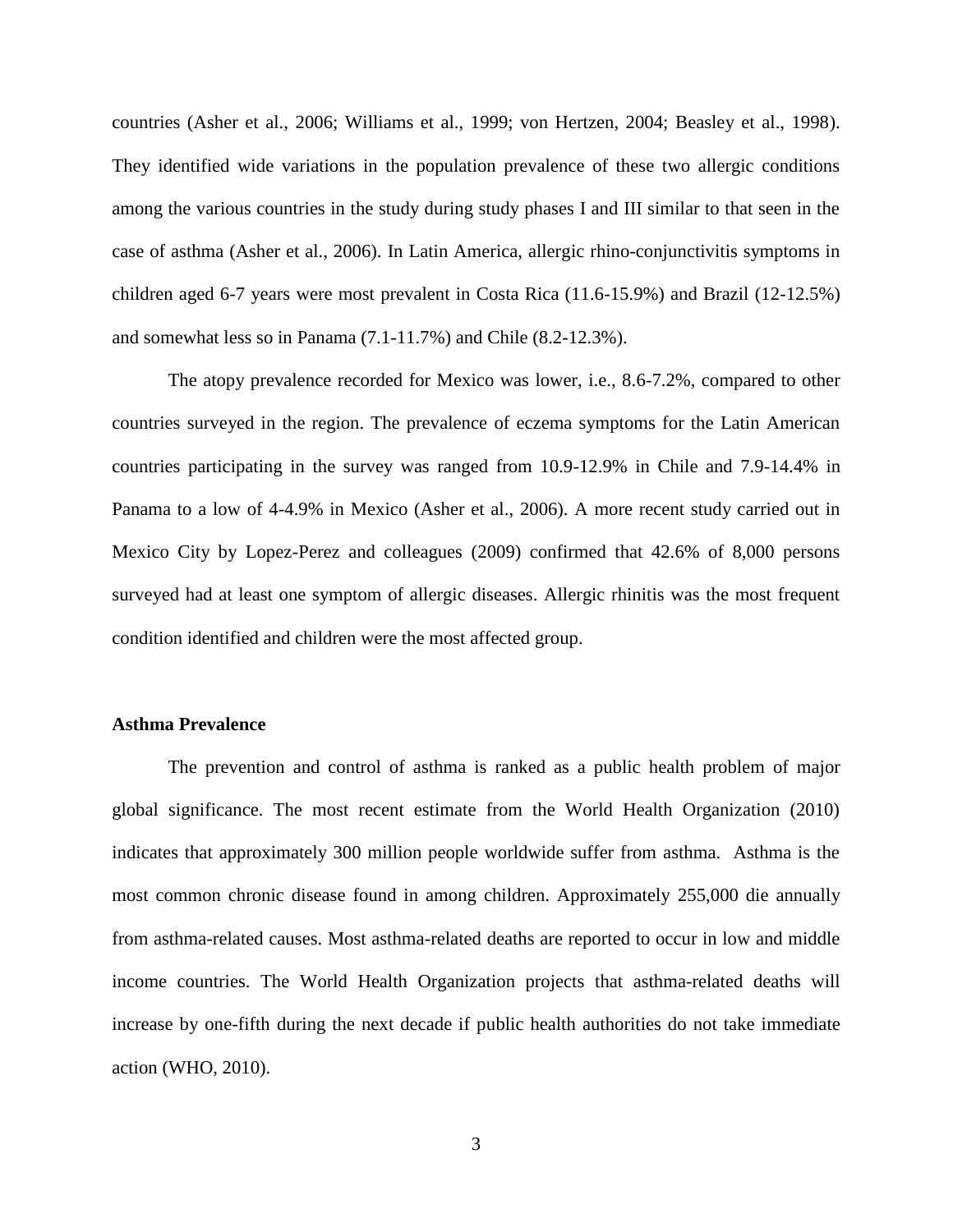countries (Asher et al., 2006; Williams et al., 1999; von Hertzen, 2004; Beasley et al., 1998). They identified wide variations in the population prevalence of these two allergic conditions among the various countries in the study during study phases I and III similar to that seen in the case of asthma (Asher et al., 2006). In Latin America, allergic rhino-conjunctivitis symptoms in children aged 6-7 years were most prevalent in Costa Rica (11.6-15.9%) and Brazil (12-12.5%) and somewhat less so in Panama (7.1-11.7%) and Chile (8.2-12.3%).

The atopy prevalence recorded for Mexico was lower, i.e., 8.6-7.2%, compared to other countries surveyed in the region. The prevalence of eczema symptoms for the Latin American countries participating in the survey was ranged from 10.9-12.9% in Chile and 7.9-14.4% in Panama to a low of 4-4.9% in Mexico (Asher et al., 2006). A more recent study carried out in Mexico City by Lopez-Perez and colleagues (2009) confirmed that 42.6% of 8,000 persons surveyed had at least one symptom of allergic diseases. Allergic rhinitis was the most frequent condition identified and children were the most affected group.

**Asthma Prevalence**

The prevention and control of asthma is ranked as a public health problem of major global significance. The most recent estimate from the World Health Organization (2010) indicates that approximately 300 million people worldwide suffer from asthma. Asthma is the most common chronic disease found in among children. Approximately 255,000 die annually from asthma-related causes. Most asthma-related deaths are reported to occur in low and middle income countries. The World Health Organization projects that asthma-related deaths will increase by one-fifth during the next decade if public health authorities do not take immediate action (WHO, 2010).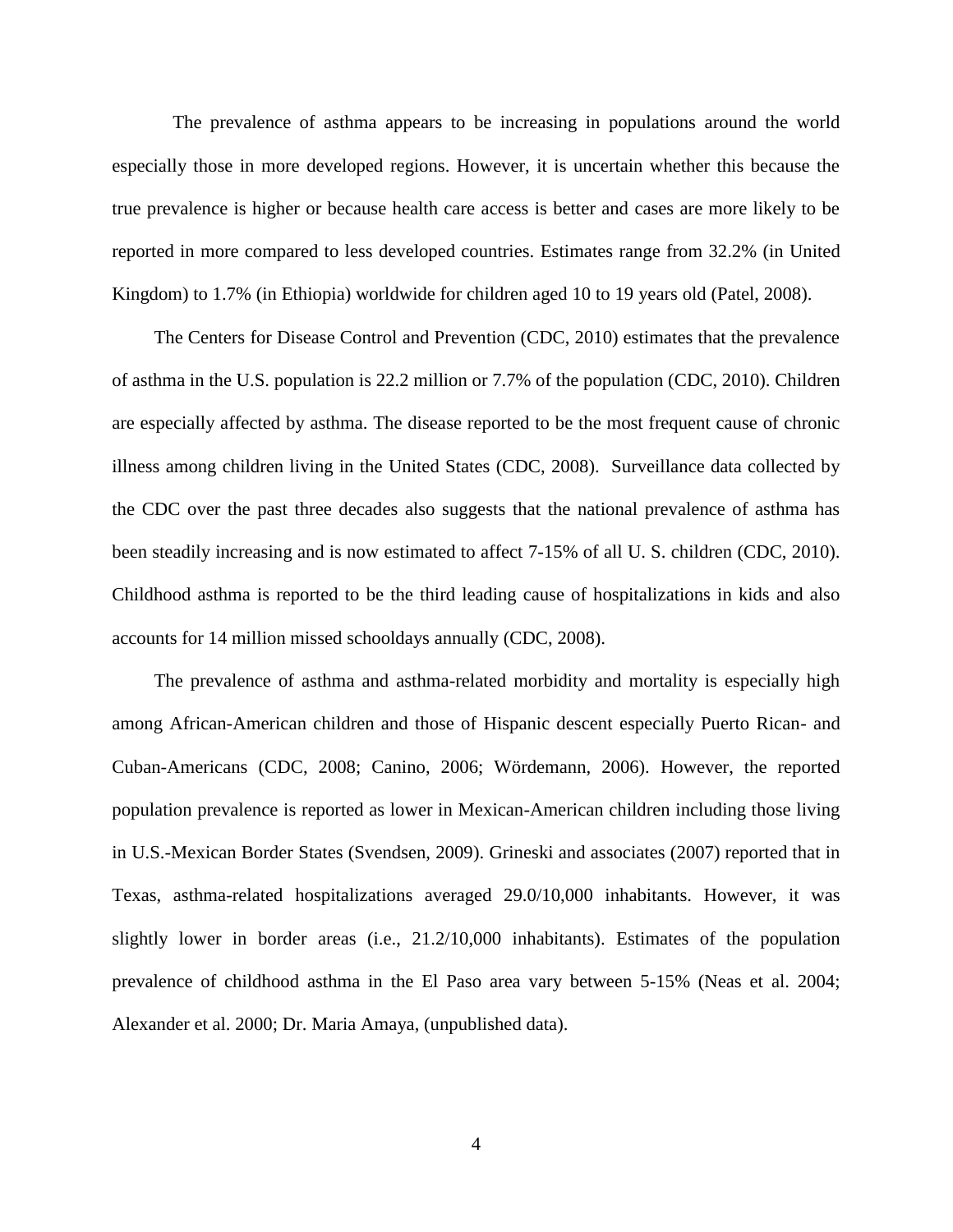The prevalence of asthma appears to be increasing in populations around the world especially those in more developed regions. However, it is uncertain whether this because the true prevalence is higher or because health care access is better and cases are more likely to be reported in more compared to less developed countries. Estimates range from 32.2% (in United Kingdom) to 1.7% (in Ethiopia) worldwide for children aged 10 to 19 years old (Patel, 2008).

The Centers for Disease Control and Prevention (CDC, 2010) estimates that the prevalence of asthma in the U.S. population is 22.2 million or 7.7% of the population (CDC, 2010). Children are especially affected by asthma. The disease reported to be the most frequent cause of chronic illness among children living in the United States (CDC, 2008). Surveillance data collected by the CDC over the past three decades also suggests that the national prevalence of asthma has been steadily increasing and is now estimated to affect 7-15% of all U. S. children (CDC, 2010). Childhood asthma is reported to be the third leading cause of hospitalizations in kids and also accounts for 14 million missed schooldays annually (CDC, 2008).

The prevalence of asthma and asthma-related morbidity and mortality is especially high among African-American children and those of Hispanic descent especially Puerto Rican- and Cuban-Americans (CDC, 2008; Canino, 2006; Wördemann, 2006). However, the reported population prevalence is reported as lower in Mexican-American children including those living in U.S.-Mexican Border States (Svendsen, 2009). Grineski and associates (2007) reported that in Texas, asthma-related hospitalizations averaged 29.0/10,000 inhabitants. However, it was slightly lower in border areas (i.e., 21.2/10,000 inhabitants). Estimates of the population prevalence of childhood asthma in the El Paso area vary between 5-15% (Neas et al. 2004; Alexander et al. 2000; Dr. Maria Amaya, (unpublished data).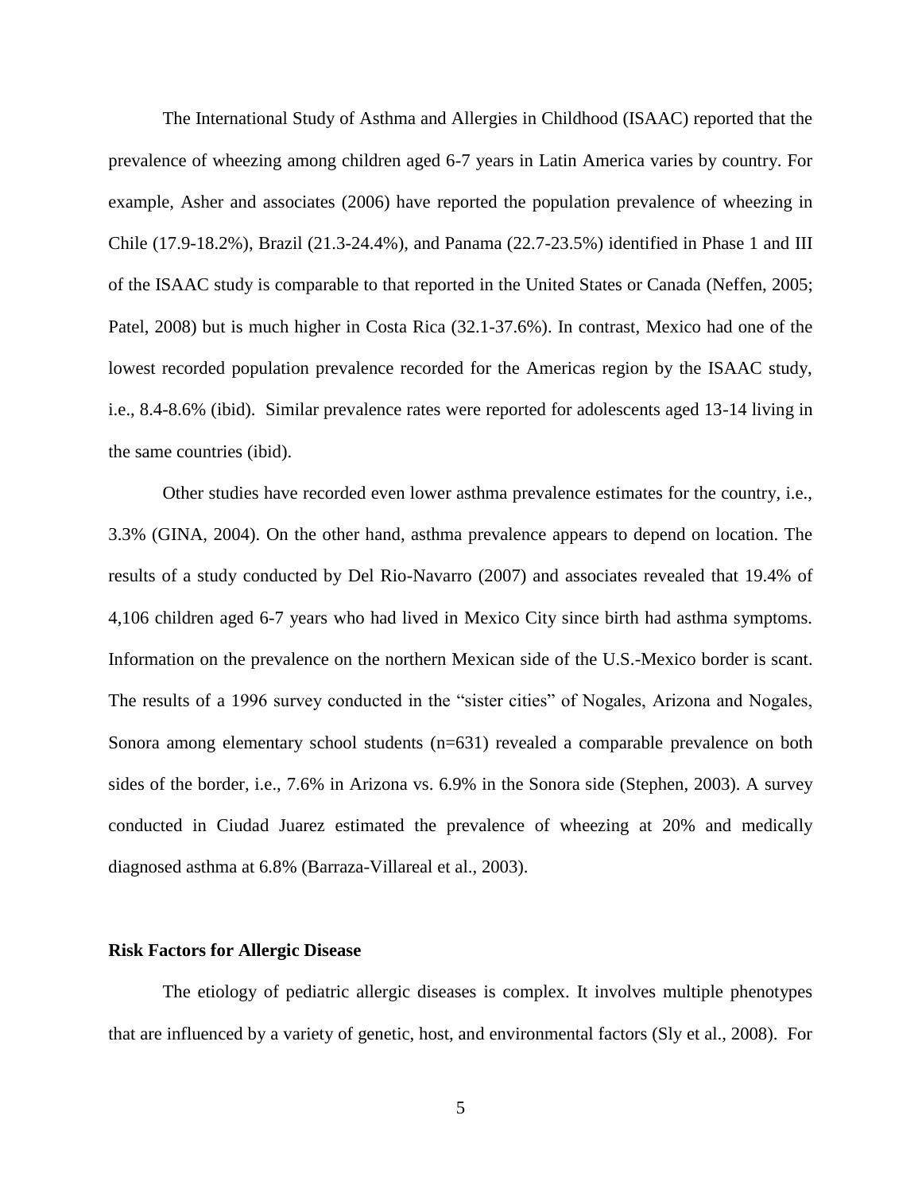The International Study of Asthma and Allergies in Childhood (ISAAC) reported that the prevalence of wheezing among children aged 6-7 years in Latin America varies by country. For example, Asher and associates (2006) have reported the population prevalence of wheezing in Chile (17.9-18.2%), Brazil (21.3-24.4%), and Panama (22.7-23.5%) identified in Phase 1 and III of the ISAAC study is comparable to that reported in the United States or Canada (Neffen, 2005; Patel, 2008) but is much higher in Costa Rica (32.1-37.6%). In contrast, Mexico had one of the lowest recorded population prevalence recorded for the Americas region by the ISAAC study, i.e., 8.4-8.6% (ibid). Similar prevalence rates were reported for adolescents aged 13-14 living in the same countries (ibid).

Other studies have recorded even lower asthma prevalence estimates for the country, i.e., 3.3% (GINA, 2004). On the other hand, asthma prevalence appears to depend on location. The results of a study conducted by Del Rio-Navarro (2007) and associates revealed that 19.4% of 4,106 children aged 6-7 years who had lived in Mexico City since birth had asthma symptoms. Information on the prevalence on the northern Mexican side of the U.S.-Mexico border is scant. The results of a 1996 survey conducted in the "sister cities" of Nogales, Arizona and Nogales, Sonora among elementary school students (n=631) revealed a comparable prevalence on both sides of the border, i.e., 7.6% in Arizona vs. 6.9% in the Sonora side (Stephen, 2003). A survey conducted in Ciudad Juarez estimated the prevalence of wheezing at 20% and medically diagnosed asthma at 6.8% (Barraza-Villareal et al., 2003).

**Risk Factors for Allergic Disease**

The etiology of pediatric allergic diseases is complex. It involves multiple phenotypes that are influenced by a variety of genetic, host, and environmental factors (Sly et al., 2008). For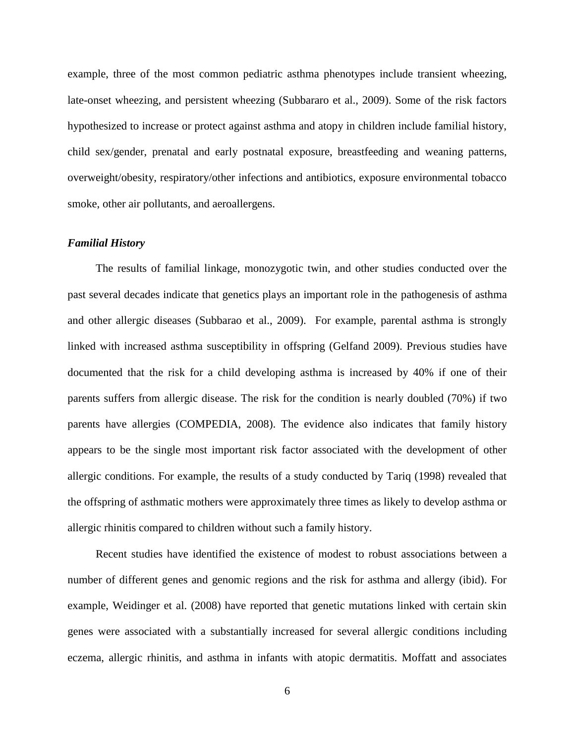example, three of the most common pediatric asthma phenotypes include transient wheezing, late-onset wheezing, and persistent wheezing (Subbararo et al., 2009). Some of the risk factors hypothesized to increase or protect against asthma and atopy in children include familial history, child sex/gender, prenatal and early postnatal exposure, breastfeeding and weaning patterns, overweight/obesity, respiratory/other infections and antibiotics, exposure environmental tobacco smoke, other air pollutants, and aeroallergens.

### *Familial History*

The results of familial linkage, monozygotic twin, and other studies conducted over the past several decades indicate that genetics plays an important role in the pathogenesis of asthma and other allergic diseases (Subbarao et al., 2009). For example, parental asthma is strongly linked with increased asthma susceptibility in offspring (Gelfand 2009). Previous studies have documented that the risk for a child developing asthma is increased by 40% if one of their parents suffers from allergic disease. The risk for the condition is nearly doubled (70%) if two parents have allergies (COMPEDIA, 2008). The evidence also indicates that family history appears to be the single most important risk factor associated with the development of other allergic conditions. For example, the results of a study conducted by Tariq (1998) revealed that the offspring of asthmatic mothers were approximately three times as likely to develop asthma or allergic rhinitis compared to children without such a family history.

Recent studies have identified the existence of modest to robust associations between a number of different genes and genomic regions and the risk for asthma and allergy (ibid). For example, Weidinger et al. (2008) have reported that genetic mutations linked with certain skin genes were associated with a substantially increased for several allergic conditions including eczema, allergic rhinitis, and asthma in infants with atopic dermatitis. Moffatt and associates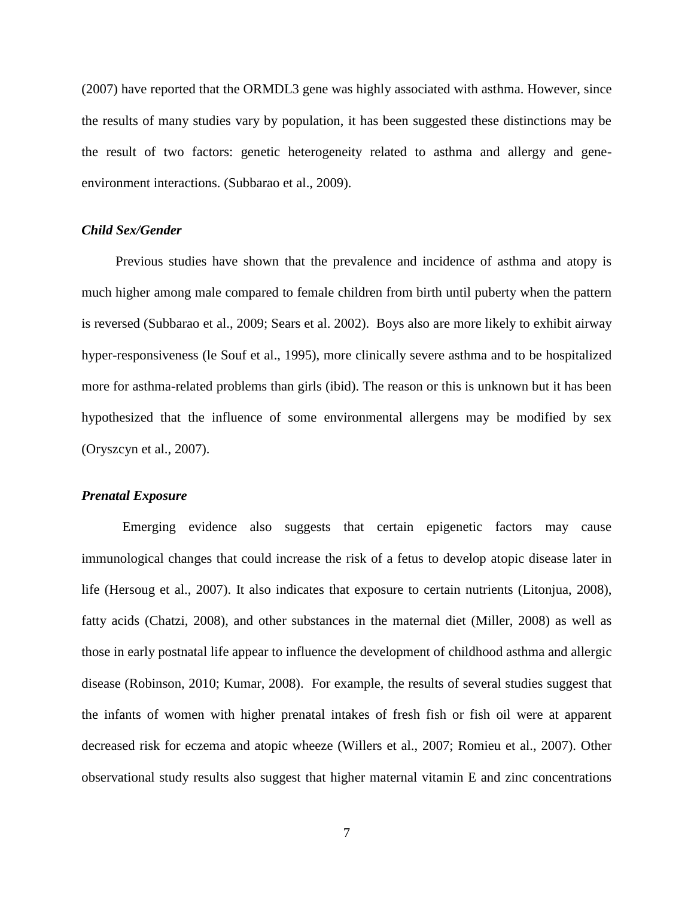(2007) have reported that the ORMDL3 gene was highly associated with asthma. However, since the results of many studies vary by population, it has been suggested these distinctions may be the result of two factors: genetic heterogeneity related to asthma and allergy and gene-environment interactions. (Subbarao et al., 2009).

### *Child Sex/Gender*

Previous studies have shown that the prevalence and incidence of asthma and atopy is much higher among male compared to female children from birth until puberty when the pattern is reversed (Subbarao et al., 2009; Sears et al. 2002). Boys also are more likely to exhibit airway hyper-responsiveness (le Souf et al., 1995), more clinically severe asthma and to be hospitalized more for asthma-related problems than girls (ibid). The reason or this is unknown but it has been hypothesized that the influence of some environmental allergens may be modified by sex (Oryszcyn et al., 2007).

### *Prenatal Exposure*

Emerging evidence also suggests that certain epigenetic factors may cause immunological changes that could increase the risk of a fetus to develop atopic disease later in life (Hersoug et al., 2007). It also indicates that exposure to certain nutrients (Litonjua, 2008), fatty acids (Chatzi, 2008), and other substances in the maternal diet (Miller, 2008) as well as those in early postnatal life appear to influence the development of childhood asthma and allergic disease (Robinson, 2010; Kumar, 2008). For example, the results of several studies suggest that the infants of women with higher prenatal intakes of fresh fish or fish oil were at apparent decreased risk for eczema and atopic wheeze (Willers et al., 2007; Romieu et al., 2007). Other observational study results also suggest that higher maternal vitamin E and zinc concentrations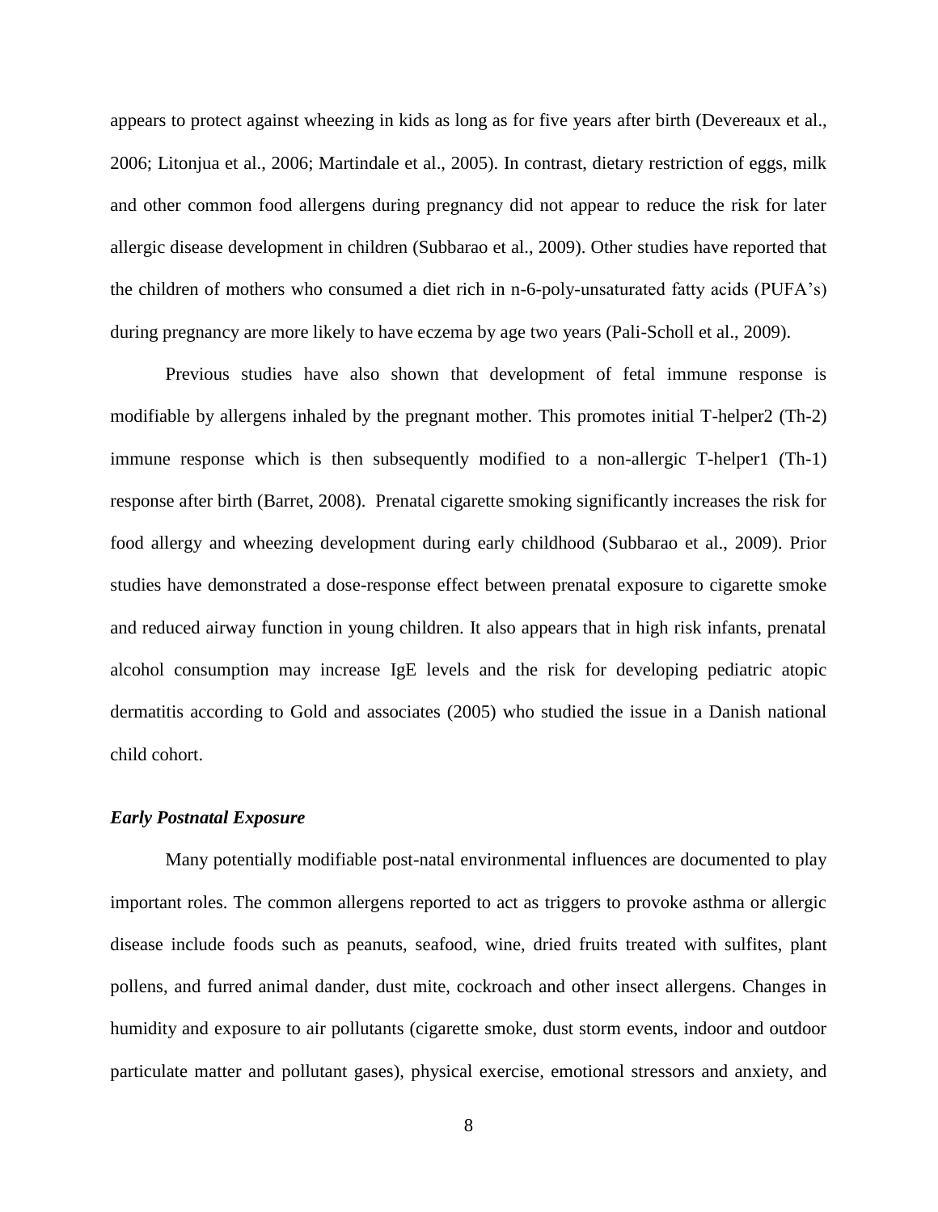appears to protect against wheezing in kids as long as for five years after birth (Devereaux et al., 2006; Litonjua et al., 2006; Martindale et al., 2005). In contrast, dietary restriction of eggs, milk and other common food allergens during pregnancy did not appear to reduce the risk for later allergic disease development in children (Subbarao et al., 2009). Other studies have reported that the children of mothers who consumed a diet rich in n-6-poly-unsaturated fatty acids (PUFA's) during pregnancy are more likely to have eczema by age two years (Pali-Scholl et al., 2009).

Previous studies have also shown that development of fetal immune response is modifiable by allergens inhaled by the pregnant mother. This promotes initial T-helper2 (Th-2) immune response which is then subsequently modified to a non-allergic T-helper1 (Th-1) response after birth (Barret, 2008). Prenatal cigarette smoking significantly increases the risk for food allergy and wheezing development during early childhood (Subbarao et al., 2009). Prior studies have demonstrated a dose-response effect between prenatal exposure to cigarette smoke and reduced airway function in young children. It also appears that in high risk infants, prenatal alcohol consumption may increase IgE levels and the risk for developing pediatric atopic dermatitis according to Gold and associates (2005) who studied the issue in a Danish national child cohort.

### *Early Postnatal Exposure*

Many potentially modifiable post-natal environmental influences are documented to play important roles. The common allergens reported to act as triggers to provoke asthma or allergic disease include foods such as peanuts, seafood, wine, dried fruits treated with sulfites, plant pollens, and furred animal dander, dust mite, cockroach and other insect allergens. Changes in humidity and exposure to air pollutants (cigarette smoke, dust storm events, indoor and outdoor particulate matter and pollutant gases), physical exercise, emotional stressors and anxiety, and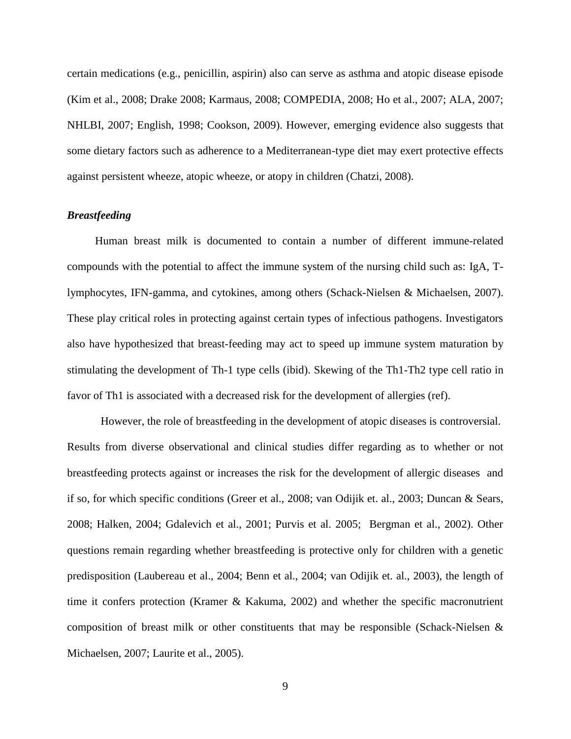certain medications (e.g., penicillin, aspirin) also can serve as asthma and atopic disease episode (Kim et al., 2008; Drake 2008; Karmaus, 2008; COMPEDIA, 2008; Ho et al., 2007; ALA, 2007; NHLBI, 2007; English, 1998; Cookson, 2009). However, emerging evidence also suggests that some dietary factors such as adherence to a Mediterranean-type diet may exert protective effects against persistent wheeze, atopic wheeze, or atopy in children (Chatzi, 2008).

### *Breastfeeding*

Human breast milk is documented to contain a number of different immune-related compounds with the potential to affect the immune system of the nursing child such as: IgA, T-lymphocytes, IFN-gamma, and cytokines, among others (Schack-Nielsen & Michaelsen, 2007). These play critical roles in protecting against certain types of infectious pathogens. Investigators also have hypothesized that breast-feeding may act to speed up immune system maturation by stimulating the development of Th-1 type cells (ibid). Skewing of the Th1-Th2 type cell ratio in favor of Th1 is associated with a decreased risk for the development of allergies (ref).

However, the role of breastfeeding in the development of atopic diseases is controversial. Results from diverse observational and clinical studies differ regarding as to whether or not breastfeeding protects against or increases the risk for the development of allergic diseases and if so, for which specific conditions (Greer et al., 2008; van Odijik et. al., 2003; Duncan & Sears, 2008; Halken, 2004; Gdalevich et al., 2001; Purvis et al. 2005; Bergman et al., 2002). Other questions remain regarding whether breastfeeding is protective only for children with a genetic predisposition (Laubereau et al., 2004; Benn et al., 2004; van Odijik et. al., 2003), the length of time it confers protection (Kramer & Kakuma, 2002) and whether the specific macronutrient composition of breast milk or other constituents that may be responsible (Schack-Nielsen & Michaelsen, 2007; Laurite et al., 2005).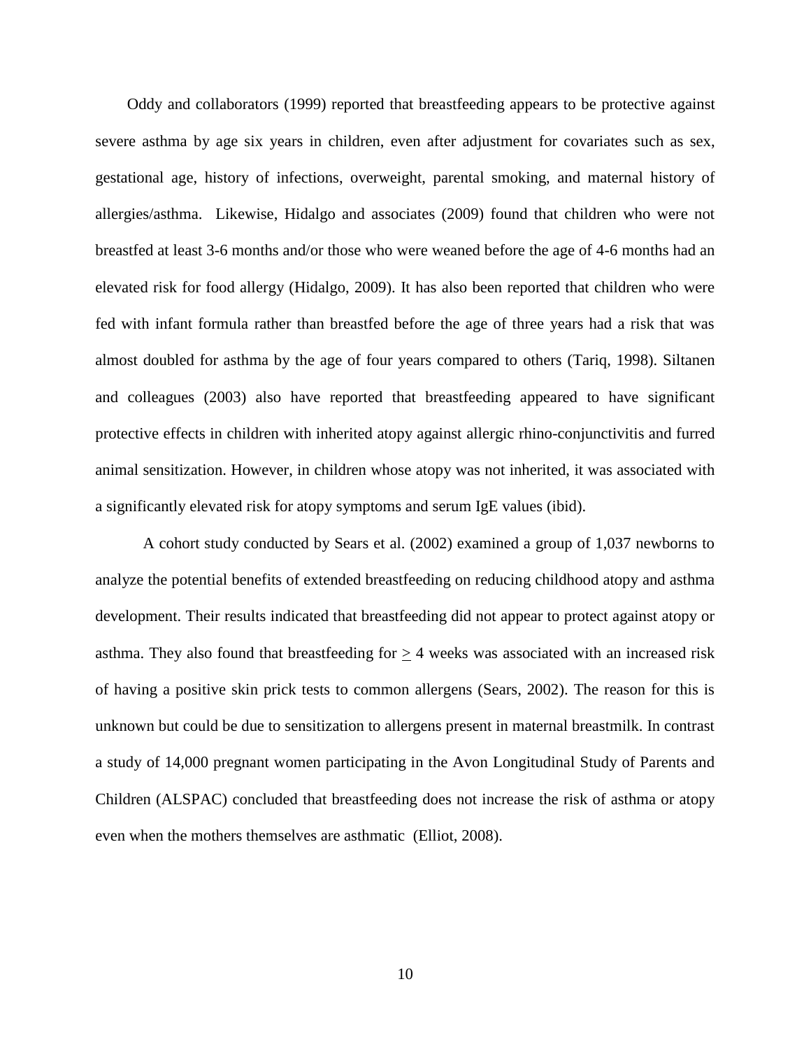Oddy and collaborators (1999) reported that breastfeeding appears to be protective against severe asthma by age six years in children, even after adjustment for covariates such as sex, gestational age, history of infections, overweight, parental smoking, and maternal history of allergies/asthma. Likewise, Hidalgo and associates (2009) found that children who were not breastfed at least 3-6 months and/or those who were weaned before the age of 4-6 months had an elevated risk for food allergy (Hidalgo, 2009). It has also been reported that children who were fed with infant formula rather than breastfed before the age of three years had a risk that was almost doubled for asthma by the age of four years compared to others (Tariq, 1998). Siltanen and colleagues (2003) also have reported that breastfeeding appeared to have significant protective effects in children with inherited atopy against allergic rhino-conjunctivitis and furred animal sensitization. However, in children whose atopy was not inherited, it was associated with a significantly elevated risk for atopy symptoms and serum IgE values (ibid).

A cohort study conducted by Sears et al. (2002) examined a group of 1,037 newborns to analyze the potential benefits of extended breastfeeding on reducing childhood atopy and asthma development. Their results indicated that breastfeeding did not appear to protect against atopy or asthma. They also found that breastfeeding for $\geq$ 4 weeks was associated with an increased risk of having a positive skin prick tests to common allergens (Sears, 2002). The reason for this is unknown but could be due to sensitization to allergens present in maternal breastmilk. In contrast a study of 14,000 pregnant women participating in the Avon Longitudinal Study of Parents and Children (ALSPAC) concluded that breastfeeding does not increase the risk of asthma or atopy even when the mothers themselves are asthmatic (Elliot, 2008).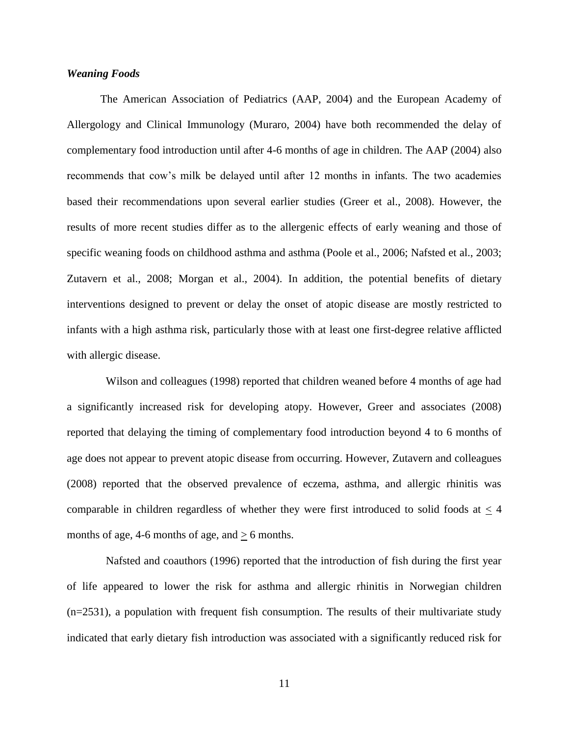### *Weaning Foods*

The American Association of Pediatrics (AAP, 2004) and the European Academy of Allergology and Clinical Immunology (Muraro, 2004) have both recommended the delay of complementary food introduction until after 4-6 months of age in children. The AAP (2004) also recommends that cow's milk be delayed until after 12 months in infants. The two academies based their recommendations upon several earlier studies (Greer et al., 2008). However, the results of more recent studies differ as to the allergenic effects of early weaning and those of specific weaning foods on childhood asthma and asthma (Poole et al., 2006; Nafsted et al., 2003; Zutavern et al., 2008; Morgan et al., 2004). In addition, the potential benefits of dietary interventions designed to prevent or delay the onset of atopic disease are mostly restricted to infants with a high asthma risk, particularly those with at least one first-degree relative afflicted with allergic disease.

Wilson and colleagues (1998) reported that children weaned before 4 months of age had a significantly increased risk for developing atopy. However, Greer and associates (2008) reported that delaying the timing of complementary food introduction beyond 4 to 6 months of age does not appear to prevent atopic disease from occurring. However, Zutavern and colleagues (2008) reported that the observed prevalence of eczema, asthma, and allergic rhinitis was comparable in children regardless of whether they were first introduced to solid foods at $\leq$ 4 months of age, 4-6 months of age, and $\geq$ 6 months.

Nafsted and coauthors (1996) reported that the introduction of fish during the first year of life appeared to lower the risk for asthma and allergic rhinitis in Norwegian children (n=2531), a population with frequent fish consumption. The results of their multivariate study indicated that early dietary fish introduction was associated with a significantly reduced risk for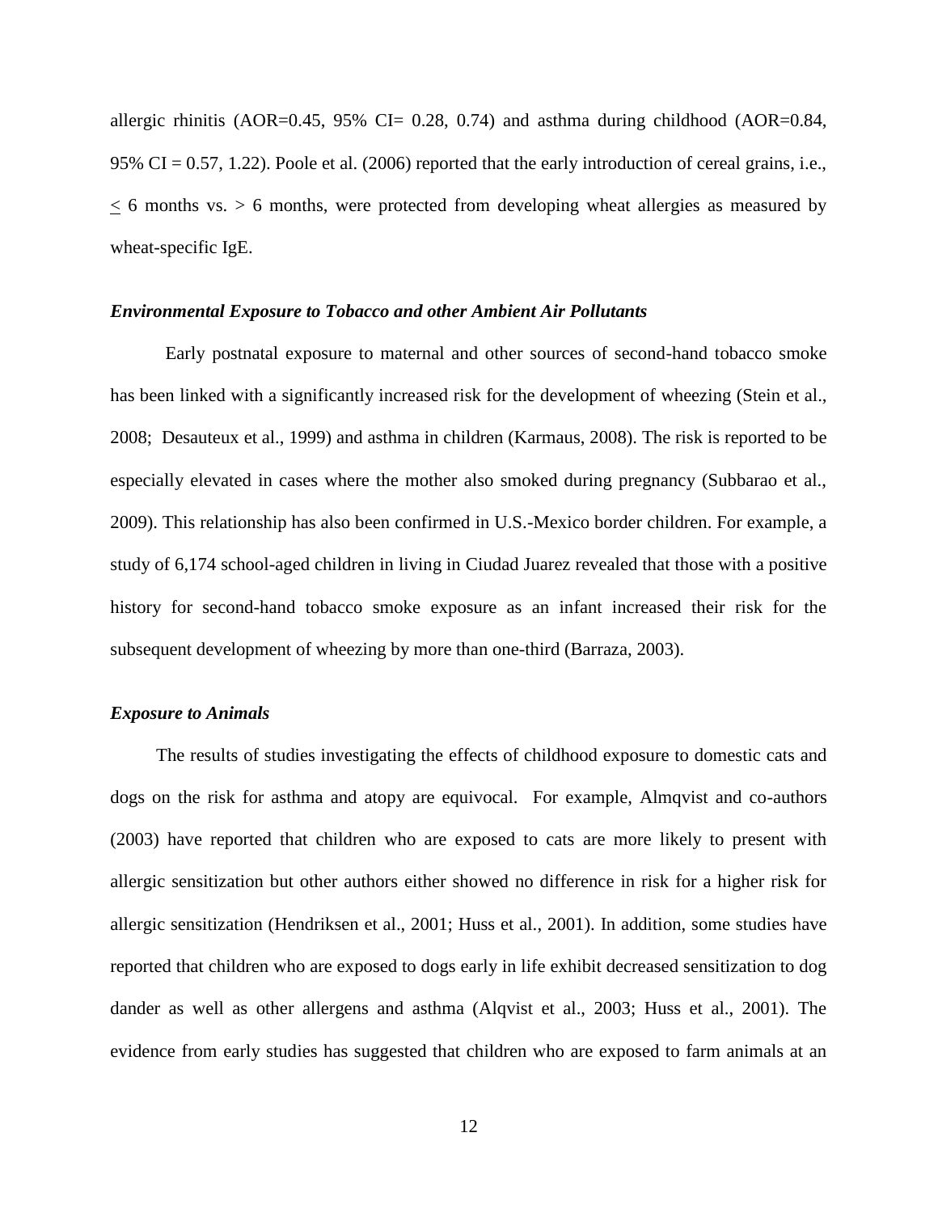allergic rhinitis (AOR=0.45, 95% CI= 0.28, 0.74) and asthma during childhood (AOR=0.84, 95% CI = 0.57, 1.22). Poole et al. (2006) reported that the early introduction of cereal grains, i.e., $\leq$ 6 months vs. > 6 months, were protected from developing wheat allergies as measured by wheat-specific IgE.

### *Environmental Exposure to Tobacco and other Ambient Air Pollutants*

Early postnatal exposure to maternal and other sources of second-hand tobacco smoke has been linked with a significantly increased risk for the development of wheezing (Stein et al., 2008; Desauteux et al., 1999) and asthma in children (Karmaus, 2008). The risk is reported to be especially elevated in cases where the mother also smoked during pregnancy (Subbarao et al., 2009). This relationship has also been confirmed in U.S.-Mexico border children. For example, a study of 6,174 school-aged children in living in Ciudad Juarez revealed that those with a positive history for second-hand tobacco smoke exposure as an infant increased their risk for the subsequent development of wheezing by more than one-third (Barraza, 2003).

### *Exposure to Animals*

The results of studies investigating the effects of childhood exposure to domestic cats and dogs on the risk for asthma and atopy are equivocal. For example, Almqvist and co-authors (2003) have reported that children who are exposed to cats are more likely to present with allergic sensitization but other authors either showed no difference in risk for a higher risk for allergic sensitization (Hendriksen et al., 2001; Huss et al., 2001). In addition, some studies have reported that children who are exposed to dogs early in life exhibit decreased sensitization to dog dander as well as other allergens and asthma (Alqvist et al., 2003; Huss et al., 2001). The evidence from early studies has suggested that children who are exposed to farm animals at an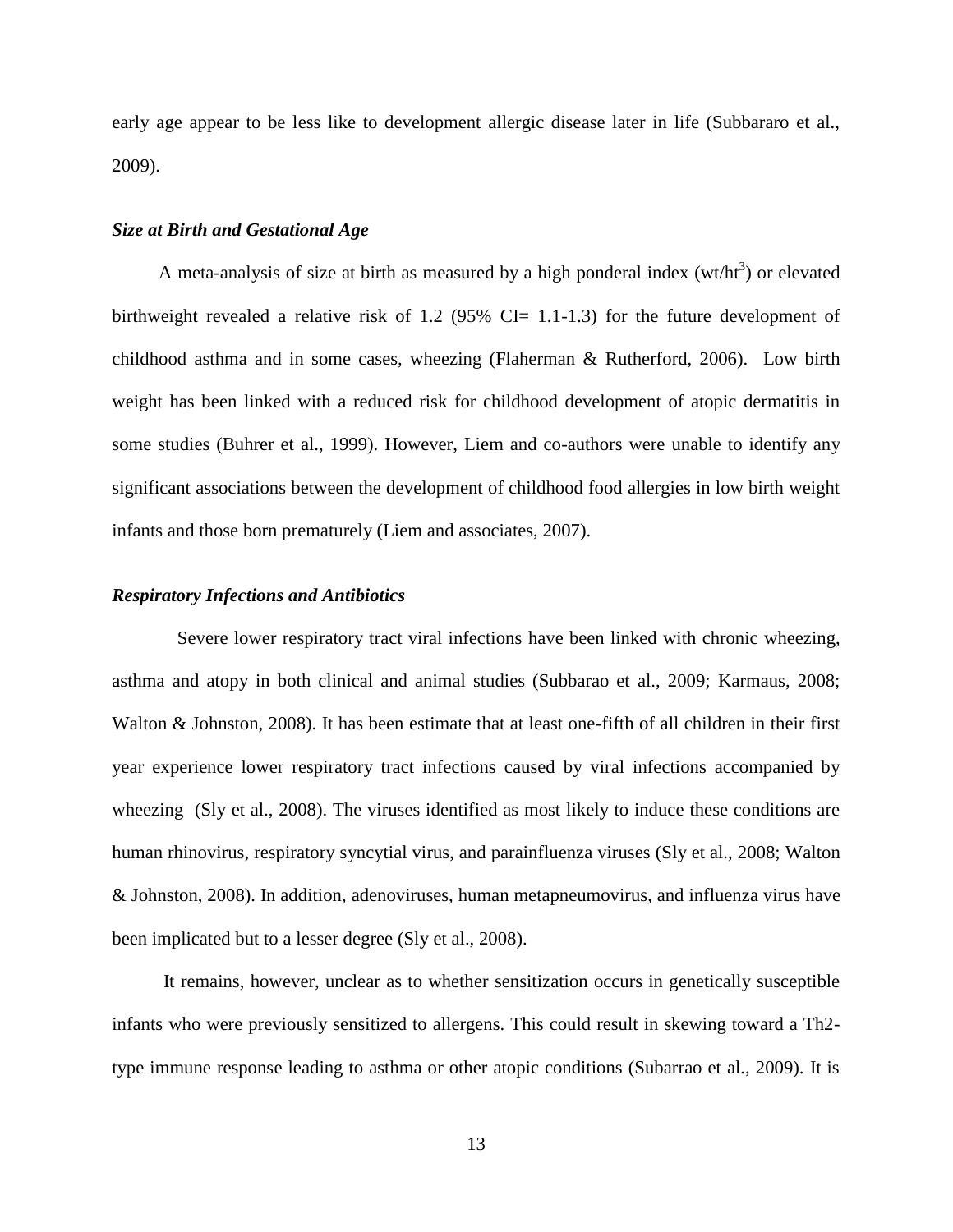early age appear to be less like to development allergic disease later in life (Subbararo et al., 2009).

### *Size at Birth and Gestational Age*

A meta-analysis of size at birth as measured by a high ponderal index ($wt/ht^3$) or elevated birthweight revealed a relative risk of 1.2 (95% CI= 1.1-1.3) for the future development of childhood asthma and in some cases, wheezing (Flaherman & Rutherford, 2006). Low birth weight has been linked with a reduced risk for childhood development of atopic dermatitis in some studies (Buhrer et al., 1999). However, Liem and co-authors were unable to identify any significant associations between the development of childhood food allergies in low birth weight infants and those born prematurely (Liem and associates, 2007).

### *Respiratory Infections and Antibiotics*

Severe lower respiratory tract viral infections have been linked with chronic wheezing, asthma and atopy in both clinical and animal studies (Subbarao et al., 2009; Karmaus, 2008; Walton & Johnston, 2008). It has been estimate that at least one-fifth of all children in their first year experience lower respiratory tract infections caused by viral infections accompanied by wheezing (Sly et al., 2008). The viruses identified as most likely to induce these conditions are human rhinovirus, respiratory syncytial virus, and parainfluenza viruses (Sly et al., 2008; Walton & Johnston, 2008). In addition, adenoviruses, human metapneumovirus, and influenza virus have been implicated but to a lesser degree (Sly et al., 2008).

It remains, however, unclear as to whether sensitization occurs in genetically susceptible infants who were previously sensitized to allergens. This could result in skewing toward a Th2-type immune response leading to asthma or other atopic conditions (Subarrao et al., 2009). It is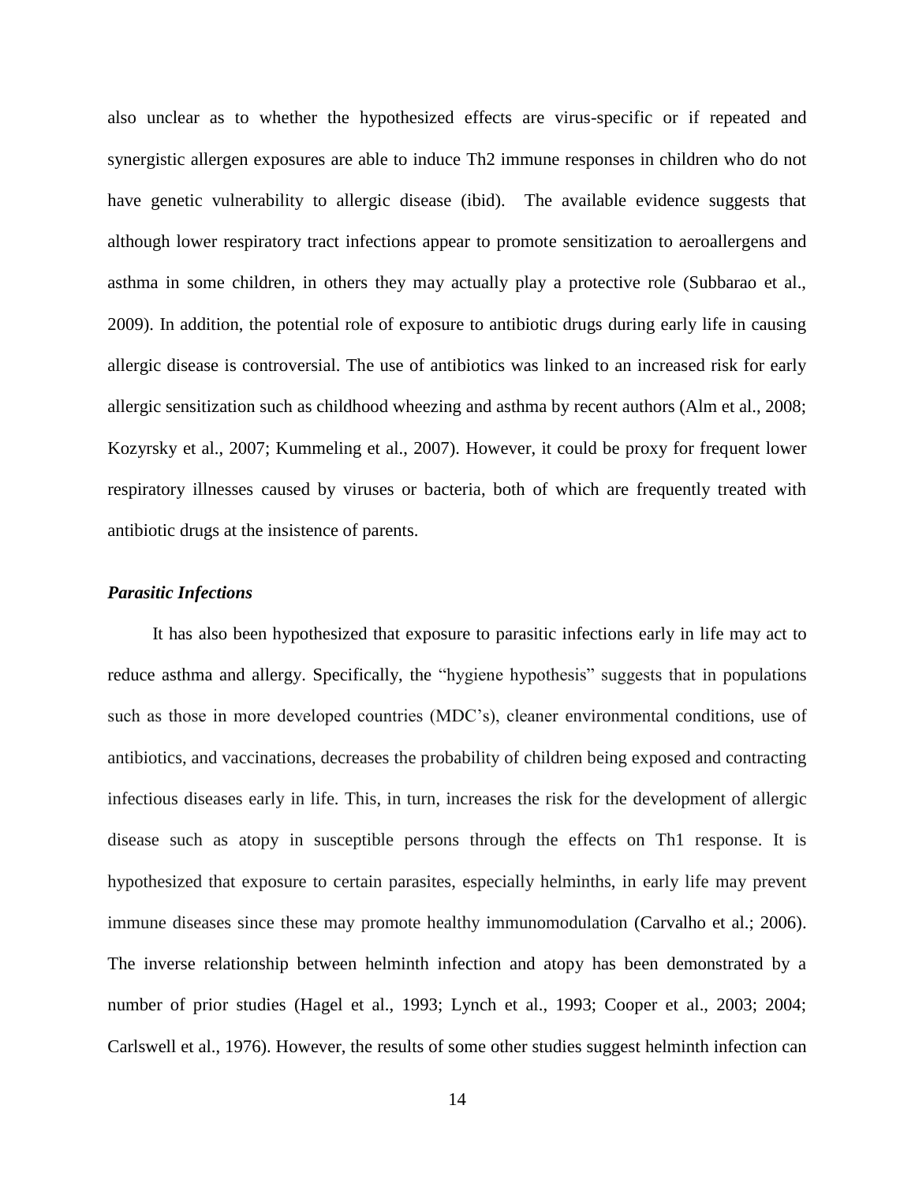also unclear as to whether the hypothesized effects are virus-specific or if repeated and synergistic allergen exposures are able to induce Th2 immune responses in children who do not have genetic vulnerability to allergic disease (ibid). The available evidence suggests that although lower respiratory tract infections appear to promote sensitization to aeroallergens and asthma in some children, in others they may actually play a protective role (Subbarao et al., 2009). In addition, the potential role of exposure to antibiotic drugs during early life in causing allergic disease is controversial. The use of antibiotics was linked to an increased risk for early allergic sensitization such as childhood wheezing and asthma by recent authors (Alm et al., 2008; Kozyrsky et al., 2007; Kummeling et al., 2007). However, it could be proxy for frequent lower respiratory illnesses caused by viruses or bacteria, both of which are frequently treated with antibiotic drugs at the insistence of parents.

### *Parasitic Infections*

It has also been hypothesized that exposure to parasitic infections early in life may act to reduce asthma and allergy. Specifically, the "hygiene hypothesis" suggests that in populations such as those in more developed countries (MDC's), cleaner environmental conditions, use of antibiotics, and vaccinations, decreases the probability of children being exposed and contracting infectious diseases early in life. This, in turn, increases the risk for the development of allergic disease such as atopy in susceptible persons through the effects on Th1 response. It is hypothesized that exposure to certain parasites, especially helminths, in early life may prevent immune diseases since these may promote healthy immunomodulation (Carvalho et al.; 2006). The inverse relationship between helminth infection and atopy has been demonstrated by a number of prior studies (Hagel et al., 1993; Lynch et al., 1993; Cooper et al., 2003; 2004; Carlswell et al., 1976). However, the results of some other studies suggest helminth infection can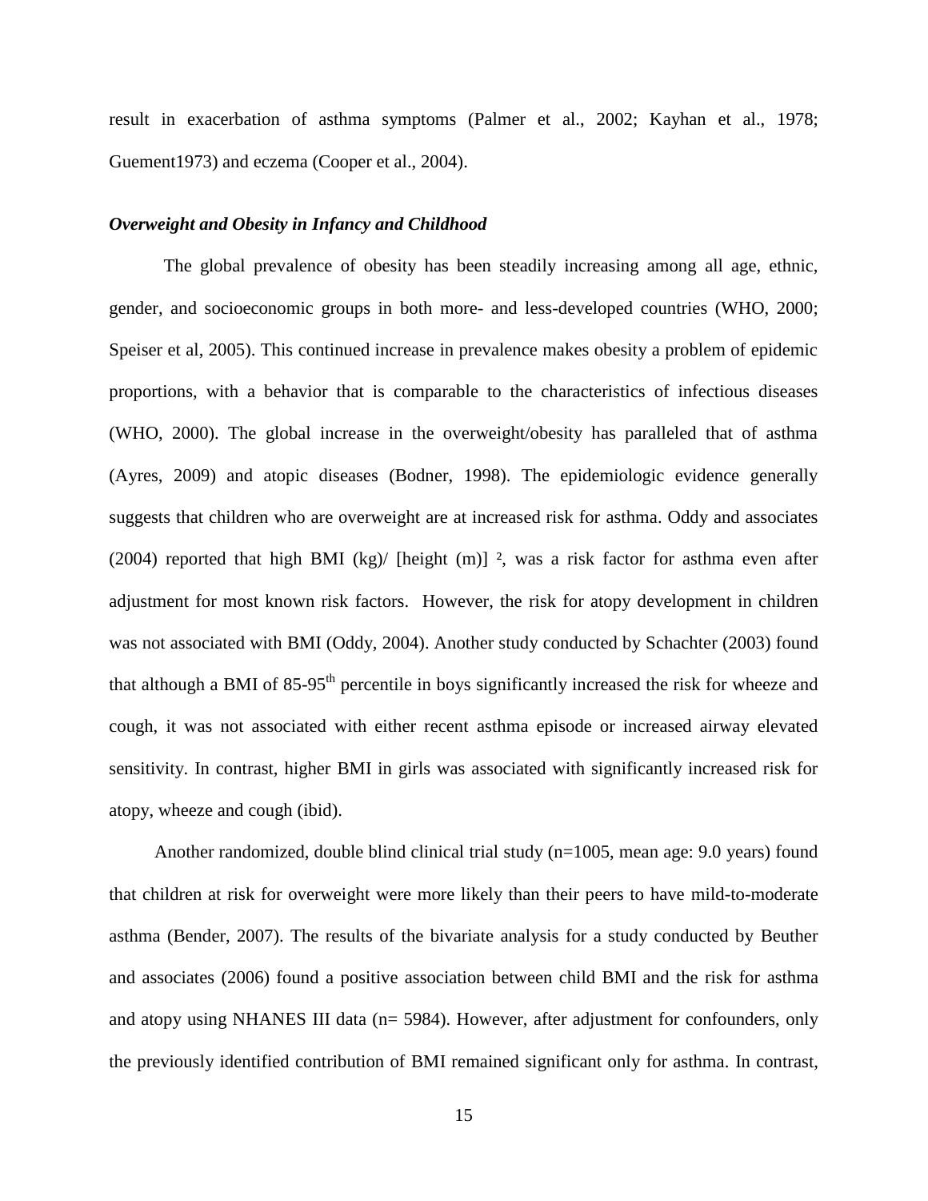result in exacerbation of asthma symptoms (Palmer et al., 2002; Kayhan et al., 1978; Guement1973) and eczema (Cooper et al., 2004).

### *Overweight and Obesity in Infancy and Childhood*

The global prevalence of obesity has been steadily increasing among all age, ethnic, gender, and socioeconomic groups in both more- and less-developed countries (WHO, 2000; Speiser et al, 2005). This continued increase in prevalence makes obesity a problem of epidemic proportions, with a behavior that is comparable to the characteristics of infectious diseases (WHO, 2000). The global increase in the overweight/obesity has paralleled that of asthma (Ayres, 2009) and atopic diseases (Bodner, 1998). The epidemiologic evidence generally suggests that children who are overweight are at increased risk for asthma. Oddy and associates (2004) reported that high BMI (kg)/ [height (m)] ², was a risk factor for asthma even after adjustment for most known risk factors. However, the risk for atopy development in children was not associated with BMI (Oddy, 2004). Another study conducted by Schachter (2003) found that although a BMI of 85-95th percentile in boys significantly increased the risk for wheeze and cough, it was not associated with either recent asthma episode or increased airway elevated sensitivity. In contrast, higher BMI in girls was associated with significantly increased risk for atopy, wheeze and cough (ibid).

Another randomized, double blind clinical trial study (n=1005, mean age: 9.0 years) found that children at risk for overweight were more likely than their peers to have mild-to-moderate asthma (Bender, 2007). The results of the bivariate analysis for a study conducted by Beuther and associates (2006) found a positive association between child BMI and the risk for asthma and atopy using NHANES III data (n= 5984). However, after adjustment for confounders, only the previously identified contribution of BMI remained significant only for asthma. In contrast,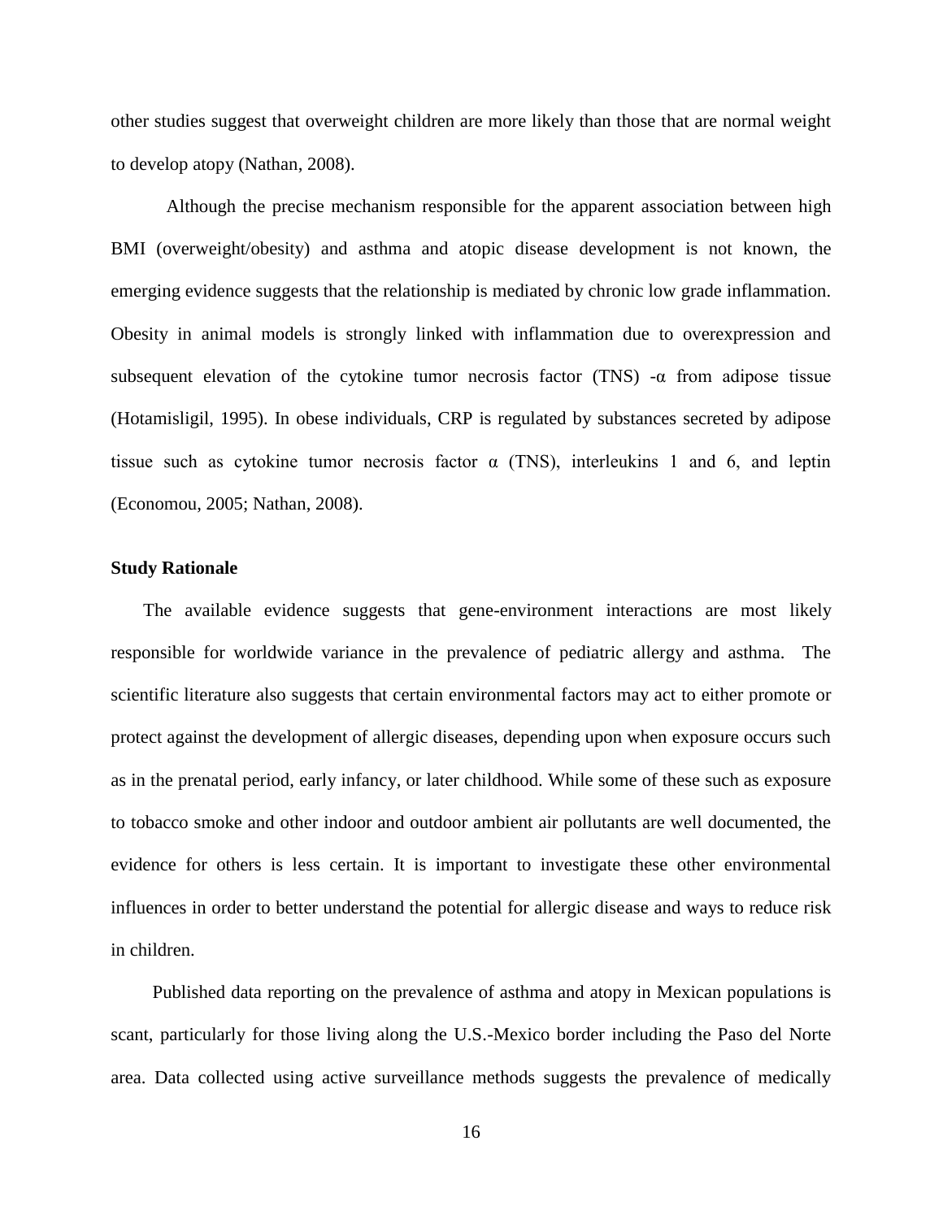other studies suggest that overweight children are more likely than those that are normal weight to develop atopy (Nathan, 2008).

Although the precise mechanism responsible for the apparent association between high BMI (overweight/obesity) and asthma and atopic disease development is not known, the emerging evidence suggests that the relationship is mediated by chronic low grade inflammation. Obesity in animal models is strongly linked with inflammation due to overexpression and subsequent elevation of the cytokine tumor necrosis factor (TNS) -α from adipose tissue (Hotamisligil, 1995). In obese individuals, CRP is regulated by substances secreted by adipose tissue such as cytokine tumor necrosis factor α (TNS), interleukins 1 and 6, and leptin (Economou, 2005; Nathan, 2008).

**Study Rationale**

The available evidence suggests that gene-environment interactions are most likely responsible for worldwide variance in the prevalence of pediatric allergy and asthma. The scientific literature also suggests that certain environmental factors may act to either promote or protect against the development of allergic diseases, depending upon when exposure occurs such as in the prenatal period, early infancy, or later childhood. While some of these such as exposure to tobacco smoke and other indoor and outdoor ambient air pollutants are well documented, the evidence for others is less certain. It is important to investigate these other environmental influences in order to better understand the potential for allergic disease and ways to reduce risk in children.

Published data reporting on the prevalence of asthma and atopy in Mexican populations is scant, particularly for those living along the U.S.-Mexico border including the Paso del Norte area. Data collected using active surveillance methods suggests the prevalence of medically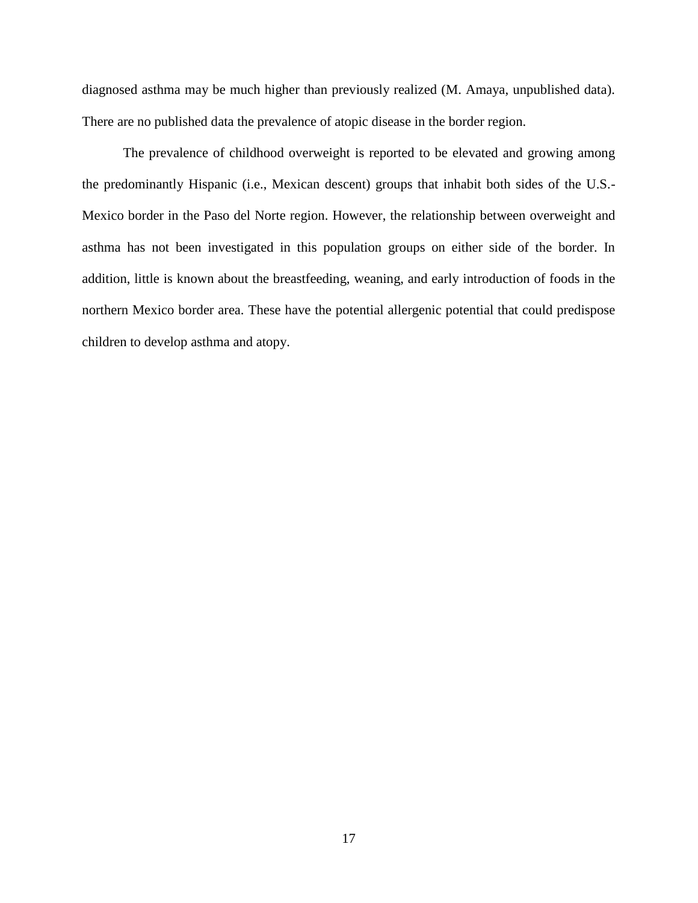diagnosed asthma may be much higher than previously realized (M. Amaya, unpublished data). There are no published data the prevalence of atopic disease in the border region.

The prevalence of childhood overweight is reported to be elevated and growing among the predominantly Hispanic (i.e., Mexican descent) groups that inhabit both sides of the U.S.-Mexico border in the Paso del Norte region. However, the relationship between overweight and asthma has not been investigated in this population groups on either side of the border. In addition, little is known about the breastfeeding, weaning, and early introduction of foods in the northern Mexico border area. These have the potential allergenic potential that could predispose children to develop asthma and atopy.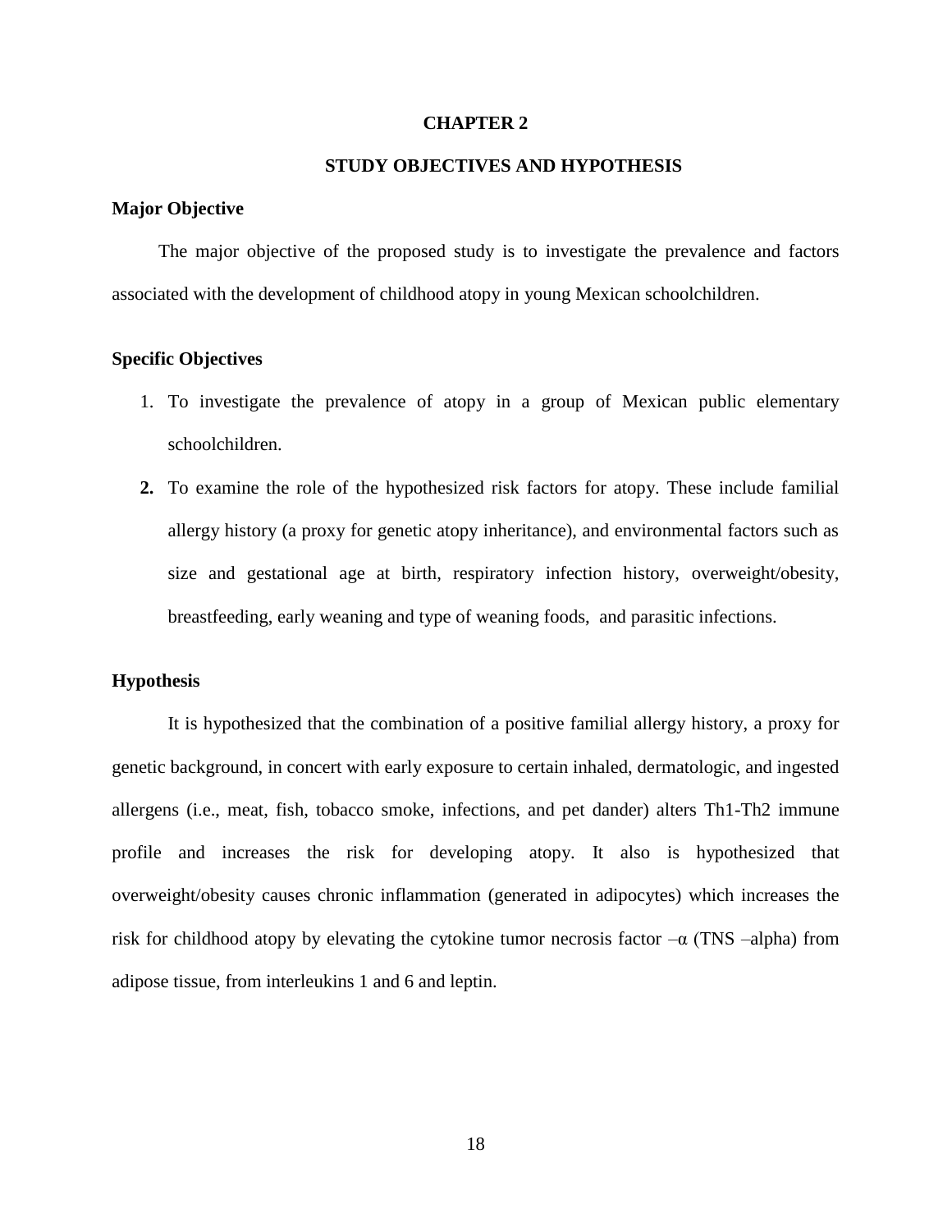# CHAPTER 2

## STUDY OBJECTIVES AND HYPOTHESIS

### Major Objective

The major objective of the proposed study is to investigate the prevalence and factors associated with the development of childhood atopy in young Mexican schoolchildren.

### Specific Objectives

1. To investigate the prevalence of atopy in a group of Mexican public elementary schoolchildren.
2. To examine the role of the hypothesized risk factors for atopy. These include familial allergy history (a proxy for genetic atopy inheritance), and environmental factors such as size and gestational age at birth, respiratory infection history, overweight/obesity, breastfeeding, early weaning and type of weaning foods, and parasitic infections.

### Hypothesis

It is hypothesized that the combination of a positive familial allergy history, a proxy for genetic background, in concert with early exposure to certain inhaled, dermatologic, and ingested allergens (i.e., meat, fish, tobacco smoke, infections, and pet dander) alters Th1-Th2 immune profile and increases the risk for developing atopy. It also is hypothesized that overweight/obesity causes chronic inflammation (generated in adipocytes) which increases the risk for childhood atopy by elevating the cytokine tumor necrosis factor –α (TNS –alpha) from adipose tissue, from interleukins 1 and 6 and leptin.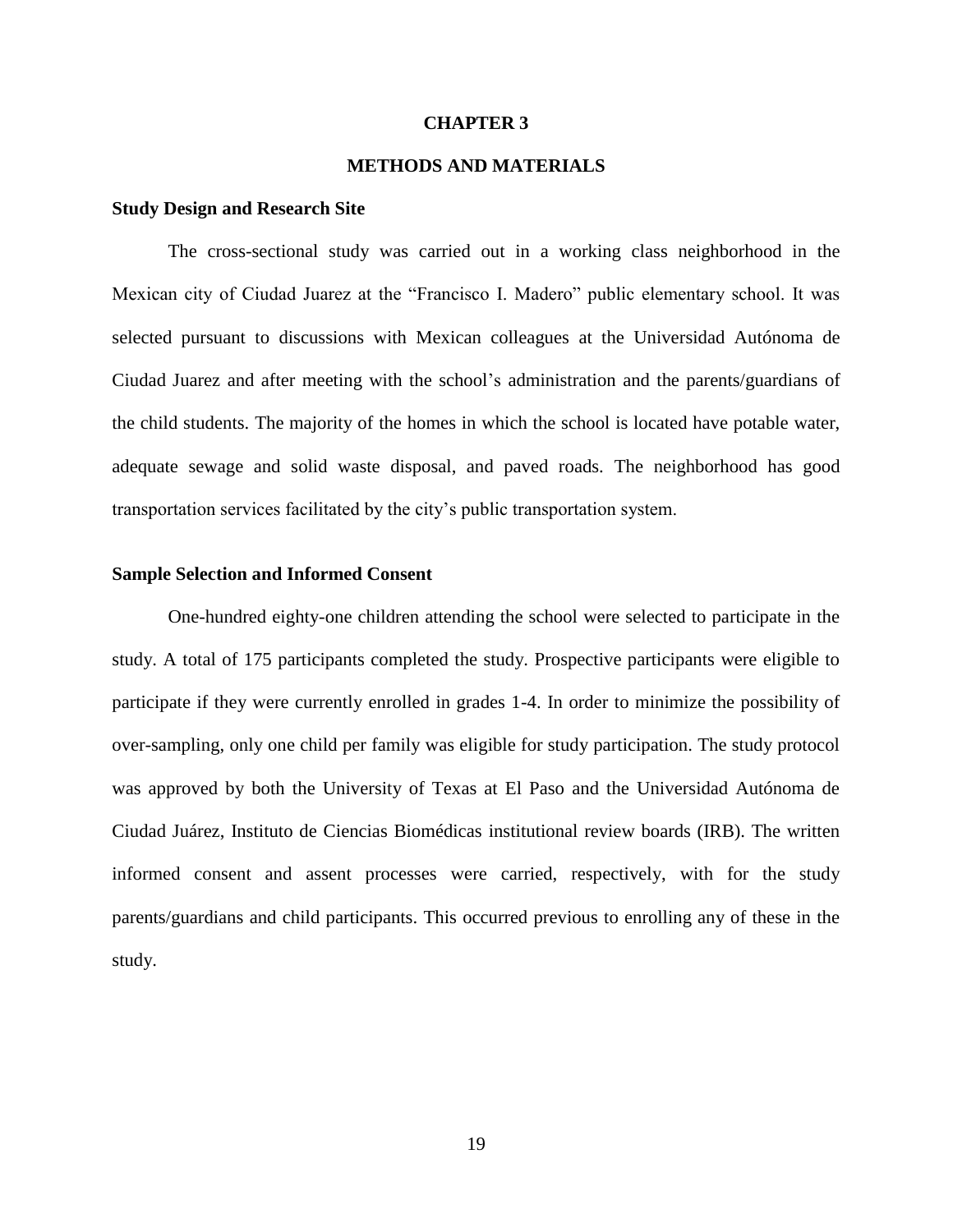# CHAPTER 3

# METHODS AND MATERIALS

### Study Design and Research Site

The cross-sectional study was carried out in a working class neighborhood in the Mexican city of Ciudad Juarez at the "Francisco I. Madero" public elementary school. It was selected pursuant to discussions with Mexican colleagues at the Universidad Autónoma de Ciudad Juarez and after meeting with the school's administration and the parents/guardians of the child students. The majority of the homes in which the school is located have potable water, adequate sewage and solid waste disposal, and paved roads. The neighborhood has good transportation services facilitated by the city's public transportation system.

### Sample Selection and Informed Consent

One-hundred eighty-one children attending the school were selected to participate in the study. A total of 175 participants completed the study. Prospective participants were eligible to participate if they were currently enrolled in grades 1-4. In order to minimize the possibility of over-sampling, only one child per family was eligible for study participation. The study protocol was approved by both the University of Texas at El Paso and the Universidad Autónoma de Ciudad Juárez, Instituto de Ciencias Biomédicas institutional review boards (IRB). The written informed consent and assent processes were carried, respectively, with for the study parents/guardians and child participants. This occurred previous to enrolling any of these in the study.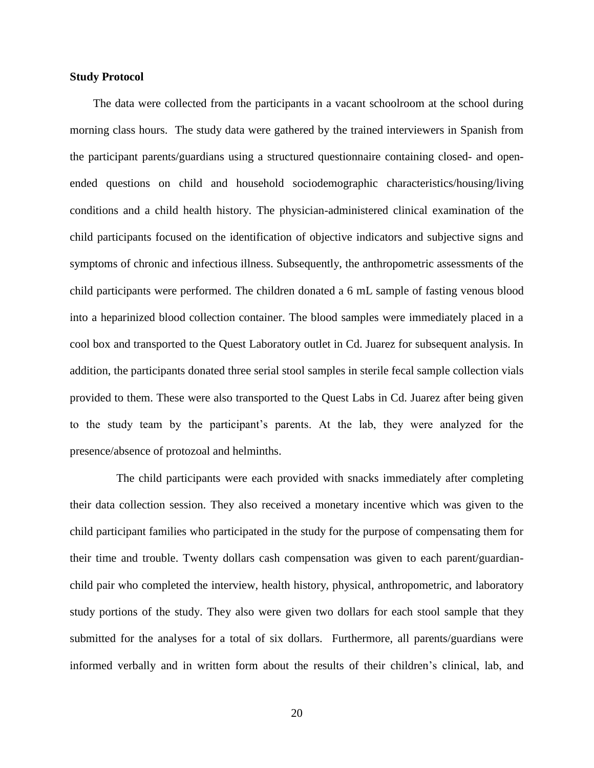**Study Protocol**

The data were collected from the participants in a vacant schoolroom at the school during morning class hours. The study data were gathered by the trained interviewers in Spanish from the participant parents/guardians using a structured questionnaire containing closed- and open-ended questions on child and household sociodemographic characteristics/housing/living conditions and a child health history. The physician-administered clinical examination of the child participants focused on the identification of objective indicators and subjective signs and symptoms of chronic and infectious illness. Subsequently, the anthropometric assessments of the child participants were performed. The children donated a 6 mL sample of fasting venous blood into a heparinized blood collection container. The blood samples were immediately placed in a cool box and transported to the Quest Laboratory outlet in Cd. Juarez for subsequent analysis. In addition, the participants donated three serial stool samples in sterile fecal sample collection vials provided to them. These were also transported to the Quest Labs in Cd. Juarez after being given to the study team by the participant's parents. At the lab, they were analyzed for the presence/absence of protozoal and helminths.

The child participants were each provided with snacks immediately after completing their data collection session. They also received a monetary incentive which was given to the child participant families who participated in the study for the purpose of compensating them for their time and trouble. Twenty dollars cash compensation was given to each parent/guardian-child pair who completed the interview, health history, physical, anthropometric, and laboratory study portions of the study. They also were given two dollars for each stool sample that they submitted for the analyses for a total of six dollars. Furthermore, all parents/guardians were informed verbally and in written form about the results of their children's clinical, lab, and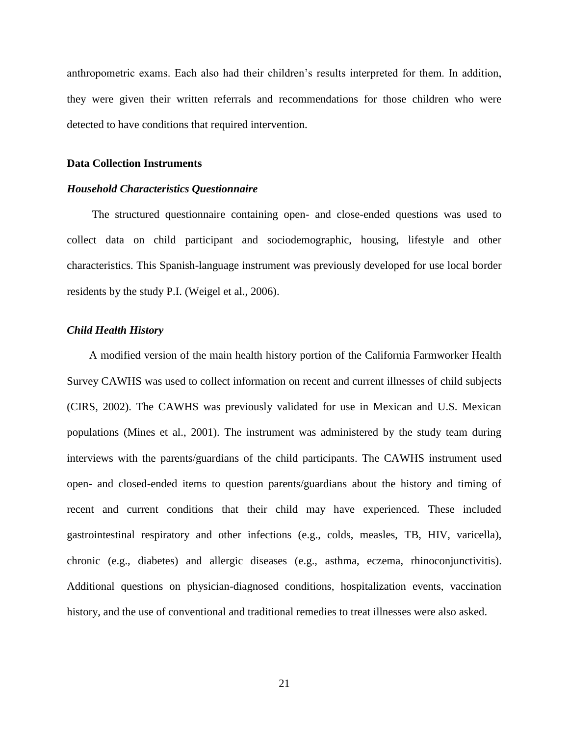anthropometric exams. Each also had their children's results interpreted for them. In addition, they were given their written referrals and recommendations for those children who were detected to have conditions that required intervention.

## Data Collection Instruments

### *Household Characteristics Questionnaire*

The structured questionnaire containing open- and close-ended questions was used to collect data on child participant and sociodemographic, housing, lifestyle and other characteristics. This Spanish-language instrument was previously developed for use local border residents by the study P.I. (Weigel et al., 2006).

### *Child Health History*

A modified version of the main health history portion of the California Farmworker Health Survey CAWHS was used to collect information on recent and current illnesses of child subjects (CIRS, 2002). The CAWHS was previously validated for use in Mexican and U.S. Mexican populations (Mines et al., 2001). The instrument was administered by the study team during interviews with the parents/guardians of the child participants. The CAWHS instrument used open- and closed-ended items to question parents/guardians about the history and timing of recent and current conditions that their child may have experienced. These included gastrointestinal respiratory and other infections (e.g., colds, measles, TB, HIV, varicella), chronic (e.g., diabetes) and allergic diseases (e.g., asthma, eczema, rhinoconjunctivitis). Additional questions on physician-diagnosed conditions, hospitalization events, vaccination history, and the use of conventional and traditional remedies to treat illnesses were also asked.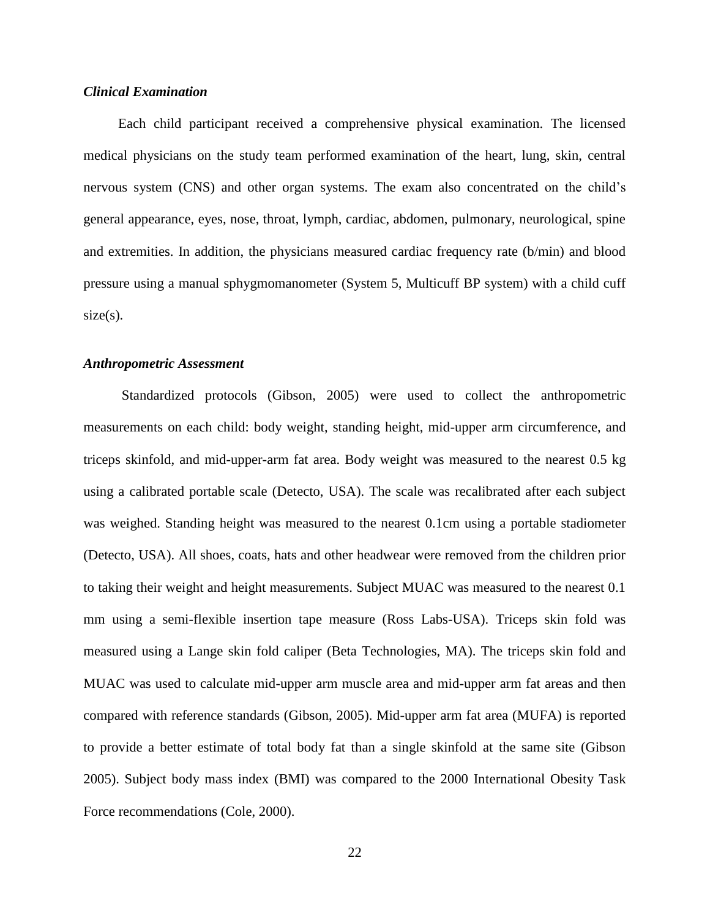### *Clinical Examination*

Each child participant received a comprehensive physical examination. The licensed medical physicians on the study team performed examination of the heart, lung, skin, central nervous system (CNS) and other organ systems. The exam also concentrated on the child's general appearance, eyes, nose, throat, lymph, cardiac, abdomen, pulmonary, neurological, spine and extremities. In addition, the physicians measured cardiac frequency rate (b/min) and blood pressure using a manual sphygmomanometer (System 5, Multicuff BP system) with a child cuff size(s).

### *Anthropometric Assessment*

Standardized protocols (Gibson, 2005) were used to collect the anthropometric measurements on each child: body weight, standing height, mid-upper arm circumference, and triceps skinfold, and mid-upper-arm fat area. Body weight was measured to the nearest 0.5 kg using a calibrated portable scale (Detecto, USA). The scale was recalibrated after each subject was weighed. Standing height was measured to the nearest 0.1cm using a portable stadiometer (Detecto, USA). All shoes, coats, hats and other headwear were removed from the children prior to taking their weight and height measurements. Subject MUAC was measured to the nearest 0.1 mm using a semi-flexible insertion tape measure (Ross Labs-USA). Triceps skin fold was measured using a Lange skin fold caliper (Beta Technologies, MA). The triceps skin fold and MUAC was used to calculate mid-upper arm muscle area and mid-upper arm fat areas and then compared with reference standards (Gibson, 2005). Mid-upper arm fat area (MUFA) is reported to provide a better estimate of total body fat than a single skinfold at the same site (Gibson 2005). Subject body mass index (BMI) was compared to the 2000 International Obesity Task Force recommendations (Cole, 2000).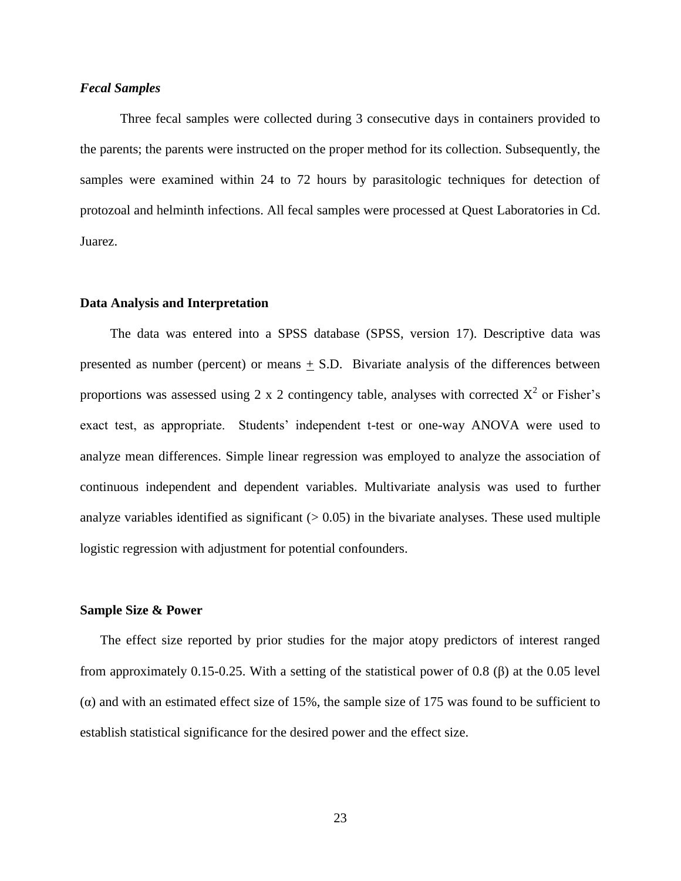***Fecal Samples***

Three fecal samples were collected during 3 consecutive days in containers provided to the parents; the parents were instructed on the proper method for its collection. Subsequently, the samples were examined within 24 to 72 hours by parasitologic techniques for detection of protozoal and helminth infections. All fecal samples were processed at Quest Laboratories in Cd. Juarez.

**Data Analysis and Interpretation**

The data was entered into a SPSS database (SPSS, version 17). Descriptive data was presented as number (percent) or means $\pm$ S.D. Bivariate analysis of the differences between proportions was assessed using 2 x 2 contingency table, analyses with corrected $X^2$ or Fisher's exact test, as appropriate. Students' independent t-test or one-way ANOVA were used to analyze mean differences. Simple linear regression was employed to analyze the association of continuous independent and dependent variables. Multivariate analysis was used to further analyze variables identified as significant ($> 0.05$) in the bivariate analyses. These used multiple logistic regression with adjustment for potential confounders.

**Sample Size & Power**

The effect size reported by prior studies for the major atopy predictors of interest ranged from approximately 0.15-0.25. With a setting of the statistical power of 0.8 ($\beta$) at the 0.05 level ($\alpha$) and with an estimated effect size of 15%, the sample size of 175 was found to be sufficient to establish statistical significance for the desired power and the effect size.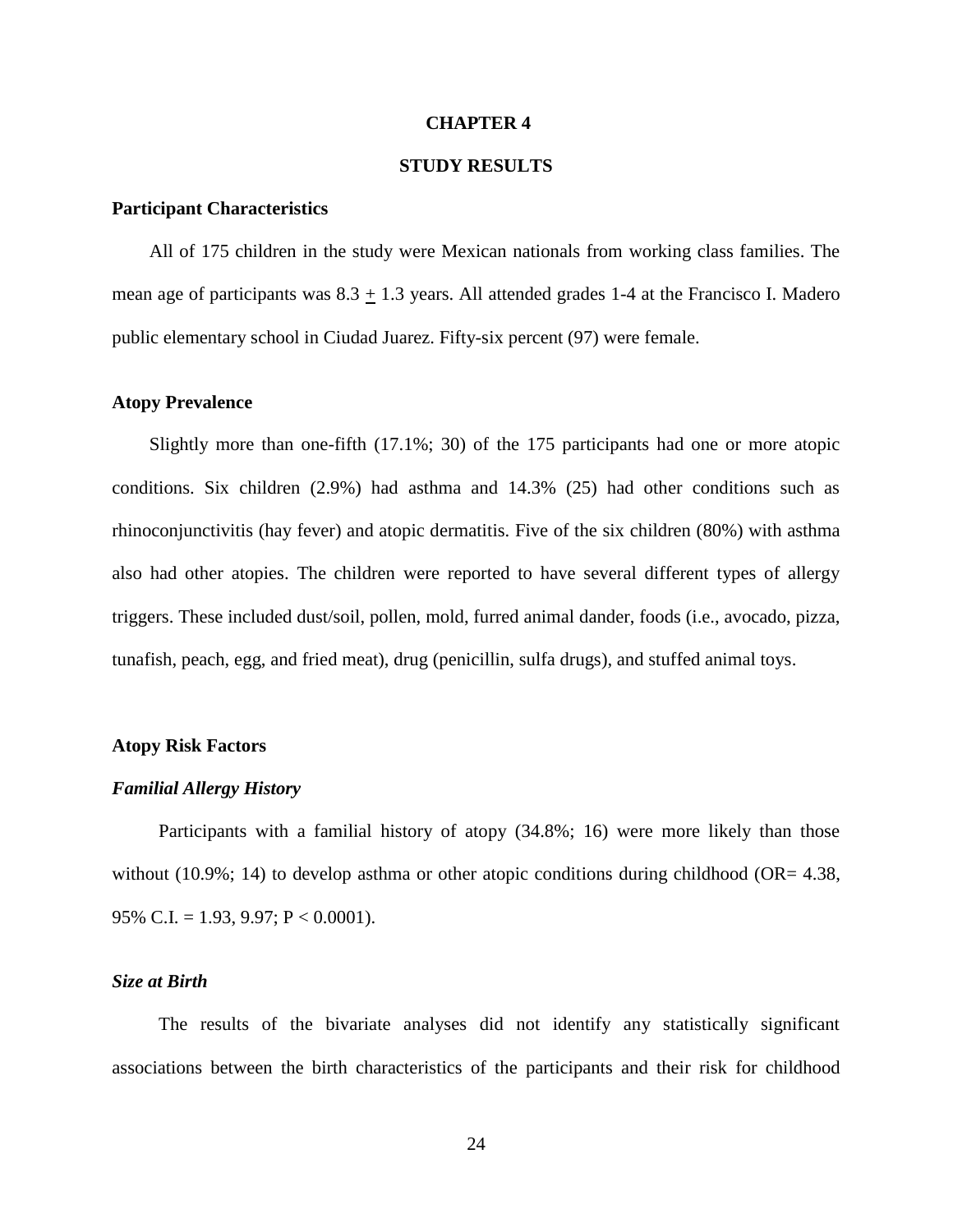# CHAPTER 4

# STUDY RESULTS

## Participant Characteristics

All of 175 children in the study were Mexican nationals from working class families. The mean age of participants was 8.3 $\pm$ 1.3 years. All attended grades 1-4 at the Francisco I. Madero public elementary school in Ciudad Juarez. Fifty-six percent (97) were female.

## Atopy Prevalence

Slightly more than one-fifth (17.1%; 30) of the 175 participants had one or more atopic conditions. Six children (2.9%) had asthma and 14.3% (25) had other conditions such as rhinoconjunctivitis (hay fever) and atopic dermatitis. Five of the six children (80%) with asthma also had other atopies. The children were reported to have several different types of allergy triggers. These included dust/soil, pollen, mold, furred animal dander, foods (i.e., avocado, pizza, tunafish, peach, egg, and fried meat), drug (penicillin, sulfa drugs), and stuffed animal toys.

## Atopy Risk Factors

### *Familial Allergy History*

Participants with a familial history of atopy (34.8%; 16) were more likely than those without (10.9%; 14) to develop asthma or other atopic conditions during childhood (OR= 4.38, 95% C.I. = 1.93, 9.97; $P < 0.0001$).

### *Size at Birth*

The results of the bivariate analyses did not identify any statistically significant associations between the birth characteristics of the participants and their risk for childhood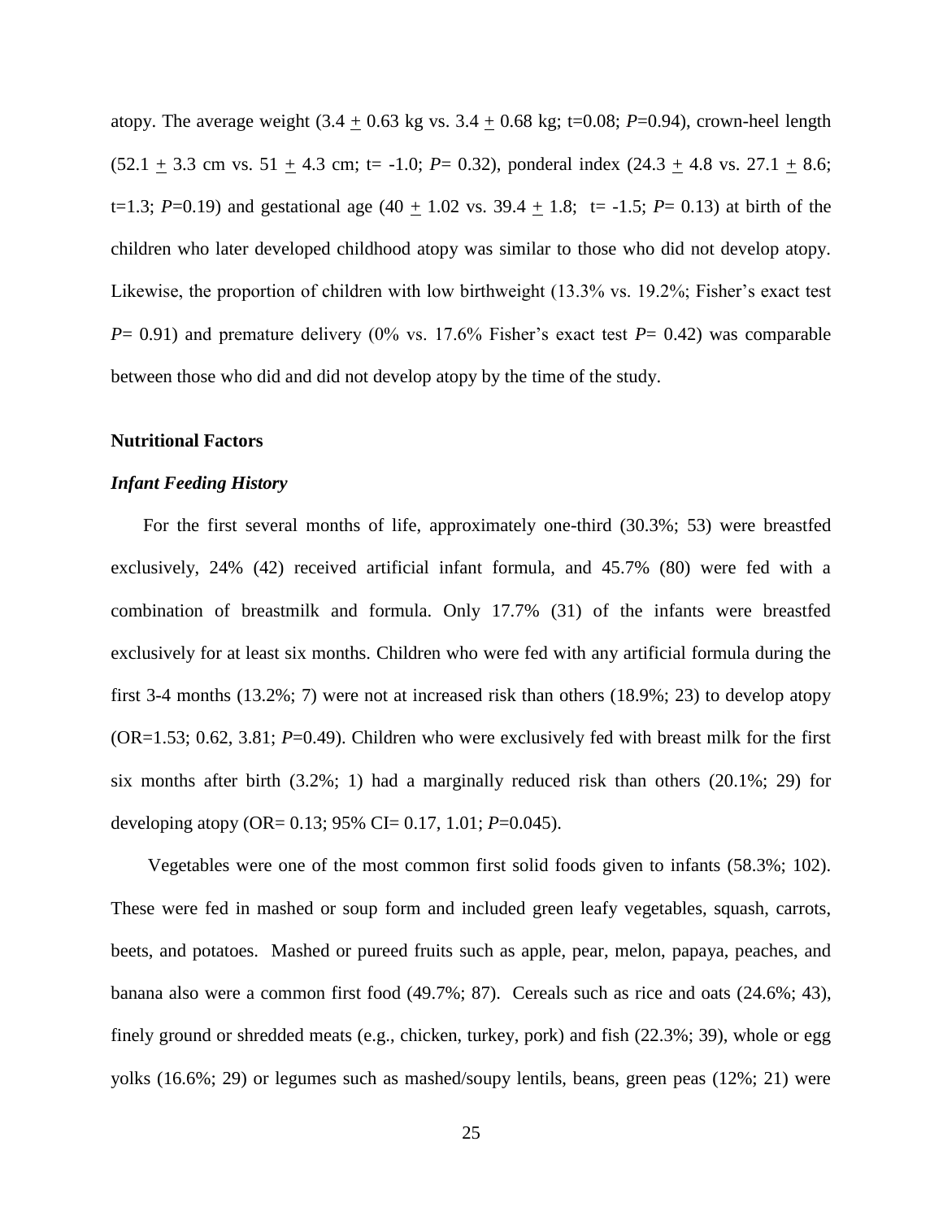atopy. The average weight (3.4 $\pm$ 0.63 kg vs. 3.4 $\pm$ 0.68 kg; t=0.08; *P*=0.94), crown-heel length (52.1 $\pm$ 3.3 cm vs. 51 $\pm$ 4.3 cm; t= -1.0; *P*= 0.32), ponderal index (24.3 $\pm$ 4.8 vs. 27.1 $\pm$ 8.6; t=1.3; *P*=0.19) and gestational age (40 $\pm$ 1.02 vs. 39.4 $\pm$ 1.8; t= -1.5; *P*= 0.13) at birth of the children who later developed childhood atopy was similar to those who did not develop atopy. Likewise, the proportion of children with low birthweight (13.3% vs. 19.2%; Fisher's exact test *P*= 0.91) and premature delivery (0% vs. 17.6% Fisher's exact test *P*= 0.42) was comparable between those who did and did not develop atopy by the time of the study.

**Nutritional Factors**

***Infant Feeding History***

For the first several months of life, approximately one-third (30.3%; 53) were breastfed exclusively, 24% (42) received artificial infant formula, and 45.7% (80) were fed with a combination of breastmilk and formula. Only 17.7% (31) of the infants were breastfed exclusively for at least six months. Children who were fed with any artificial formula during the first 3-4 months (13.2%; 7) were not at increased risk than others (18.9%; 23) to develop atopy (OR=1.53; 0.62, 3.81; *P*=0.49). Children who were exclusively fed with breast milk for the first six months after birth (3.2%; 1) had a marginally reduced risk than others (20.1%; 29) for developing atopy (OR= 0.13; 95% CI= 0.17, 1.01; *P*=0.045).

Vegetables were one of the most common first solid foods given to infants (58.3%; 102). These were fed in mashed or soup form and included green leafy vegetables, squash, carrots, beets, and potatoes. Mashed or pureed fruits such as apple, pear, melon, papaya, peaches, and banana also were a common first food (49.7%; 87). Cereals such as rice and oats (24.6%; 43), finely ground or shredded meats (e.g., chicken, turkey, pork) and fish (22.3%; 39), whole or egg yolks (16.6%; 29) or legumes such as mashed/soupy lentils, beans, green peas (12%; 21) were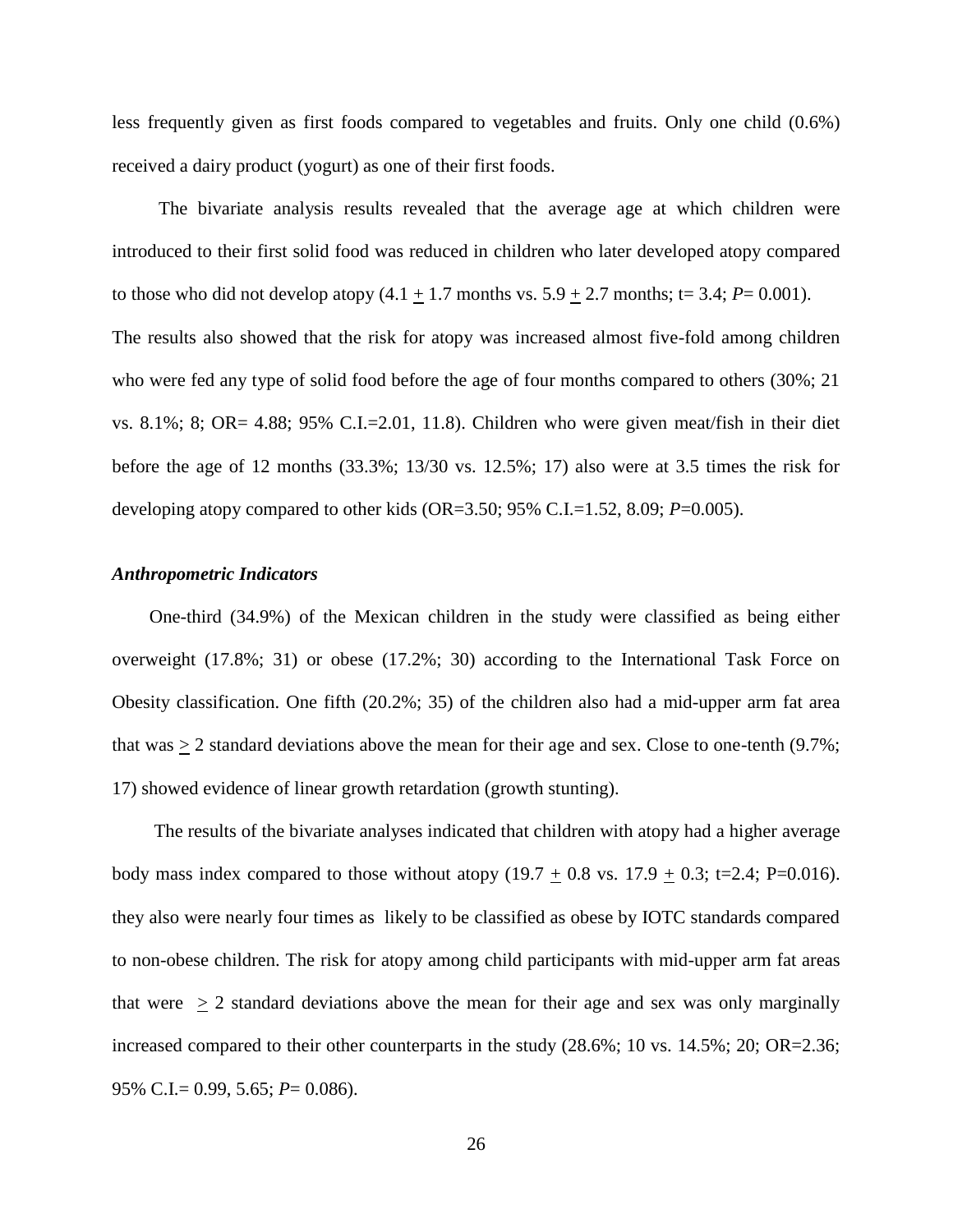less frequently given as first foods compared to vegetables and fruits. Only one child (0.6%) received a dairy product (yogurt) as one of their first foods.

The bivariate analysis results revealed that the average age at which children were introduced to their first solid food was reduced in children who later developed atopy compared to those who did not develop atopy (4.1 $\pm$ 1.7 months vs. 5.9 $\pm$ 2.7 months; t= 3.4; *P*= 0.001). The results also showed that the risk for atopy was increased almost five-fold among children who were fed any type of solid food before the age of four months compared to others (30%; 21 vs. 8.1%; 8; OR= 4.88; 95% C.I.=2.01, 11.8). Children who were given meat/fish in their diet before the age of 12 months (33.3%; 13/30 vs. 12.5%; 17) also were at 3.5 times the risk for developing atopy compared to other kids (OR=3.50; 95% C.I.=1.52, 8.09; *P*=0.005).

### *Anthropometric Indicators*

One-third (34.9%) of the Mexican children in the study were classified as being either overweight (17.8%; 31) or obese (17.2%; 30) according to the International Task Force on Obesity classification. One fifth (20.2%; 35) of the children also had a mid-upper arm fat area that was $\geq$ 2 standard deviations above the mean for their age and sex. Close to one-tenth (9.7%; 17) showed evidence of linear growth retardation (growth stunting).

The results of the bivariate analyses indicated that children with atopy had a higher average body mass index compared to those without atopy (19.7 $\pm$ 0.8 vs. 17.9 $\pm$ 0.3; t=2.4; P=0.016). they also were nearly four times as likely to be classified as obese by IOTC standards compared to non-obese children. The risk for atopy among child participants with mid-upper arm fat areas that were $\geq$ 2 standard deviations above the mean for their age and sex was only marginally increased compared to their other counterparts in the study (28.6%; 10 vs. 14.5%; 20; OR=2.36; 95% C.I.= 0.99, 5.65; *P*= 0.086).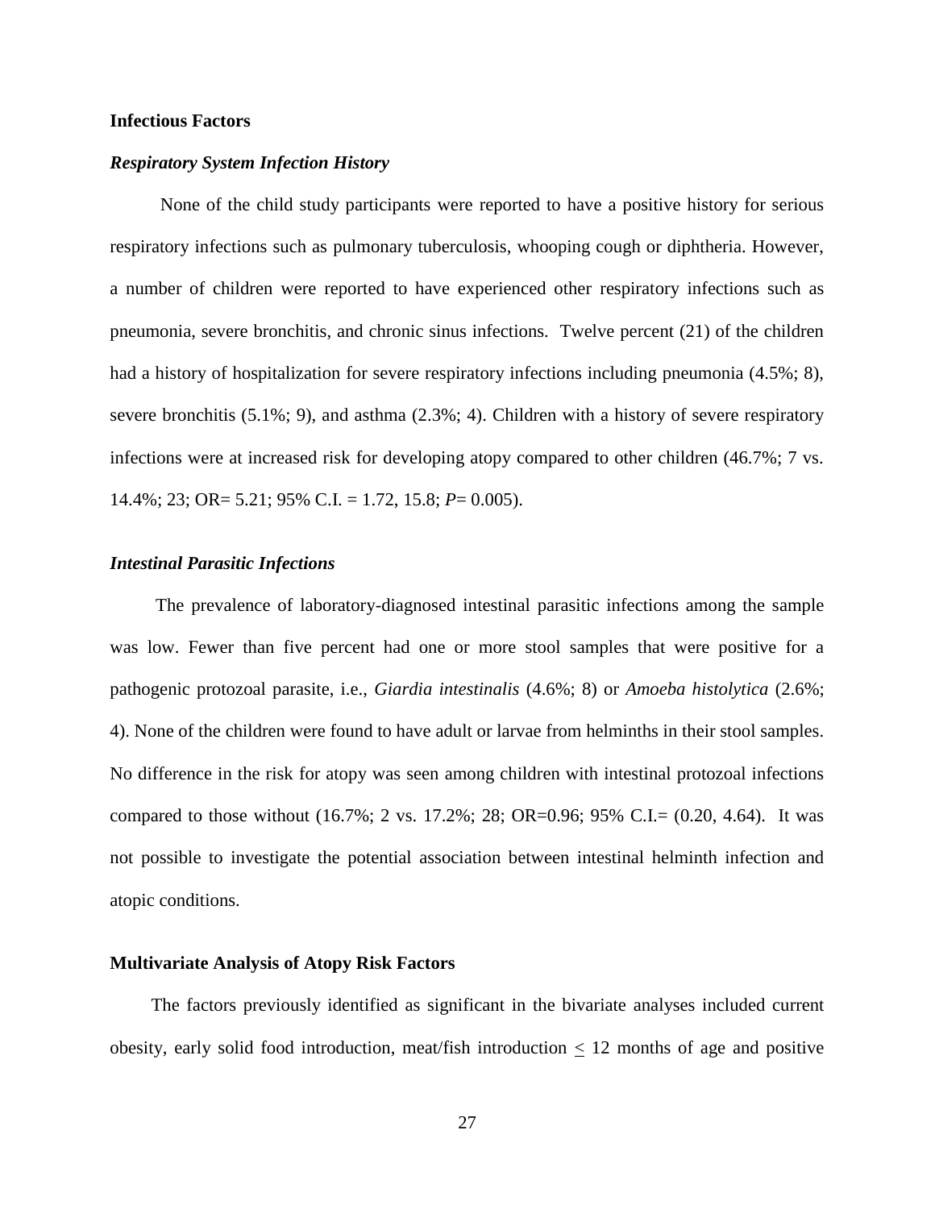## Infectious Factors

### *Respiratory System Infection History*

None of the child study participants were reported to have a positive history for serious respiratory infections such as pulmonary tuberculosis, whooping cough or diphtheria. However, a number of children were reported to have experienced other respiratory infections such as pneumonia, severe bronchitis, and chronic sinus infections. Twelve percent (21) of the children had a history of hospitalization for severe respiratory infections including pneumonia (4.5%; 8), severe bronchitis (5.1%; 9), and asthma (2.3%; 4). Children with a history of severe respiratory infections were at increased risk for developing atopy compared to other children (46.7%; 7 vs. 14.4%; 23; OR= 5.21; 95% C.I. = 1.72, 15.8; *P*= 0.005).

### *Intestinal Parasitic Infections*

The prevalence of laboratory-diagnosed intestinal parasitic infections among the sample was low. Fewer than five percent had one or more stool samples that were positive for a pathogenic protozoal parasite, i.e., *Giardia intestinalis* (4.6%; 8) or *Amoeba histolytica* (2.6%; 4). None of the children were found to have adult or larvae from helminths in their stool samples. No difference in the risk for atopy was seen among children with intestinal protozoal infections compared to those without (16.7%; 2 vs. 17.2%; 28; OR=0.96; 95% C.I.= (0.20, 4.64). It was not possible to investigate the potential association between intestinal helminth infection and atopic conditions.

## Multivariate Analysis of Atopy Risk Factors

The factors previously identified as significant in the bivariate analyses included current obesity, early solid food introduction, meat/fish introduction $\leq$ 12 months of age and positive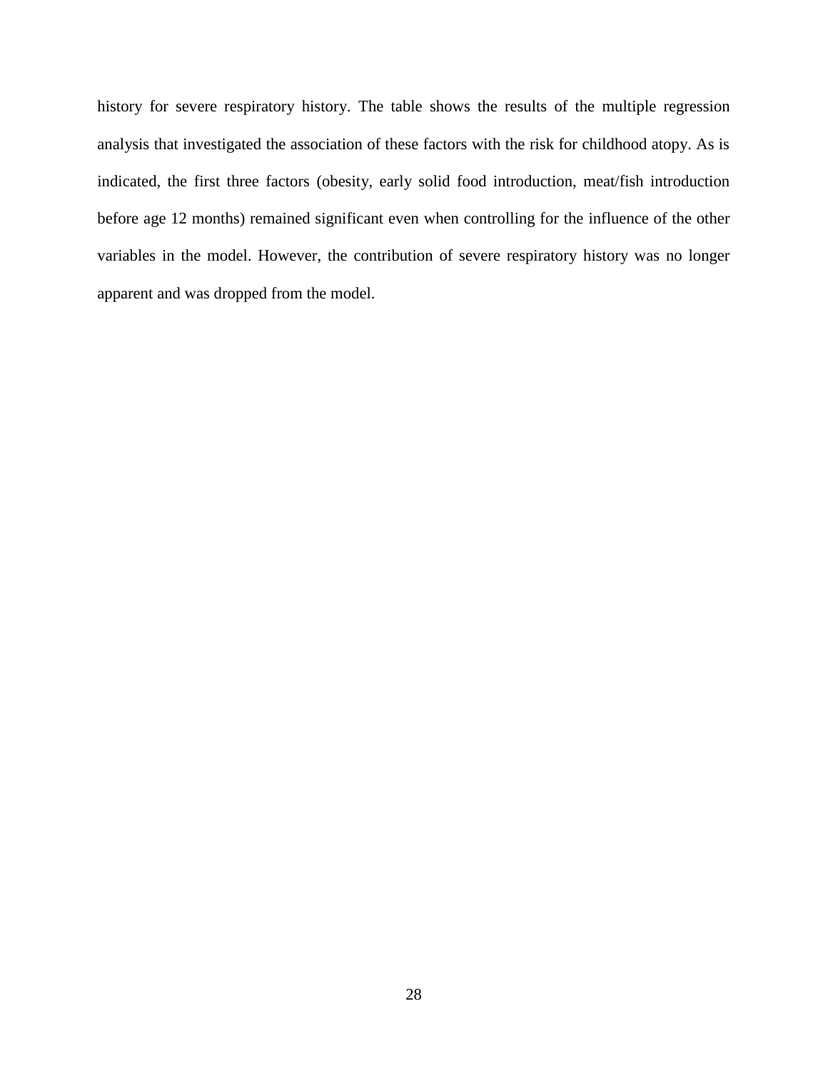history for severe respiratory history. The table shows the results of the multiple regression analysis that investigated the association of these factors with the risk for childhood atopy. As is indicated, the first three factors (obesity, early solid food introduction, meat/fish introduction before age 12 months) remained significant even when controlling for the influence of the other variables in the model. However, the contribution of severe respiratory history was no longer apparent and was dropped from the model.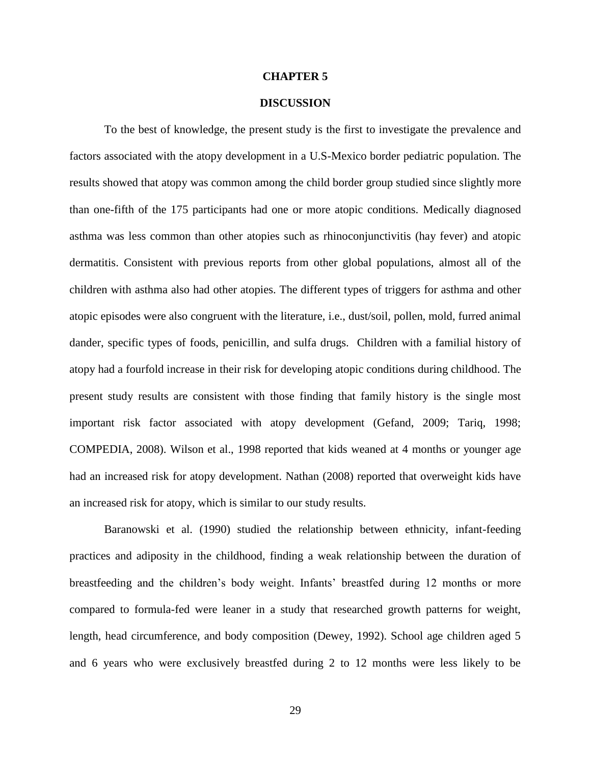# CHAPTER 5

# DISCUSSION

To the best of knowledge, the present study is the first to investigate the prevalence and factors associated with the atopy development in a U.S-Mexico border pediatric population. The results showed that atopy was common among the child border group studied since slightly more than one-fifth of the 175 participants had one or more atopic conditions. Medically diagnosed asthma was less common than other atopies such as rhinoconjunctivitis (hay fever) and atopic dermatitis. Consistent with previous reports from other global populations, almost all of the children with asthma also had other atopies. The different types of triggers for asthma and other atopic episodes were also congruent with the literature, i.e., dust/soil, pollen, mold, furred animal dander, specific types of foods, penicillin, and sulfa drugs. Children with a familial history of atopy had a fourfold increase in their risk for developing atopic conditions during childhood. The present study results are consistent with those finding that family history is the single most important risk factor associated with atopy development (Gefand, 2009; Tariq, 1998; COMPEDIA, 2008). Wilson et al., 1998 reported that kids weaned at 4 months or younger age had an increased risk for atopy development. Nathan (2008) reported that overweight kids have an increased risk for atopy, which is similar to our study results.

Baranowski et al. (1990) studied the relationship between ethnicity, infant-feeding practices and adiposity in the childhood, finding a weak relationship between the duration of breastfeeding and the children's body weight. Infants' breastfed during 12 months or more compared to formula-fed were leaner in a study that researched growth patterns for weight, length, head circumference, and body composition (Dewey, 1992). School age children aged 5 and 6 years who were exclusively breastfed during 2 to 12 months were less likely to be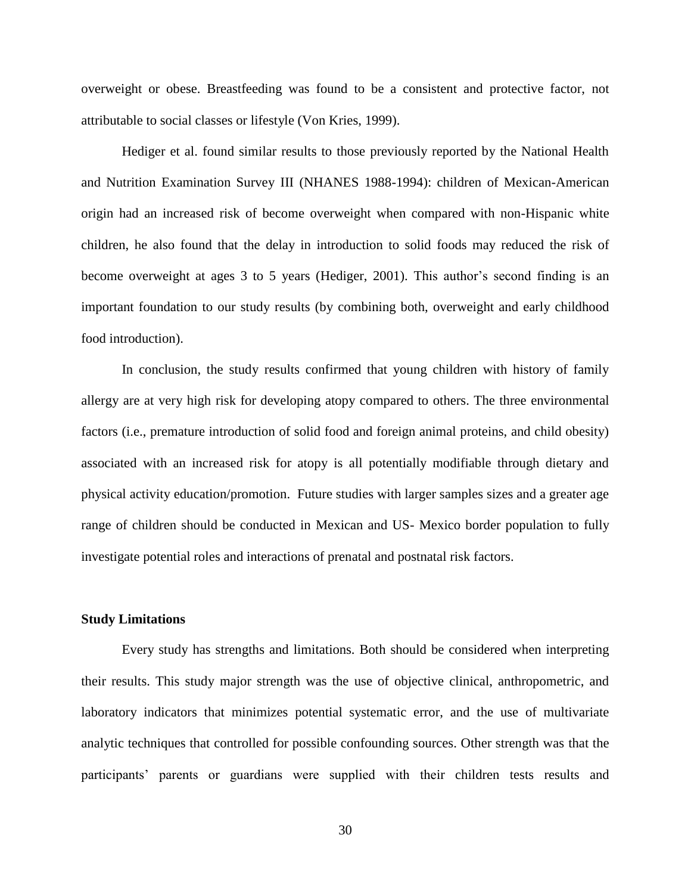overweight or obese. Breastfeeding was found to be a consistent and protective factor, not attributable to social classes or lifestyle (Von Kries, 1999).

Hediger et al. found similar results to those previously reported by the National Health and Nutrition Examination Survey III (NHANES 1988-1994): children of Mexican-American origin had an increased risk of become overweight when compared with non-Hispanic white children, he also found that the delay in introduction to solid foods may reduced the risk of become overweight at ages 3 to 5 years (Hediger, 2001). This author's second finding is an important foundation to our study results (by combining both, overweight and early childhood food introduction).

In conclusion, the study results confirmed that young children with history of family allergy are at very high risk for developing atopy compared to others. The three environmental factors (i.e., premature introduction of solid food and foreign animal proteins, and child obesity) associated with an increased risk for atopy is all potentially modifiable through dietary and physical activity education/promotion. Future studies with larger samples sizes and a greater age range of children should be conducted in Mexican and US- Mexico border population to fully investigate potential roles and interactions of prenatal and postnatal risk factors.

**Study Limitations**

Every study has strengths and limitations. Both should be considered when interpreting their results. This study major strength was the use of objective clinical, anthropometric, and laboratory indicators that minimizes potential systematic error, and the use of multivariate analytic techniques that controlled for possible confounding sources. Other strength was that the participants' parents or guardians were supplied with their children tests results and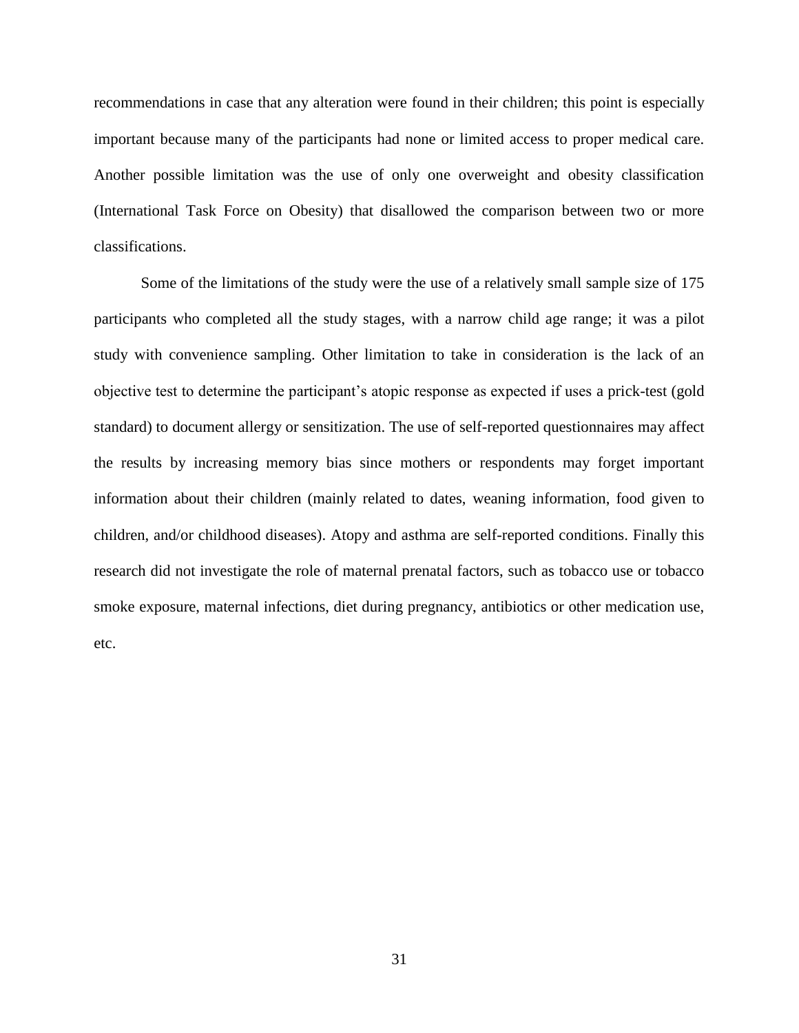recommendations in case that any alteration were found in their children; this point is especially important because many of the participants had none or limited access to proper medical care. Another possible limitation was the use of only one overweight and obesity classification (International Task Force on Obesity) that disallowed the comparison between two or more classifications.

Some of the limitations of the study were the use of a relatively small sample size of 175 participants who completed all the study stages, with a narrow child age range; it was a pilot study with convenience sampling. Other limitation to take in consideration is the lack of an objective test to determine the participant's atopic response as expected if uses a prick-test (gold standard) to document allergy or sensitization. The use of self-reported questionnaires may affect the results by increasing memory bias since mothers or respondents may forget important information about their children (mainly related to dates, weaning information, food given to children, and/or childhood diseases). Atopy and asthma are self-reported conditions. Finally this research did not investigate the role of maternal prenatal factors, such as tobacco use or tobacco smoke exposure, maternal infections, diet during pregnancy, antibiotics or other medication use, etc.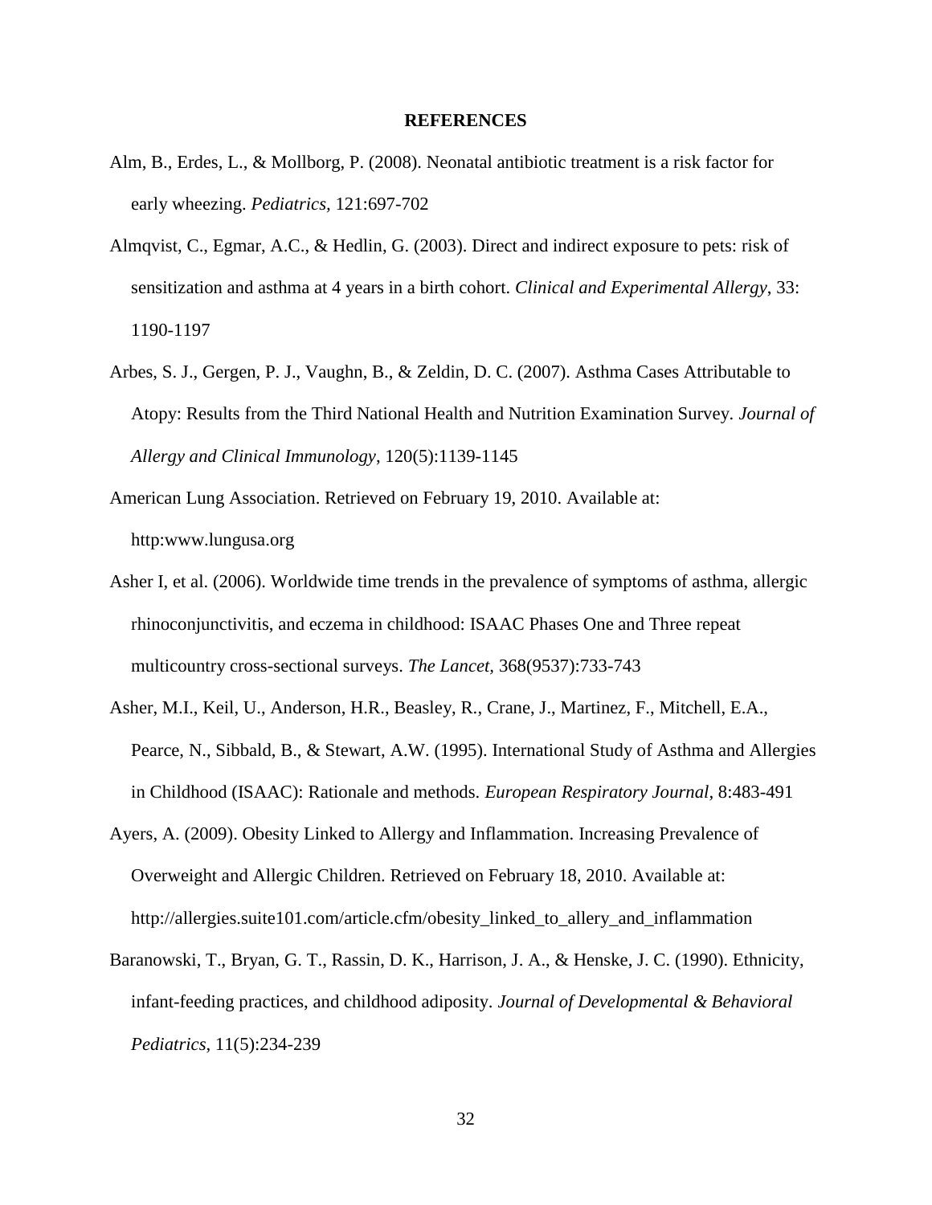# REFERENCES

Alm, B., Erdes, L., & Mollborg, P. (2008). Neonatal antibiotic treatment is a risk factor for early wheezing. *Pediatrics*, 121:697-702

Almqvist, C., Egmar, A.C., & Hedlin, G. (2003). Direct and indirect exposure to pets: risk of sensitization and asthma at 4 years in a birth cohort. *Clinical and Experimental Allergy*, 33: 1190-1197

Arbes, S. J., Gergen, P. J., Vaughn, B., & Zeldin, D. C. (2007). Asthma Cases Attributable to Atopy: Results from the Third National Health and Nutrition Examination Survey. *Journal of Allergy and Clinical Immunology*, 120(5):1139-1145

American Lung Association. Retrieved on February 19, 2010. Available at: http:www.lungusa.org

Asher I, et al. (2006). Worldwide time trends in the prevalence of symptoms of asthma, allergic rhinoconjunctivitis, and eczema in childhood: ISAAC Phases One and Three repeat multicountry cross-sectional surveys. *The Lancet*, 368(9537):733-743

Asher, M.I., Keil, U., Anderson, H.R., Beasley, R., Crane, J., Martinez, F., Mitchell, E.A., Pearce, N., Sibbald, B., & Stewart, A.W. (1995). International Study of Asthma and Allergies in Childhood (ISAAC): Rationale and methods. *European Respiratory Journal*, 8:483-491

Ayers, A. (2009). Obesity Linked to Allergy and Inflammation. Increasing Prevalence of Overweight and Allergic Children. Retrieved on February 18, 2010. Available at: http://allergies.suite101.com/article.cfm/obesity_linked_to_allery_and_inflammation

Baranowski, T., Bryan, G. T., Rassin, D. K., Harrison, J. A., & Henske, J. C. (1990). Ethnicity, infant-feeding practices, and childhood adiposity. *Journal of Developmental & Behavioral Pediatrics*, 11(5):234-239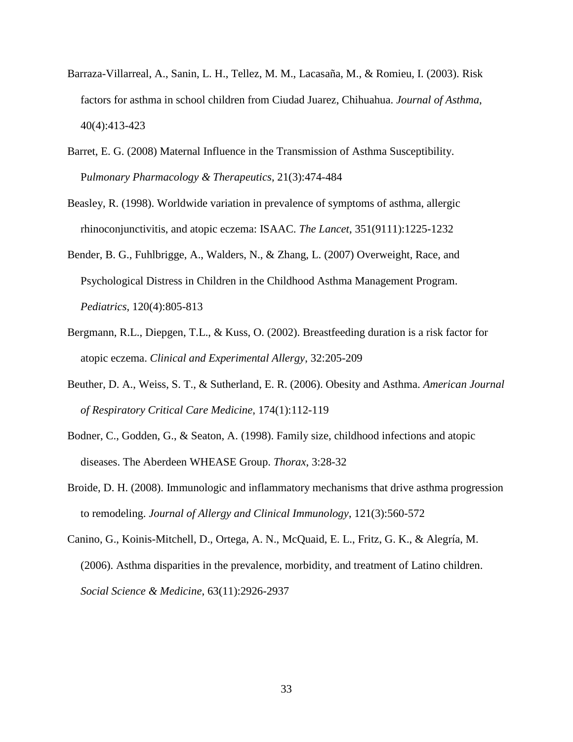Barraza-Villarreal, A., Sanin, L. H., Tellez, M. M., Lacasaña, M., & Romieu, I. (2003). Risk factors for asthma in school children from Ciudad Juarez, Chihuahua. *Journal of Asthma*, 40(4):413-423

Barret, E. G. (2008) Maternal Influence in the Transmission of Asthma Susceptibility. P*ulmonary Pharmacology & Therapeutics*, 21(3):474-484

Beasley, R. (1998). Worldwide variation in prevalence of symptoms of asthma, allergic rhinoconjunctivitis, and atopic eczema: ISAAC. *The Lancet*, 351(9111):1225-1232

Bender, B. G., Fuhlbrigge, A., Walders, N., & Zhang, L. (2007) Overweight, Race, and Psychological Distress in Children in the Childhood Asthma Management Program. *Pediatrics*, 120(4):805-813

Bergmann, R.L., Diepgen, T.L., & Kuss, O. (2002). Breastfeeding duration is a risk factor for atopic eczema. *Clinical and Experimental Allergy*, 32:205-209

Beuther, D. A., Weiss, S. T., & Sutherland, E. R. (2006). Obesity and Asthma. *American Journal of Respiratory Critical Care Medicine*, 174(1):112-119

Bodner, C., Godden, G., & Seaton, A. (1998). Family size, childhood infections and atopic diseases. The Aberdeen WHEASE Group. *Thorax*, 3:28-32

Broide, D. H. (2008). Immunologic and inflammatory mechanisms that drive asthma progression to remodeling. *Journal of Allergy and Clinical Immunology*, 121(3):560-572

Canino, G., Koinis-Mitchell, D., Ortega, A. N., McQuaid, E. L., Fritz, G. K., & Alegría, M. (2006). Asthma disparities in the prevalence, morbidity, and treatment of Latino children. *Social Science & Medicine*, 63(11):2926-2937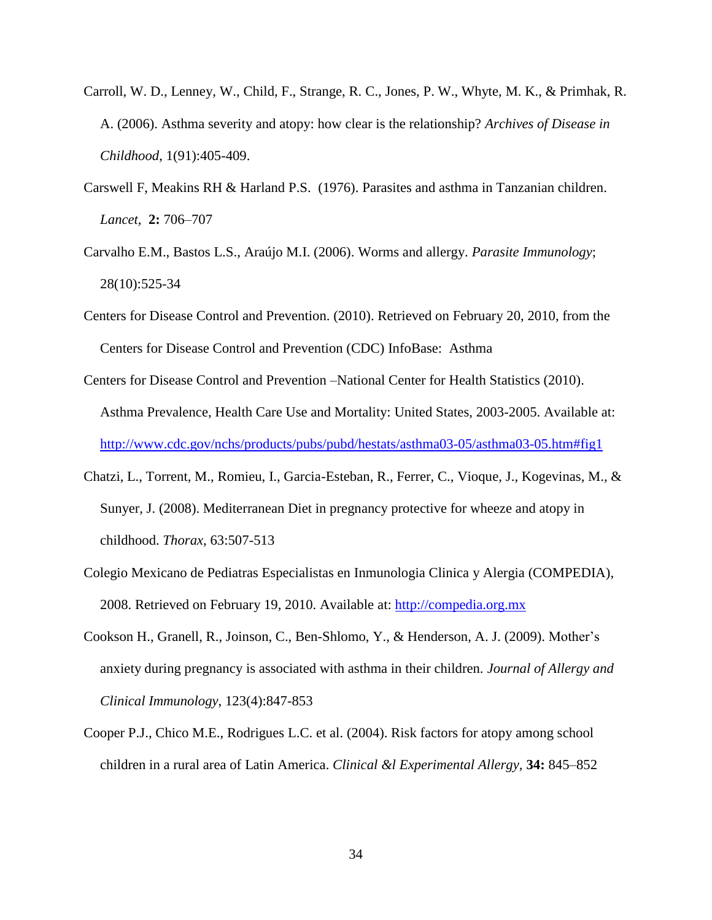Carroll, W. D., Lenney, W., Child, F., Strange, R. C., Jones, P. W., Whyte, M. K., & Primhak, R. A. (2006). Asthma severity and atopy: how clear is the relationship? *Archives of Disease in Childhood*, 1(91):405-409.

Carswell F, Meakins RH & Harland P.S. (1976). Parasites and asthma in Tanzanian children. *Lancet*, **2:** 706–707

Carvalho E.M., Bastos L.S., Araújo M.I. (2006). Worms and allergy. *Parasite Immunology*; 28(10):525-34

Centers for Disease Control and Prevention. (2010). Retrieved on February 20, 2010, from the Centers for Disease Control and Prevention (CDC) InfoBase: Asthma

Centers for Disease Control and Prevention –National Center for Health Statistics (2010). Asthma Prevalence, Health Care Use and Mortality: United States, 2003-2005. Available at: http://www.cdc.gov/nchs/products/pubs/pubd/hestats/asthma03-05/asthma03-05.htm#fig1

Chatzi, L., Torrent, M., Romieu, I., Garcia-Esteban, R., Ferrer, C., Vioque, J., Kogevinas, M., & Sunyer, J. (2008). Mediterranean Diet in pregnancy protective for wheeze and atopy in childhood. *Thorax*, 63:507-513

Colegio Mexicano de Pediatras Especialistas en Inmunologia Clinica y Alergia (COMPEDIA), 2008. Retrieved on February 19, 2010. Available at: http://compedia.org.mx

Cookson H., Granell, R., Joinson, C., Ben-Shlomo, Y., & Henderson, A. J. (2009). Mother's anxiety during pregnancy is associated with asthma in their children. *Journal of Allergy and Clinical Immunology*, 123(4):847-853

Cooper P.J., Chico M.E., Rodrigues L.C. et al. (2004). Risk factors for atopy among school children in a rural area of Latin America. *Clinical &l Experimental Allergy*, **34:** 845–852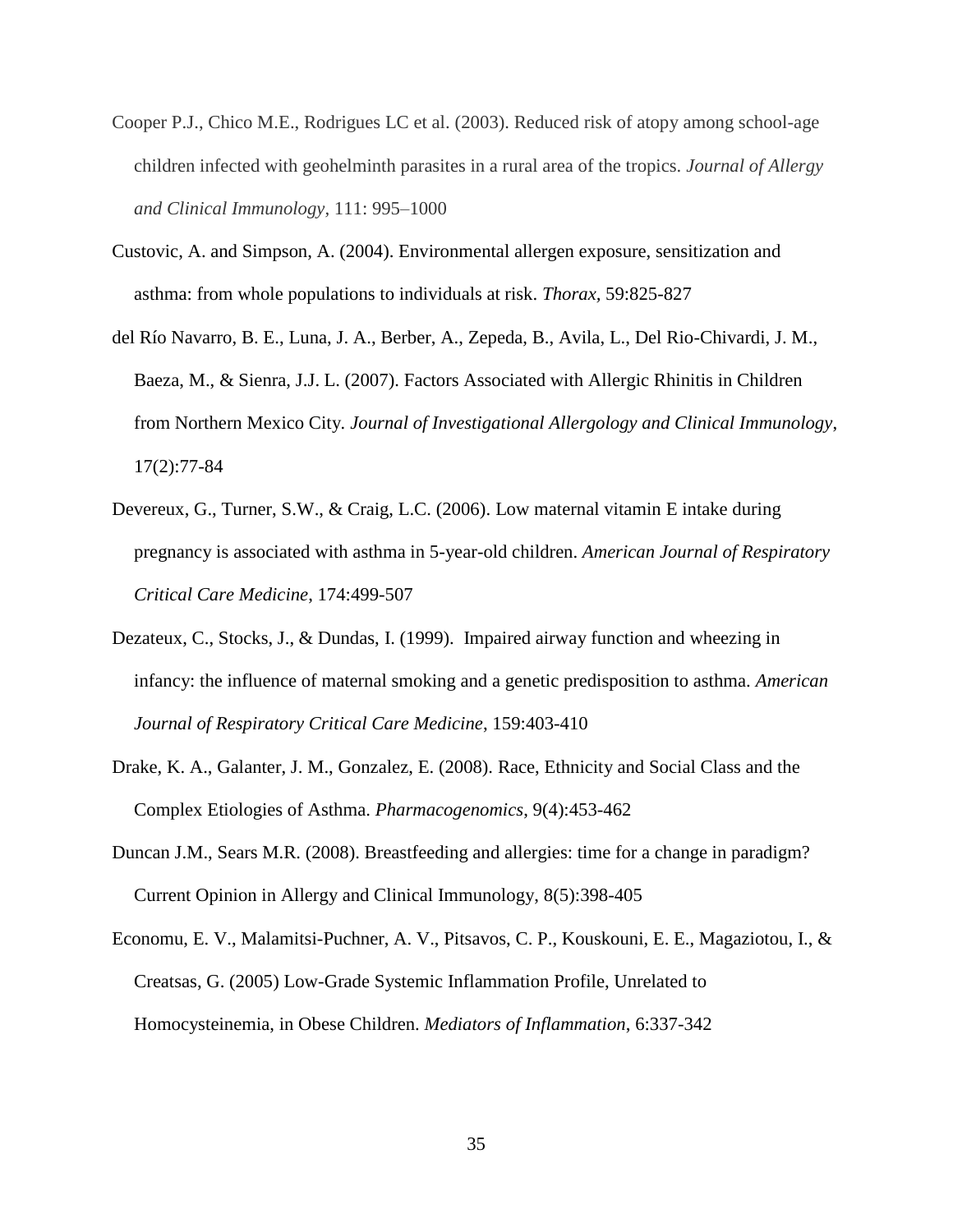Cooper P.J., Chico M.E., Rodrigues LC et al. (2003). Reduced risk of atopy among school-age children infected with geohelminth parasites in a rural area of the tropics. *Journal of Allergy and Clinical Immunology*, 111: 995–1000

Custovic, A. and Simpson, A. (2004). Environmental allergen exposure, sensitization and asthma: from whole populations to individuals at risk. *Thorax*, 59:825-827

del Río Navarro, B. E., Luna, J. A., Berber, A., Zepeda, B., Avila, L., Del Rio-Chivardi, J. M., Baeza, M., & Sienra, J.J. L. (2007). Factors Associated with Allergic Rhinitis in Children from Northern Mexico City. *Journal of Investigational Allergology and Clinical Immunology*, 17(2):77-84

Devereux, G., Turner, S.W., & Craig, L.C. (2006). Low maternal vitamin E intake during pregnancy is associated with asthma in 5-year-old children. *American Journal of Respiratory Critical Care Medicine*, 174:499-507

Dezateux, C., Stocks, J., & Dundas, I. (1999). Impaired airway function and wheezing in infancy: the influence of maternal smoking and a genetic predisposition to asthma. *American Journal of Respiratory Critical Care Medicine*, 159:403-410

Drake, K. A., Galanter, J. M., Gonzalez, E. (2008). Race, Ethnicity and Social Class and the Complex Etiologies of Asthma. *Pharmacogenomics*, 9(4):453-462

Duncan J.M., Sears M.R. (2008). Breastfeeding and allergies: time for a change in paradigm? Current Opinion in Allergy and Clinical Immunology, 8(5):398-405

Economu, E. V., Malamitsi-Puchner, A. V., Pitsavos, C. P., Kouskouni, E. E., Magaziotou, I., & Creatsas, G. (2005) Low-Grade Systemic Inflammation Profile, Unrelated to Homocysteinemia, in Obese Children. *Mediators of Inflammation*, 6:337-342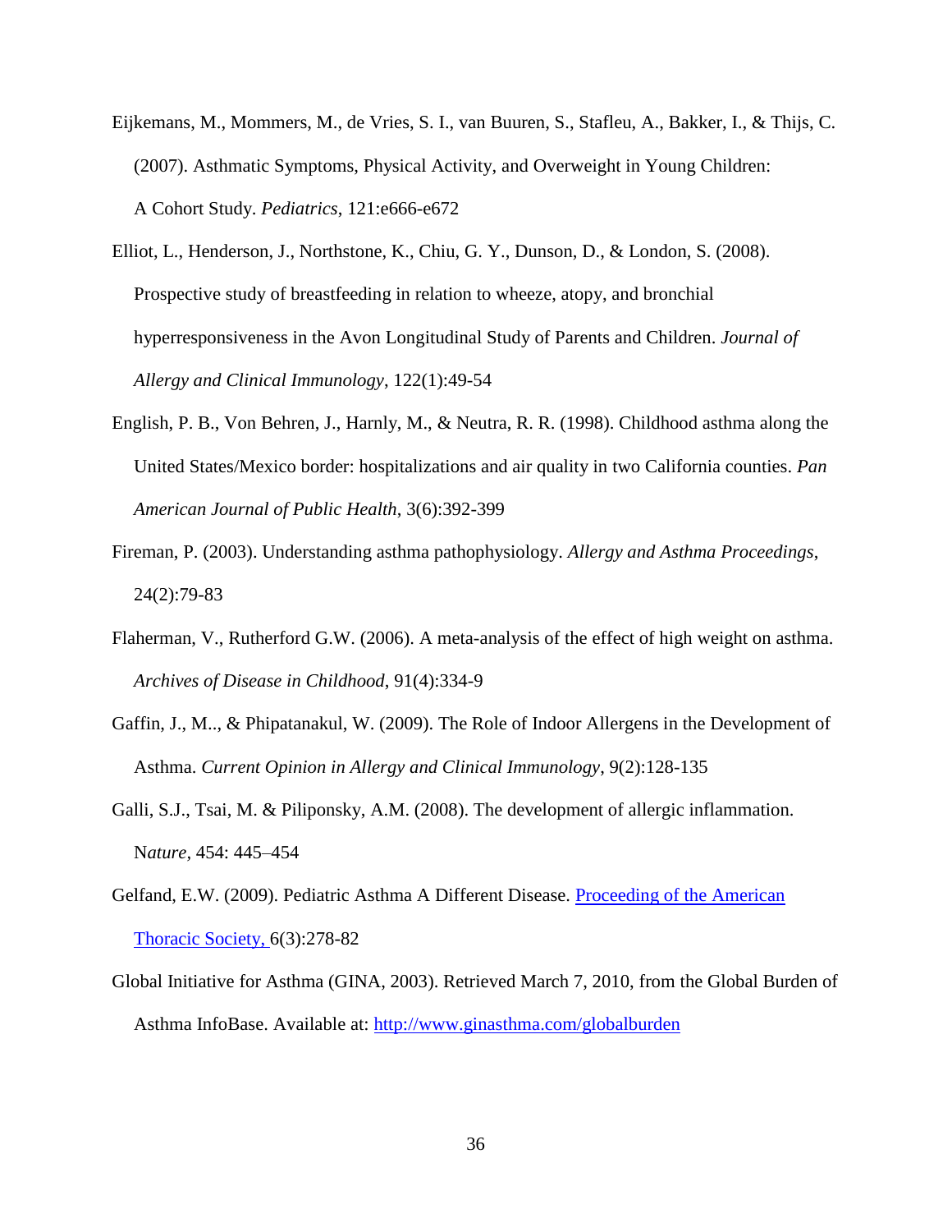Eijkemans, M., Mommers, M., de Vries, S. I., van Buuren, S., Stafleu, A., Bakker, I., & Thijs, C. (2007). Asthmatic Symptoms, Physical Activity, and Overweight in Young Children: A Cohort Study. *Pediatrics*, 121:e666-e672

Elliot, L., Henderson, J., Northstone, K., Chiu, G. Y., Dunson, D., & London, S. (2008). Prospective study of breastfeeding in relation to wheeze, atopy, and bronchial hyperresponsiveness in the Avon Longitudinal Study of Parents and Children. *Journal of Allergy and Clinical Immunology*, 122(1):49-54

English, P. B., Von Behren, J., Harnly, M., & Neutra, R. R. (1998). Childhood asthma along the United States/Mexico border: hospitalizations and air quality in two California counties. *Pan American Journal of Public Health*, 3(6):392-399

Fireman, P. (2003). Understanding asthma pathophysiology. *Allergy and Asthma Proceedings*, 24(2):79-83

Flaherman, V., Rutherford G.W. (2006). A meta-analysis of the effect of high weight on asthma. *Archives of Disease in Childhood*, 91(4):334-9

Gaffin, J., M.., & Phipatanakul, W. (2009). The Role of Indoor Allergens in the Development of Asthma. *Current Opinion in Allergy and Clinical Immunology*, 9(2):128-135

Galli, S.J., Tsai, M. & Piliponsky, A.M. (2008). The development of allergic inflammation. N*ature*, 454: 445–454

Gelfand, E.W. (2009). Pediatric Asthma A Different Disease. Proceeding of the American Thoracic Society, 6(3):278-82

Global Initiative for Asthma (GINA, 2003). Retrieved March 7, 2010, from the Global Burden of Asthma InfoBase. Available at: http://www.ginasthma.com/globalburden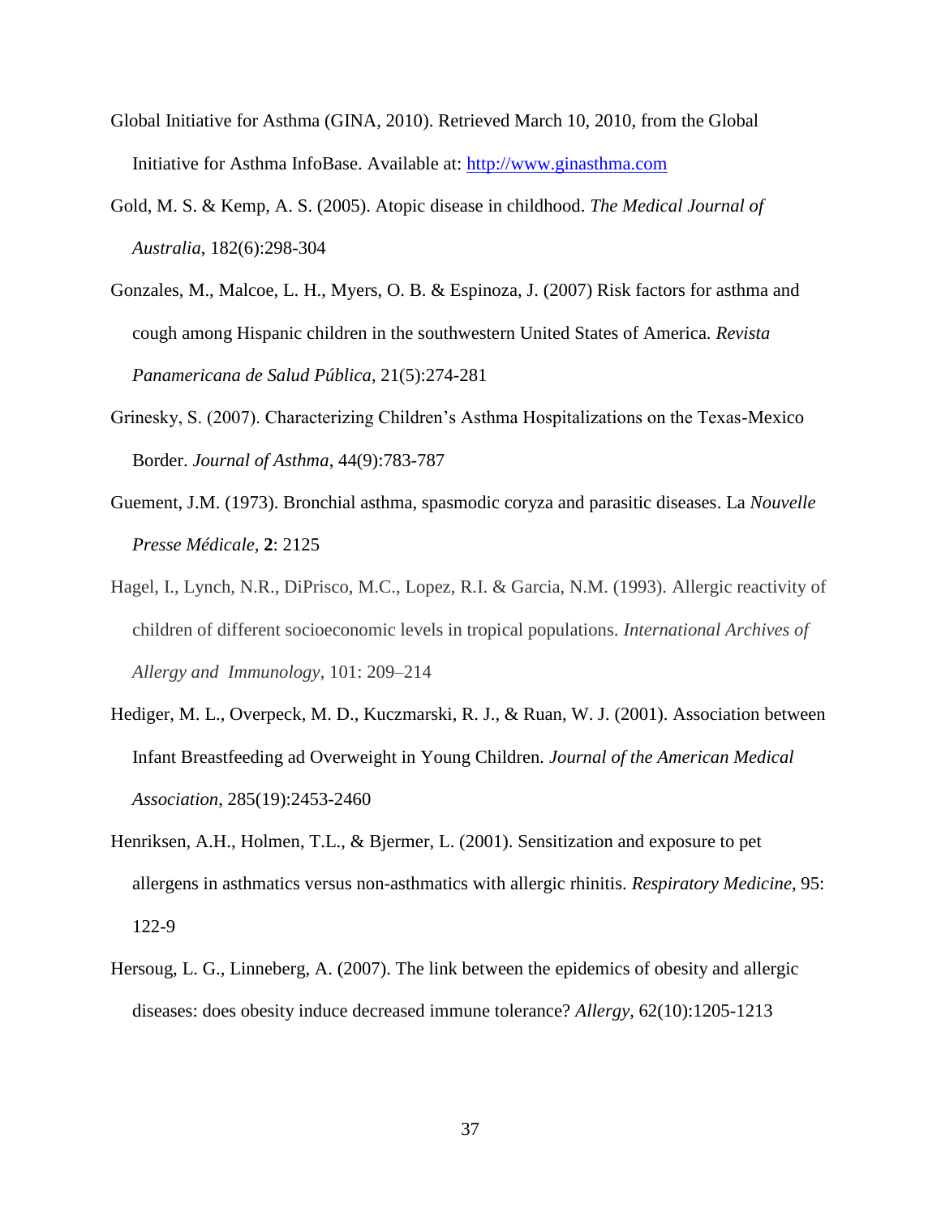Global Initiative for Asthma (GINA, 2010). Retrieved March 10, 2010, from the Global Initiative for Asthma InfoBase. Available at: [http://www.ginasthma.com](http://www.ginasthma.com)

Gold, M. S. & Kemp, A. S. (2005). Atopic disease in childhood. *The Medical Journal of Australia*, 182(6):298-304

Gonzales, M., Malcoe, L. H., Myers, O. B. & Espinoza, J. (2007) Risk factors for asthma and cough among Hispanic children in the southwestern United States of America. *Revista Panamericana de Salud Pública*, 21(5):274-281

Grinesky, S. (2007). Characterizing Children's Asthma Hospitalizations on the Texas-Mexico Border. *Journal of Asthma*, 44(9):783-787

Guement, J.M. (1973). Bronchial asthma, spasmodic coryza and parasitic diseases. La *Nouvelle Presse Médicale*, **2**: 2125

Hagel, I., Lynch, N.R., DiPrisco, M.C., Lopez, R.I. & Garcia, N.M. (1993). Allergic reactivity of children of different socioeconomic levels in tropical populations. *International Archives of Allergy and Immunology*, 101: 209–214

Hediger, M. L., Overpeck, M. D., Kuczmarski, R. J., & Ruan, W. J. (2001). Association between Infant Breastfeeding ad Overweight in Young Children. *Journal of the American Medical Association*, 285(19):2453-2460

Henriksen, A.H., Holmen, T.L., & Bjermer, L. (2001). Sensitization and exposure to pet allergens in asthmatics versus non-asthmatics with allergic rhinitis. *Respiratory Medicine*, 95: 122-9

Hersoug, L. G., Linneberg, A. (2007). The link between the epidemics of obesity and allergic diseases: does obesity induce decreased immune tolerance? *Allergy*, 62(10):1205-1213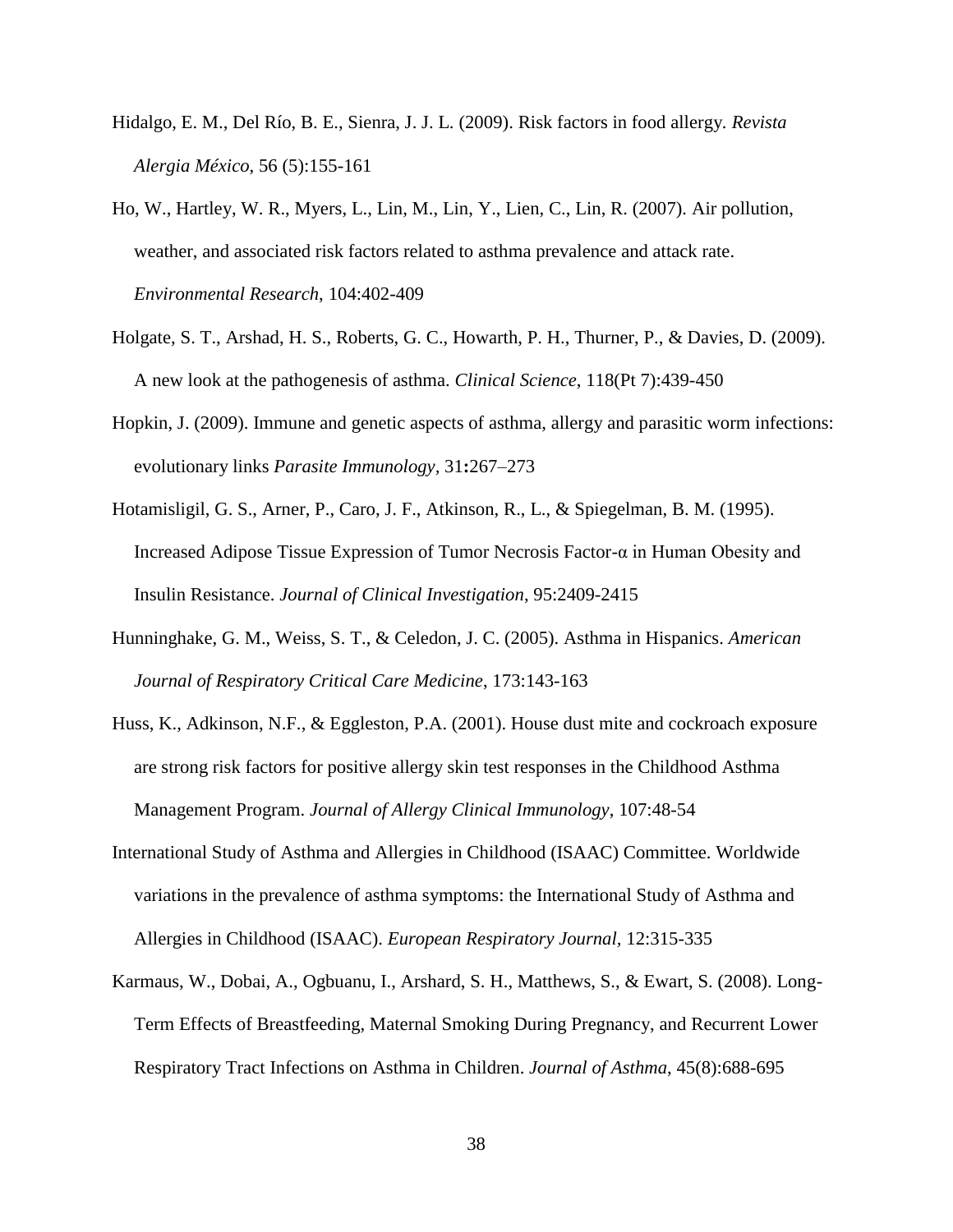Hidalgo, E. M., Del Río, B. E., Sienra, J. J. L. (2009). Risk factors in food allergy. *Revista Alergia México*, 56 (5):155-161

Ho, W., Hartley, W. R., Myers, L., Lin, M., Lin, Y., Lien, C., Lin, R. (2007). Air pollution, weather, and associated risk factors related to asthma prevalence and attack rate. *Environmental Research*, 104:402-409

Holgate, S. T., Arshad, H. S., Roberts, G. C., Howarth, P. H., Thurner, P., & Davies, D. (2009). A new look at the pathogenesis of asthma. *Clinical Science*, 118(Pt 7):439-450

Hopkin, J. (2009). Immune and genetic aspects of asthma, allergy and parasitic worm infections: evolutionary links *Parasite Immunology*, 31**:**267–273

Hotamisligil, G. S., Arner, P., Caro, J. F., Atkinson, R., L., & Spiegelman, B. M. (1995). Increased Adipose Tissue Expression of Tumor Necrosis Factor-α in Human Obesity and Insulin Resistance. *Journal of Clinical Investigation*, 95:2409-2415

Hunninghake, G. M., Weiss, S. T., & Celedon, J. C. (2005). Asthma in Hispanics. *American Journal of Respiratory Critical Care Medicine*, 173:143-163

Huss, K., Adkinson, N.F., & Eggleston, P.A. (2001). House dust mite and cockroach exposure are strong risk factors for positive allergy skin test responses in the Childhood Asthma Management Program. *Journal of Allergy Clinical Immunology*, 107:48-54

International Study of Asthma and Allergies in Childhood (ISAAC) Committee. Worldwide variations in the prevalence of asthma symptoms: the International Study of Asthma and Allergies in Childhood (ISAAC). *European Respiratory Journal*, 12:315-335

Karmaus, W., Dobai, A., Ogbuanu, I., Arshard, S. H., Matthews, S., & Ewart, S. (2008). Long-Term Effects of Breastfeeding, Maternal Smoking During Pregnancy, and Recurrent Lower Respiratory Tract Infections on Asthma in Children. *Journal of Asthma*, 45(8):688-695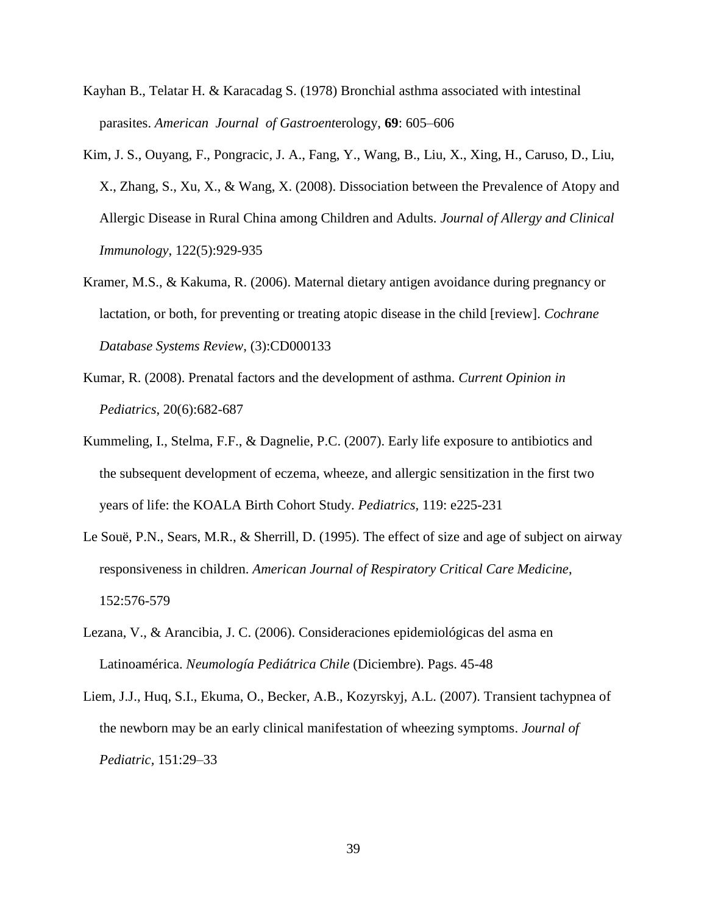Kayhan B., Telatar H. & Karacadag S. (1978) Bronchial asthma associated with intestinal parasites. *American Journal of Gastroent*erology, **69**: 605–606

Kim, J. S., Ouyang, F., Pongracic, J. A., Fang, Y., Wang, B., Liu, X., Xing, H., Caruso, D., Liu, X., Zhang, S., Xu, X., & Wang, X. (2008). Dissociation between the Prevalence of Atopy and Allergic Disease in Rural China among Children and Adults. *Journal of Allergy and Clinical Immunology*, 122(5):929-935

Kramer, M.S., & Kakuma, R. (2006). Maternal dietary antigen avoidance during pregnancy or lactation, or both, for preventing or treating atopic disease in the child [review]. *Cochrane Database Systems Review*, (3):CD000133

Kumar, R. (2008). Prenatal factors and the development of asthma. *Current Opinion in Pediatrics*, 20(6):682-687

Kummeling, I., Stelma, F.F., & Dagnelie, P.C. (2007). Early life exposure to antibiotics and the subsequent development of eczema, wheeze, and allergic sensitization in the first two years of life: the KOALA Birth Cohort Study. *Pediatrics*, 119: e225-231

Le Souë, P.N., Sears, M.R., & Sherrill, D. (1995). The effect of size and age of subject on airway responsiveness in children. *American Journal of Respiratory Critical Care Medicine*, 152:576-579

Lezana, V., & Arancibia, J. C. (2006). Consideraciones epidemiológicas del asma en Latinoamérica. *Neumología Pediátrica Chile* (Diciembre). Pags. 45-48

Liem, J.J., Huq, S.I., Ekuma, O., Becker, A.B., Kozyrskyj, A.L. (2007). Transient tachypnea of the newborn may be an early clinical manifestation of wheezing symptoms. *Journal of Pediatric*, 151:29–33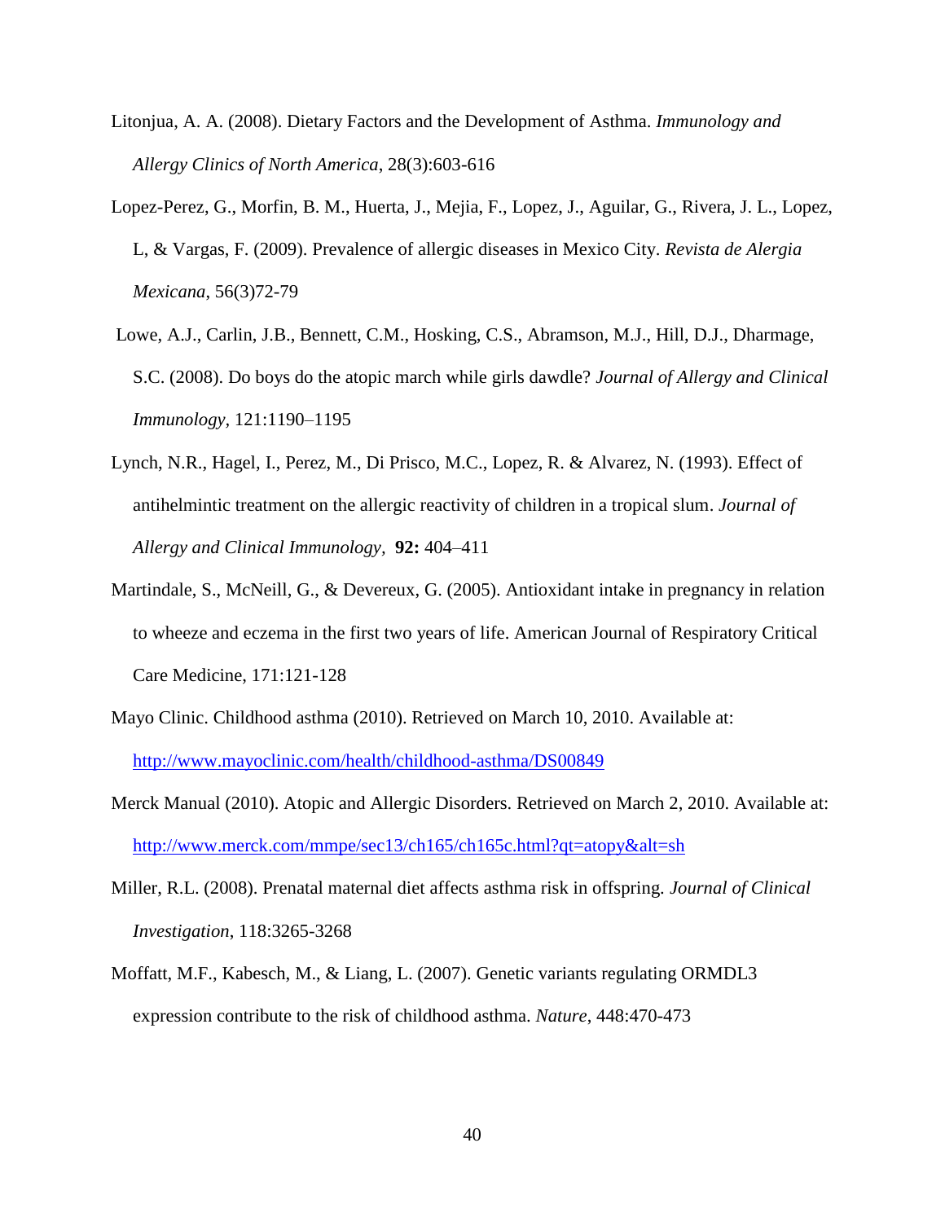Litonjua, A. A. (2008). Dietary Factors and the Development of Asthma. *Immunology and Allergy Clinics of North America*, 28(3):603-616

Lopez-Perez, G., Morfin, B. M., Huerta, J., Mejia, F., Lopez, J., Aguilar, G., Rivera, J. L., Lopez, L, & Vargas, F. (2009). Prevalence of allergic diseases in Mexico City. *Revista de Alergia Mexicana*, 56(3)72-79

Lowe, A.J., Carlin, J.B., Bennett, C.M., Hosking, C.S., Abramson, M.J., Hill, D.J., Dharmage, S.C. (2008). Do boys do the atopic march while girls dawdle? *Journal of Allergy and Clinical Immunology*, 121:1190–1195

Lynch, N.R., Hagel, I., Perez, M., Di Prisco, M.C., Lopez, R. & Alvarez, N. (1993). Effect of antihelmintic treatment on the allergic reactivity of children in a tropical slum. *Journal of Allergy and Clinical Immunology*, **92:** 404–411

Martindale, S., McNeill, G., & Devereux, G. (2005). Antioxidant intake in pregnancy in relation to wheeze and eczema in the first two years of life. American Journal of Respiratory Critical Care Medicine, 171:121-128

Mayo Clinic. Childhood asthma (2010). Retrieved on March 10, 2010. Available at: http://www.mayoclinic.com/health/childhood-asthma/DS00849

Merck Manual (2010). Atopic and Allergic Disorders. Retrieved on March 2, 2010. Available at: http://www.merck.com/mmpe/sec13/ch165/ch165c.html?qt=atopy&alt=sh

Miller, R.L. (2008). Prenatal maternal diet affects asthma risk in offspring. *Journal of Clinical Investigation*, 118:3265-3268

Moffatt, M.F., Kabesch, M., & Liang, L. (2007). Genetic variants regulating ORMDL3 expression contribute to the risk of childhood asthma. *Nature*, 448:470-473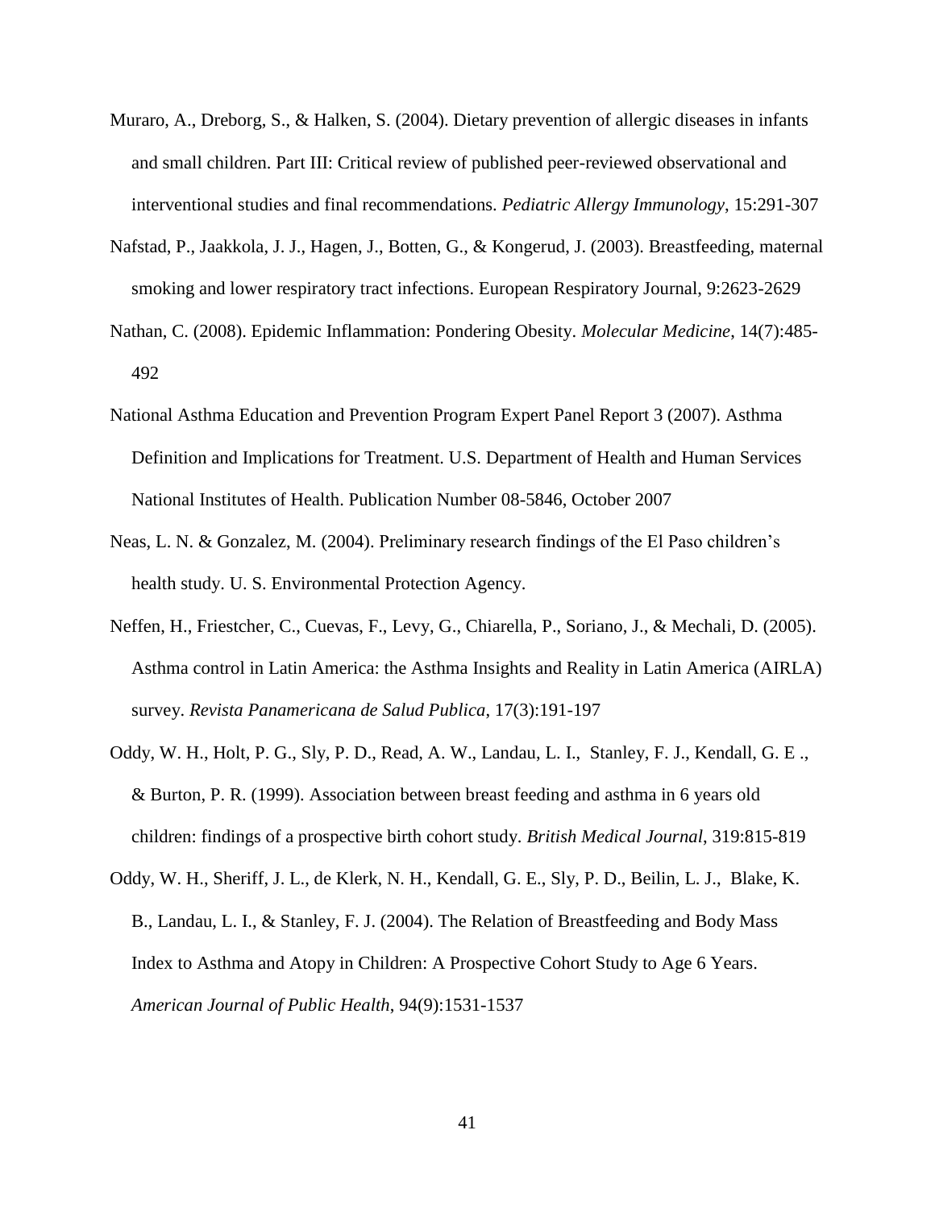Muraro, A., Dreborg, S., & Halken, S. (2004). Dietary prevention of allergic diseases in infants and small children. Part III: Critical review of published peer-reviewed observational and interventional studies and final recommendations. *Pediatric Allergy Immunology*, 15:291-307

Nafstad, P., Jaakkola, J. J., Hagen, J., Botten, G., & Kongerud, J. (2003). Breastfeeding, maternal smoking and lower respiratory tract infections. European Respiratory Journal, 9:2623-2629

Nathan, C. (2008). Epidemic Inflammation: Pondering Obesity. *Molecular Medicine*, 14(7):485-492

National Asthma Education and Prevention Program Expert Panel Report 3 (2007). Asthma Definition and Implications for Treatment. U.S. Department of Health and Human Services National Institutes of Health. Publication Number 08-5846, October 2007

Neas, L. N. & Gonzalez, M. (2004). Preliminary research findings of the El Paso children's health study. U. S. Environmental Protection Agency.

Neffen, H., Friestcher, C., Cuevas, F., Levy, G., Chiarella, P., Soriano, J., & Mechali, D. (2005). Asthma control in Latin America: the Asthma Insights and Reality in Latin America (AIRLA) survey. *Revista Panamericana de Salud Publica*, 17(3):191-197

Oddy, W. H., Holt, P. G., Sly, P. D., Read, A. W., Landau, L. I., Stanley, F. J., Kendall, G. E ., & Burton, P. R. (1999). Association between breast feeding and asthma in 6 years old children: findings of a prospective birth cohort study. *British Medical Journal*, 319:815-819

Oddy, W. H., Sheriff, J. L., de Klerk, N. H., Kendall, G. E., Sly, P. D., Beilin, L. J., Blake, K. B., Landau, L. I., & Stanley, F. J. (2004). The Relation of Breastfeeding and Body Mass Index to Asthma and Atopy in Children: A Prospective Cohort Study to Age 6 Years. *American Journal of Public Health*, 94(9):1531-1537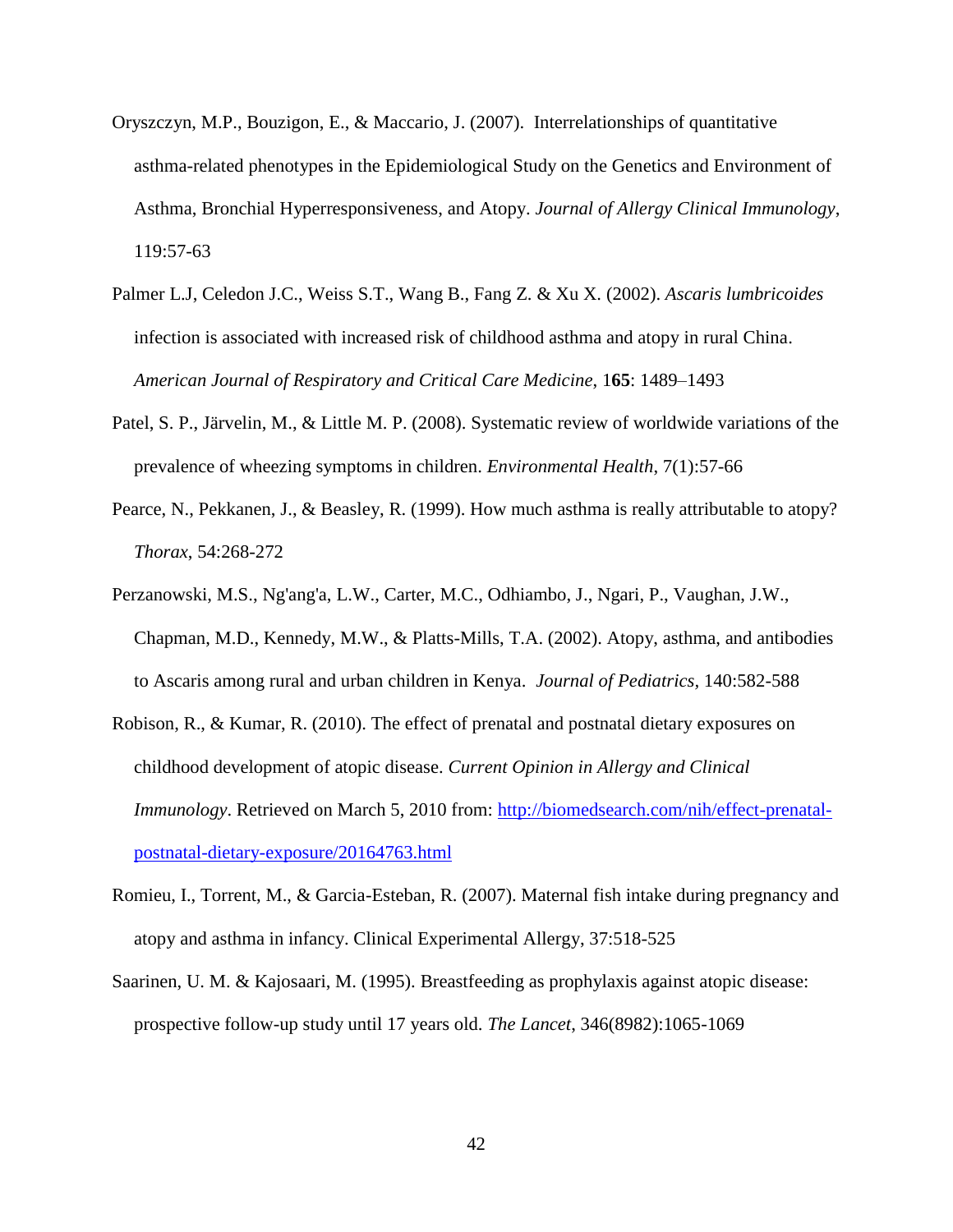Oryszczyn, M.P., Bouzigon, E., & Maccario, J. (2007). Interrelationships of quantitative asthma-related phenotypes in the Epidemiological Study on the Genetics and Environment of Asthma, Bronchial Hyperresponsiveness, and Atopy. *Journal of Allergy Clinical Immunology*, 119:57-63

Palmer L.J, Celedon J.C., Weiss S.T., Wang B., Fang Z. & Xu X. (2002). *Ascaris lumbricoides* infection is associated with increased risk of childhood asthma and atopy in rural China. *American Journal of Respiratory and Critical Care Medicine*, 1**65**: 1489–1493

Patel, S. P., Järvelin, M., & Little M. P. (2008). Systematic review of worldwide variations of the prevalence of wheezing symptoms in children. *Environmental Health*, 7(1):57-66

Pearce, N., Pekkanen, J., & Beasley, R. (1999). How much asthma is really attributable to atopy? *Thorax*, 54:268-272

Perzanowski, M.S., Ng'ang'a, L.W., Carter, M.C., Odhiambo, J., Ngari, P., Vaughan, J.W., Chapman, M.D., Kennedy, M.W., & Platts-Mills, T.A. (2002). Atopy, asthma, and antibodies to Ascaris among rural and urban children in Kenya. *Journal of Pediatrics*, 140:582-588

Robison, R., & Kumar, R. (2010). The effect of prenatal and postnatal dietary exposures on childhood development of atopic disease. *Current Opinion in Allergy and Clinical Immunology*. Retrieved on March 5, 2010 from: [http://biomedsearch.com/nih/effect-prenatal-postnatal-dietary-exposure/20164763.html](http://biomedsearch.com/nih/effect-prenatal-postnatal-dietary-exposure/20164763.html)

Romieu, I., Torrent, M., & Garcia-Esteban, R. (2007). Maternal fish intake during pregnancy and atopy and asthma in infancy. Clinical Experimental Allergy, 37:518-525

Saarinen, U. M. & Kajosaari, M. (1995). Breastfeeding as prophylaxis against atopic disease: prospective follow-up study until 17 years old. *The Lancet*, 346(8982):1065-1069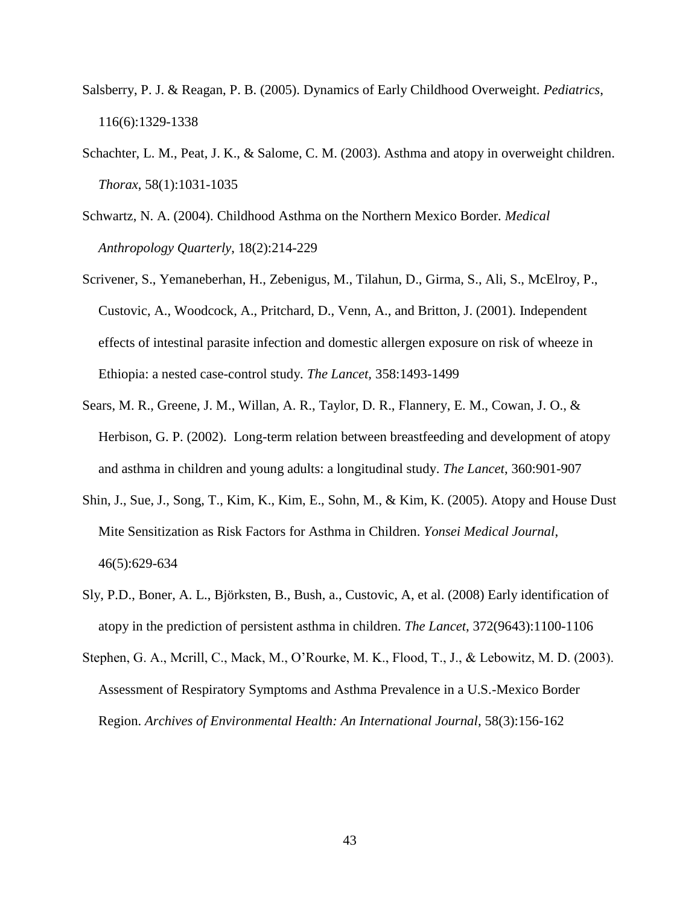Salsberry, P. J. & Reagan, P. B. (2005). Dynamics of Early Childhood Overweight. *Pediatrics*, 116(6):1329-1338

Schachter, L. M., Peat, J. K., & Salome, C. M. (2003). Asthma and atopy in overweight children. *Thorax*, 58(1):1031-1035

Schwartz, N. A. (2004). Childhood Asthma on the Northern Mexico Border. *Medical Anthropology Quarterly*, 18(2):214-229

Scrivener, S., Yemaneberhan, H., Zebenigus, M., Tilahun, D., Girma, S., Ali, S., McElroy, P., Custovic, A., Woodcock, A., Pritchard, D., Venn, A., and Britton, J. (2001). Independent effects of intestinal parasite infection and domestic allergen exposure on risk of wheeze in Ethiopia: a nested case-control study. *The Lancet*, 358:1493-1499

Sears, M. R., Greene, J. M., Willan, A. R., Taylor, D. R., Flannery, E. M., Cowan, J. O., & Herbison, G. P. (2002). Long-term relation between breastfeeding and development of atopy and asthma in children and young adults: a longitudinal study. *The Lancet*, 360:901-907

Shin, J., Sue, J., Song, T., Kim, K., Kim, E., Sohn, M., & Kim, K. (2005). Atopy and House Dust Mite Sensitization as Risk Factors for Asthma in Children. *Yonsei Medical Journal*, 46(5):629-634

Sly, P.D., Boner, A. L., Björksten, B., Bush, a., Custovic, A, et al. (2008) Early identification of atopy in the prediction of persistent asthma in children. *The Lancet*, 372(9643):1100-1106

Stephen, G. A., Mcrill, C., Mack, M., O'Rourke, M. K., Flood, T., J., & Lebowitz, M. D. (2003). Assessment of Respiratory Symptoms and Asthma Prevalence in a U.S.-Mexico Border Region. *Archives of Environmental Health: An International Journal*, 58(3):156-162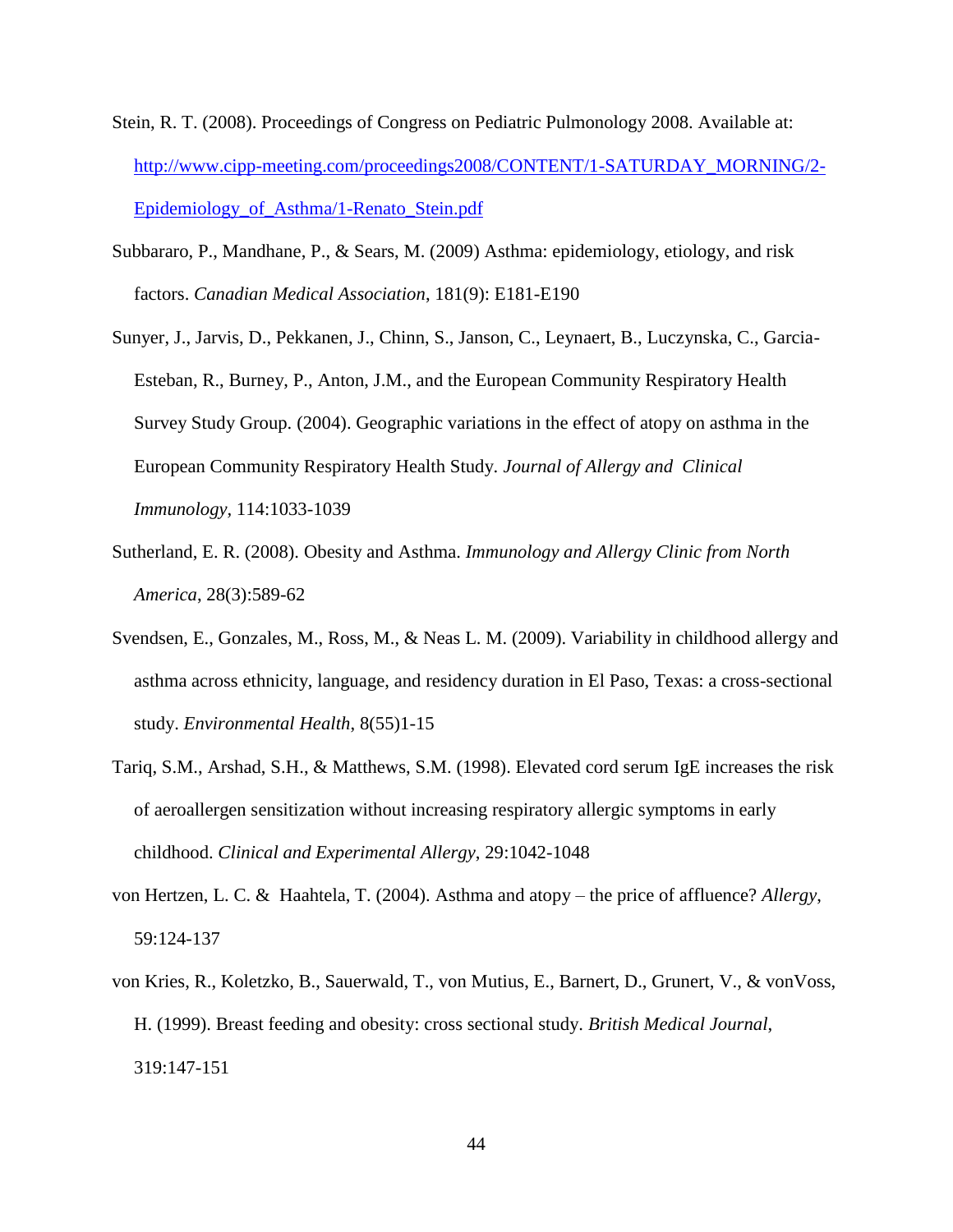Stein, R. T. (2008). Proceedings of Congress on Pediatric Pulmonology 2008. Available at: [http://www.cipp-meeting.com/proceedings2008/CONTENT/1-SATURDAY_MORNING/2-Epidemiology_of_Asthma/1-Renato_Stein.pdf](http://www.cipp-meeting.com/proceedings2008/CONTENT/1-SATURDAY_MORNING/2-Epidemiology_of_Asthma/1-Renato_Stein.pdf)

Subbararo, P., Mandhane, P., & Sears, M. (2009) Asthma: epidemiology, etiology, and risk factors. *Canadian Medical Association*, 181(9): E181-E190

Sunyer, J., Jarvis, D., Pekkanen, J., Chinn, S., Janson, C., Leynaert, B., Luczynska, C., Garcia-Esteban, R., Burney, P., Anton, J.M., and the European Community Respiratory Health Survey Study Group. (2004). Geographic variations in the effect of atopy on asthma in the European Community Respiratory Health Study. *Journal of Allergy and Clinical Immunology*, 114:1033-1039

Sutherland, E. R. (2008). Obesity and Asthma. *Immunology and Allergy Clinic from North America*, 28(3):589-62

Svendsen, E., Gonzales, M., Ross, M., & Neas L. M. (2009). Variability in childhood allergy and asthma across ethnicity, language, and residency duration in El Paso, Texas: a cross-sectional study. *Environmental Health*, 8(55)1-15

Tariq, S.M., Arshad, S.H., & Matthews, S.M. (1998). Elevated cord serum IgE increases the risk of aeroallergen sensitization without increasing respiratory allergic symptoms in early childhood. *Clinical and Experimental Allergy*, 29:1042-1048

von Hertzen, L. C. & Haahtela, T. (2004). Asthma and atopy – the price of affluence? *Allergy*, 59:124-137

von Kries, R., Koletzko, B., Sauerwald, T., von Mutius, E., Barnert, D., Grunert, V., & vonVoss, H. (1999). Breast feeding and obesity: cross sectional study. *British Medical Journal*, 319:147-151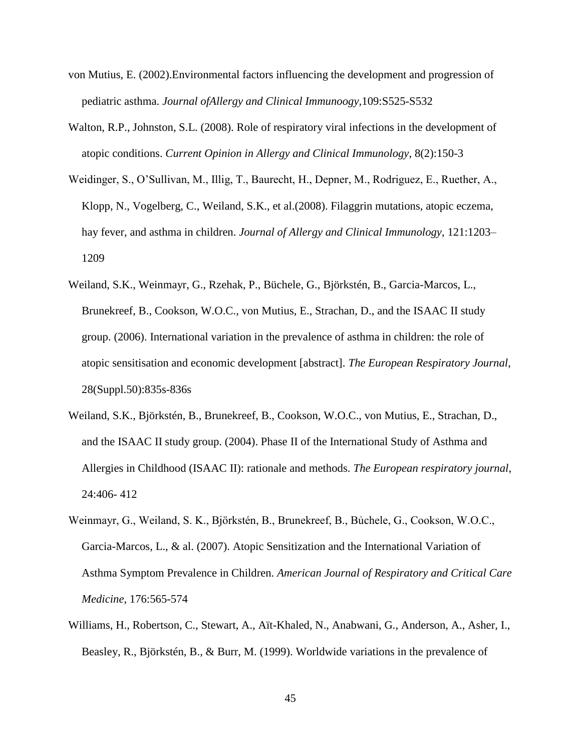von Mutius, E. (2002).Environmental factors influencing the development and progression of pediatric asthma. *Journal ofAllergy and Clinical Immunoogy*,109:S525-S532

Walton, R.P., Johnston, S.L. (2008). Role of respiratory viral infections in the development of atopic conditions. *Current Opinion in Allergy and Clinical Immunology*, 8(2):150-3

Weidinger, S., O'Sullivan, M., Illig, T., Baurecht, H., Depner, M., Rodriguez, E., Ruether, A., Klopp, N., Vogelberg, C., Weiland, S.K., et al.(2008). Filaggrin mutations, atopic eczema, hay fever, and asthma in children. *Journal of Allergy and Clinical Immunology*, 121:1203–1209

Weiland, S.K., Weinmayr, G., Rzehak, P., Büchele, G., Björkstén, B., Garcia-Marcos, L., Brunekreef, B., Cookson, W.O.C., von Mutius, E., Strachan, D., and the ISAAC II study group. (2006). International variation in the prevalence of asthma in children: the role of atopic sensitisation and economic development [abstract]. *The European Respiratory Journal*, 28(Suppl.50):835s-836s

Weiland, S.K., Björkstén, B., Brunekreef, B., Cookson, W.O.C., von Mutius, E., Strachan, D., and the ISAAC II study group. (2004). Phase II of the International Study of Asthma and Allergies in Childhood (ISAAC II): rationale and methods. *The European respiratory journal*, 24:406- 412

Weinmayr, G., Weiland, S. K., Björkstén, B., Brunekreef, B., Bůchele, G., Cookson, W.O.C., Garcia-Marcos, L., & al. (2007). Atopic Sensitization and the International Variation of Asthma Symptom Prevalence in Children. *American Journal of Respiratory and Critical Care Medicine*, 176:565-574

Williams, H., Robertson, C., Stewart, A., Aït-Khaled, N., Anabwani, G., Anderson, A., Asher, I., Beasley, R., Björkstén, B., & Burr, M. (1999). Worldwide variations in the prevalence of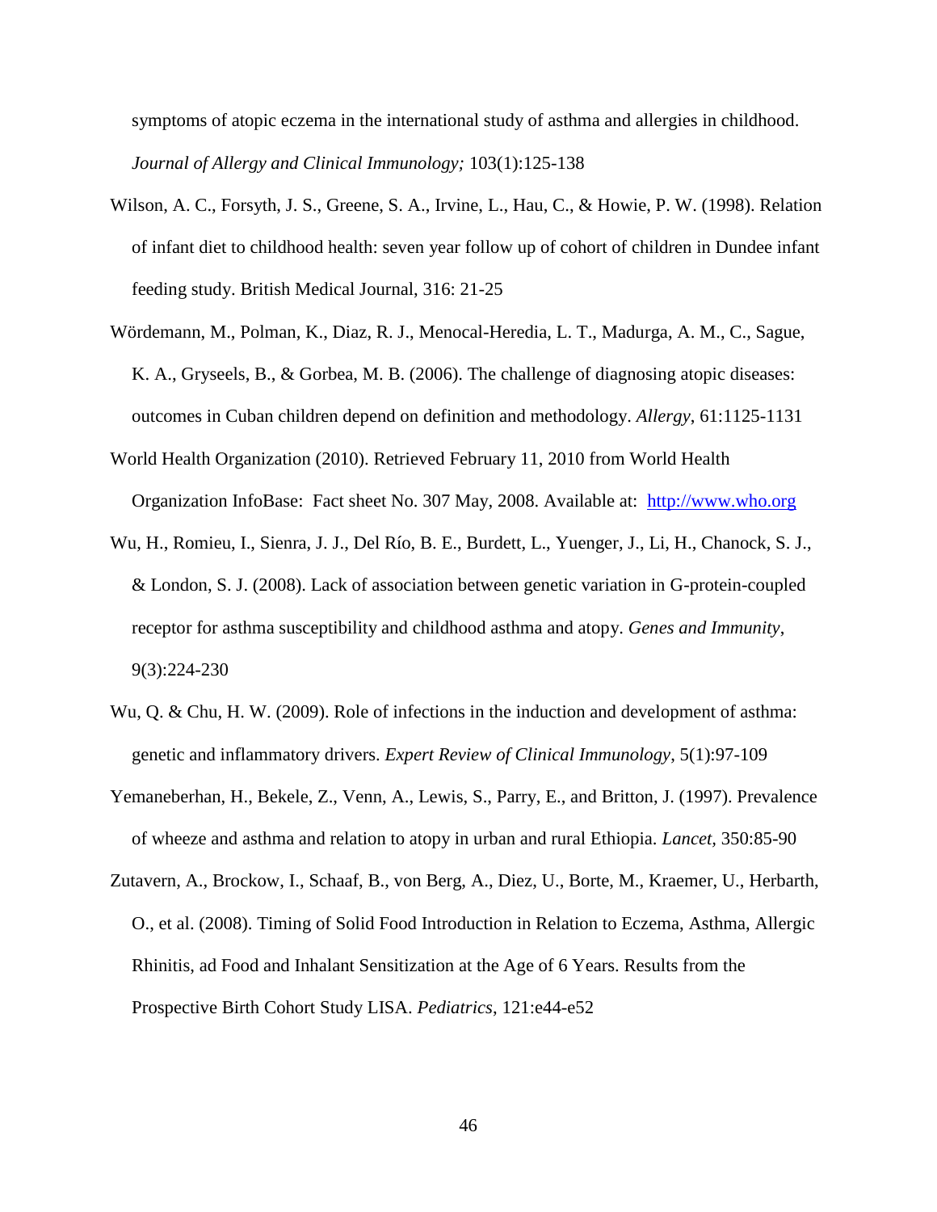symptoms of atopic eczema in the international study of asthma and allergies in childhood. *Journal of Allergy and Clinical Immunology;* 103(1):125-138

Wilson, A. C., Forsyth, J. S., Greene, S. A., Irvine, L., Hau, C., & Howie, P. W. (1998). Relation of infant diet to childhood health: seven year follow up of cohort of children in Dundee infant feeding study. British Medical Journal, 316: 21-25

Wördemann, M., Polman, K., Diaz, R. J., Menocal-Heredia, L. T., Madurga, A. M., C., Sague, K. A., Gryseels, B., & Gorbea, M. B. (2006). The challenge of diagnosing atopic diseases: outcomes in Cuban children depend on definition and methodology. *Allergy*, 61:1125-1131

World Health Organization (2010). Retrieved February 11, 2010 from World Health Organization InfoBase: Fact sheet No. 307 May, 2008. Available at: http://www.who.org

Wu, H., Romieu, I., Sienra, J. J., Del Río, B. E., Burdett, L., Yuenger, J., Li, H., Chanock, S. J., & London, S. J. (2008). Lack of association between genetic variation in G-protein-coupled receptor for asthma susceptibility and childhood asthma and atopy. *Genes and Immunity*, 9(3):224-230

Wu, Q. & Chu, H. W. (2009). Role of infections in the induction and development of asthma: genetic and inflammatory drivers. *Expert Review of Clinical Immunology*, 5(1):97-109

Yemaneberhan, H., Bekele, Z., Venn, A., Lewis, S., Parry, E., and Britton, J. (1997). Prevalence of wheeze and asthma and relation to atopy in urban and rural Ethiopia. *Lancet,* 350:85-90

Zutavern, A., Brockow, I., Schaaf, B., von Berg, A., Diez, U., Borte, M., Kraemer, U., Herbarth, O., et al. (2008). Timing of Solid Food Introduction in Relation to Eczema, Asthma, Allergic Rhinitis, ad Food and Inhalant Sensitization at the Age of 6 Years. Results from the Prospective Birth Cohort Study LISA. *Pediatrics*, 121:e44-e52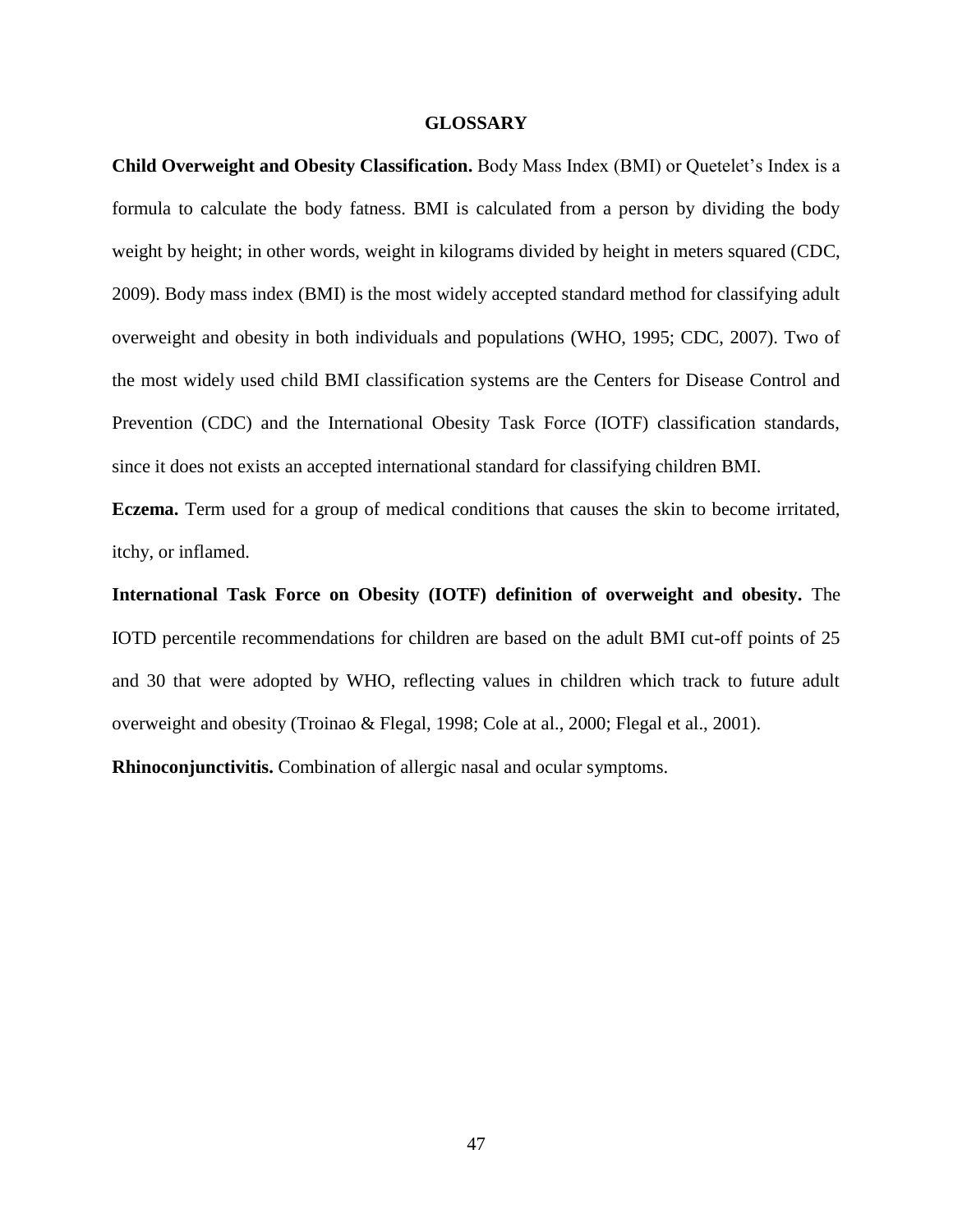# GLOSSARY

**Child Overweight and Obesity Classification.** Body Mass Index (BMI) or Quetelet's Index is a formula to calculate the body fatness. BMI is calculated from a person by dividing the body weight by height; in other words, weight in kilograms divided by height in meters squared (CDC, 2009). Body mass index (BMI) is the most widely accepted standard method for classifying adult overweight and obesity in both individuals and populations (WHO, 1995; CDC, 2007). Two of the most widely used child BMI classification systems are the Centers for Disease Control and Prevention (CDC) and the International Obesity Task Force (IOTF) classification standards, since it does not exists an accepted international standard for classifying children BMI.

**Eczema.** Term used for a group of medical conditions that causes the skin to become irritated, itchy, or inflamed.

**International Task Force on Obesity (IOTF) definition of overweight and obesity.** The IOTD percentile recommendations for children are based on the adult BMI cut-off points of 25 and 30 that were adopted by WHO, reflecting values in children which track to future adult overweight and obesity (Troinao & Flegal, 1998; Cole at al., 2000; Flegal et al., 2001).

**Rhinoconjunctivitis.** Combination of allergic nasal and ocular symptoms.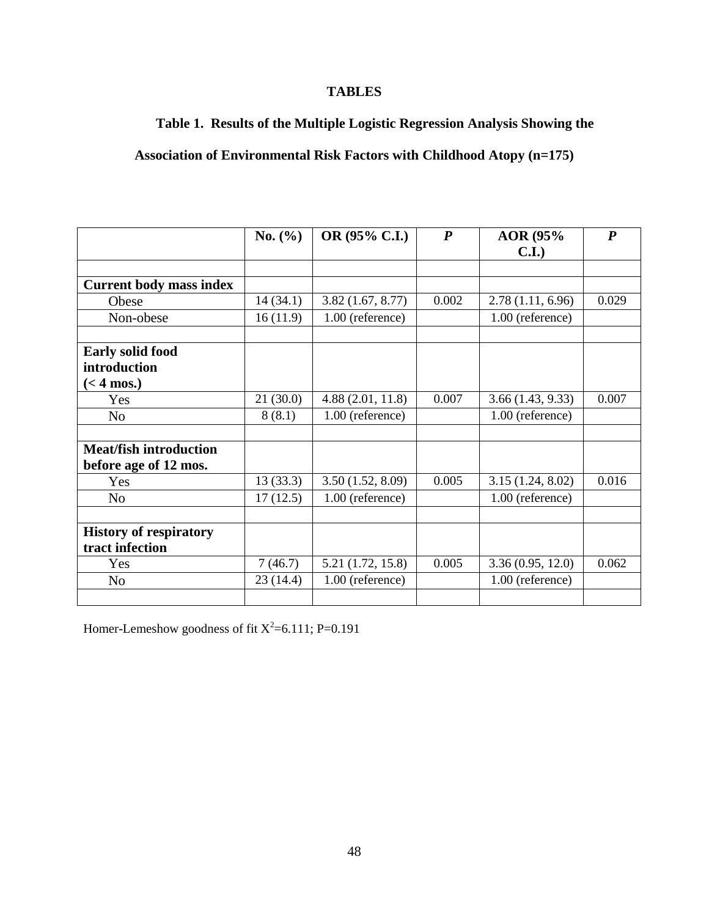# TABLES

**Table 1. Results of the Multiple Logistic Regression Analysis Showing the Association of Environmental Risk Factors with Childhood Atopy (n=175)**

| | No. (%) | OR (95% C.I.) | *P* | AOR (95% C.I.) | *P* |
|---|---|---|---|---|---|
| | | | | | |
| **Current body mass index** | | | | | |
| Obese | 14 (34.1) | 3.82 (1.67, 8.77) | 0.002 | 2.78 (1.11, 6.96) | 0.029 |
| Non-obese | 16 (11.9) | 1.00 (reference) | | 1.00 (reference) | |
| | | | | | |
| **Early solid food introduction (< 4 mos.)** | | | | | |
| Yes | 21 (30.0) | 4.88 (2.01, 11.8) | 0.007 | 3.66 (1.43, 9.33) | 0.007 |
| No | 8 (8.1) | 1.00 (reference) | | 1.00 (reference) | |
| | | | | | |
| **Meat/fish introduction before age of 12 mos.** | | | | | |
| Yes | 13 (33.3) | 3.50 (1.52, 8.09) | 0.005 | 3.15 (1.24, 8.02) | 0.016 |
| No | 17 (12.5) | 1.00 (reference) | | 1.00 (reference) | |
| | | | | | |
| **History of respiratory tract infection** | | | | | |
| Yes | 7 (46.7) | 5.21 (1.72, 15.8) | 0.005 | 3.36 (0.95, 12.0) | 0.062 |
| No | 23 (14.4) | 1.00 (reference) | | 1.00 (reference) | |
| | | | | | |

Homer-Lemeshow goodness of fit $X^2$=6.111; P=0.191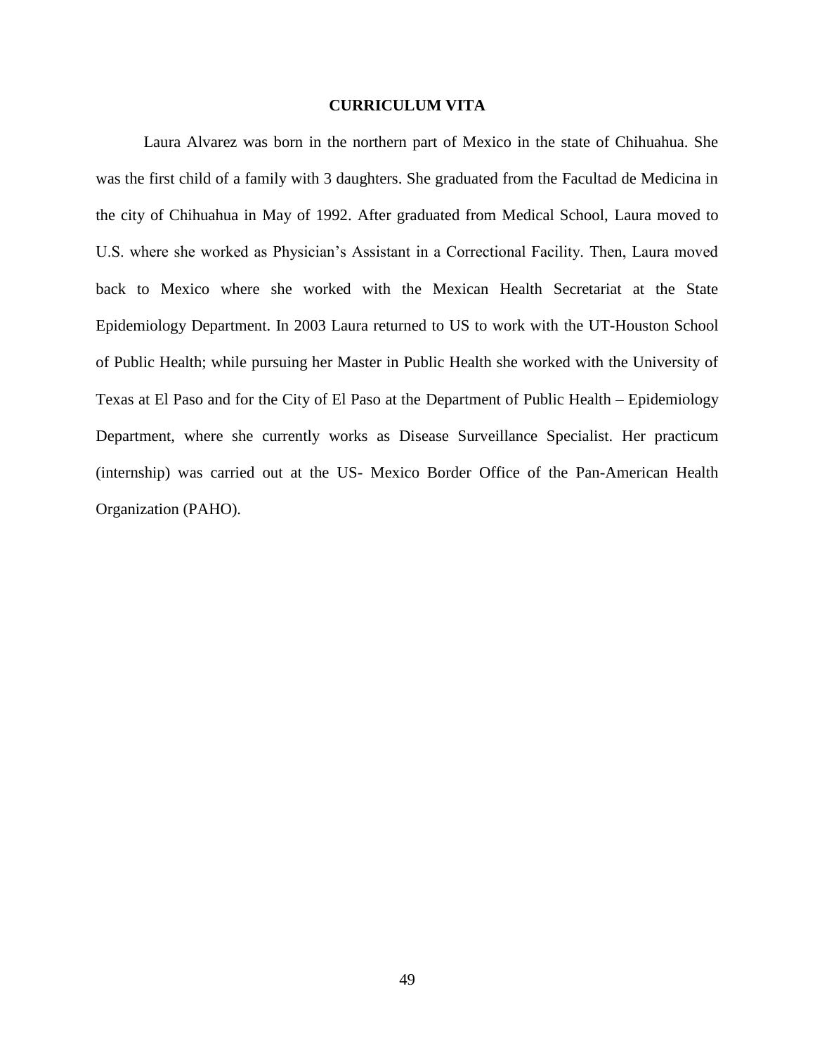# CURRICULUM VITA

Laura Alvarez was born in the northern part of Mexico in the state of Chihuahua. She was the first child of a family with 3 daughters. She graduated from the Facultad de Medicina in the city of Chihuahua in May of 1992. After graduated from Medical School, Laura moved to U.S. where she worked as Physician's Assistant in a Correctional Facility. Then, Laura moved back to Mexico where she worked with the Mexican Health Secretariat at the State Epidemiology Department. In 2003 Laura returned to US to work with the UT-Houston School of Public Health; while pursuing her Master in Public Health she worked with the University of Texas at El Paso and for the City of El Paso at the Department of Public Health – Epidemiology Department, where she currently works as Disease Surveillance Specialist. Her practicum (internship) was carried out at the US- Mexico Border Office of the Pan-American Health Organization (PAHO).